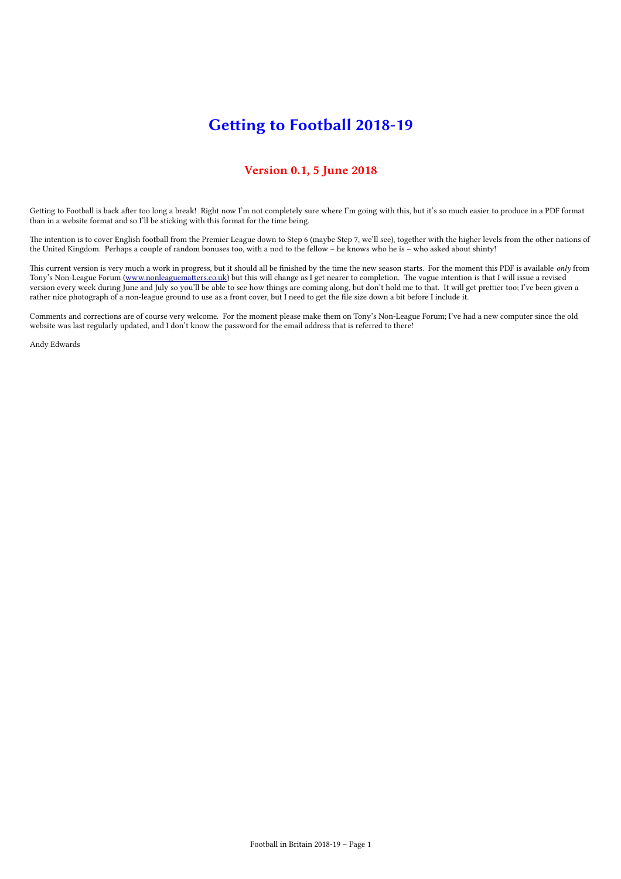# Getting to Football 2018-19

## Version 0.1, 5 June 2018

Getting to Football is back after too long a break! Right now I'm not completely sure where I'm going with this, but it's so much easier to produce in a PDF format than in a website format and so I'll be sticking with this format for the time being.

The intention is to cover English football from the Premier League down to Step 6 (maybe Step 7, we'll see), together with the higher levels from the other nations of the United Kingdom. Perhaps a couple of random bonuses too, with a nod to the fellow – he knows who he is – who asked about shinty!

This current version is very much a work in progress, but it should all be finished by the time the new season starts. For the moment this PDF is available *only* from Tony's Non-League Forum ([www.nonleaguematters.co.uk](http://www.nonleaguematters.co.uk)) but this will change as I get nearer to completion. The vague intention is that I will issue a revised version every week during June and July so you'll be able to see how things are coming along, but don't hold me to that. It will get prettier too; I've been given a rather nice photograph of a non-league ground to use as a front cover, but I need to get the file size down a bit before I include it.

Comments and corrections are of course very welcome. For the moment please make them on Tony's Non-League Forum; I've had a new computer since the old website was last regularly updated, and I don't know the password for the email address that is referred to there!

Andy Edwards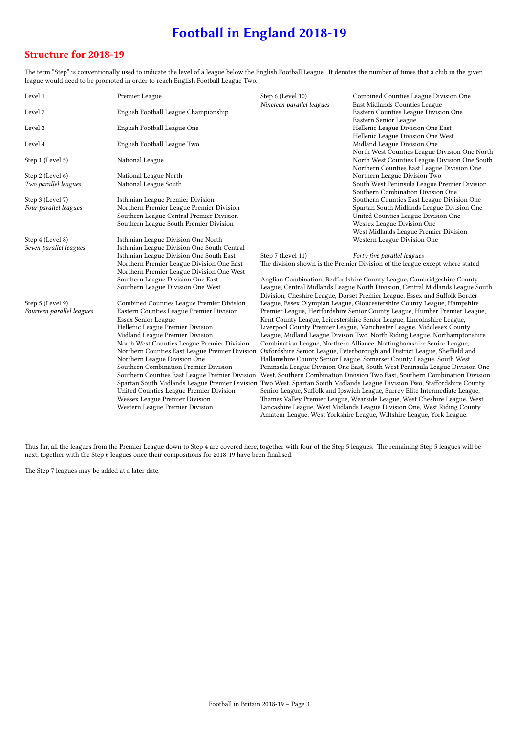# Football in England 2018-19

## Structure for 2018-19

The term “Step” is conventionally used to indicate the level of a league below the English Football League. It denotes the number of times that a club in the given league would need to be promoted in order to reach English Football League Two.

| Level | Leagues |
|---|---|
| Level 1 | Premier League |
| Level 2 | English Football League Championship |
| Level 3 | English Football League One |
| Level 4 | English Football League Two |
| Step 1 (Level 5) | National League |
| Step 2 (Level 6)<br>*Two parallel leagues* | National League North<br>National League South |
| Step 3 (Level 7)<br>*Four parallel leagues* | Isthmian League Premier Division<br>Northern Premier League Premier Division<br>Southern League Central Premier Division<br>Southern League South Premier Division |
| Step 4 (Level 8)<br>*Seven parallel leagues* | Isthmian League Division One North<br>Isthmian League Division One South Central<br>Isthmian League Division One South East<br>Northern Premier League Division One East<br>Northern Premier League Division One West<br>Southern League Division One East<br>Southern League Division One West |
| Step 5 (Level 9)<br>*Fourteen parallel leagues* | Combined Counties League Premier Division<br>Eastern Counties League Premier Division<br>Essex Senior League<br>Hellenic League Premier Division<br>Midland League Premier Division<br>North West Counties League Premier Division<br>Northern Counties East League Premier Division<br>Northern League Division One<br>Southern Combination Premier Division<br>Southern Counties East League Premier Division<br>Spartan South Midlands League Premier Division<br>United Counties League Premier Division<br>Wessex League Premier Division<br>Western League Premier Division |
| Step 6 (Level 10)<br>*Nineteen parallel leagues* | Combined Counties League Division One<br>East Midlands Counties League<br>Eastern Counties League Division One<br>Eastern Senior League<br>Hellenic League Division One East<br>Hellenic League Division One West<br>Midland League Division One<br>North West Counties League Division One North<br>North West Counties League Division One South<br>Northern Counties East League Division One<br>Northern League Division Two<br>South West Peninsula League Premier Division<br>Southern Combination Division One<br>Southern Counties East League Division One<br>Spartan South Midlands League Division One<br>United Counties League Division One<br>Wessex League Division One<br>West Midlands League Premier Division<br>Western League Division One |

Step 7 (Level 11) *Forty five parallel leagues*

The division shown is the Premier Division of the league except where stated

Anglian Combination, Bedfordshire County League, Cambridgeshire County League, Central Midlands League North Division, Central Midlands League South Division, Cheshire League, Dorset Premier League, Essex and Suffolk Border League, Essex Olympian League, Gloucestershire County League, Hampshire Premier League, Hertfordshire Senior County League, Humber Premier League, Kent County League, Leicestershire Senior League, Lincolnshire League, Liverpool County Premier League, Manchester League, Middlesex County League, Midland League Divison Two, North Riding League, Northamptonshire Combination League, Northern Alliance, Nottinghamshire Senior League, Oxfordshire Senior League, Peterborough and District League, Sheffield and Hallamshire County Senior League, Somerset County League, South West Peninsula League Division One East, South West Peninsula League Division One West, Southern Combination Division Two East, Southern Combination Division Two West, Spartan South Midlands League Division Two, Staffordshire County Senior League, Suffolk and Ipswich League, Surrey Elite Intermediate League, Thames Valley Premier League, Wearside League, West Cheshire League, West Lancashire League, West Midlands League Division One, West Riding County Amateur League, West Yorkshire League, Wiltshire League, York League.

Thus far, all the leagues from the Premier League down to Step 4 are covered here, together with four of the Step 5 leagues. The remaining Step 5 leagues will be next, together with the Step 6 leagues once their compositions for 2018-19 have been finalised.

The Step 7 leagues may be added at a later date.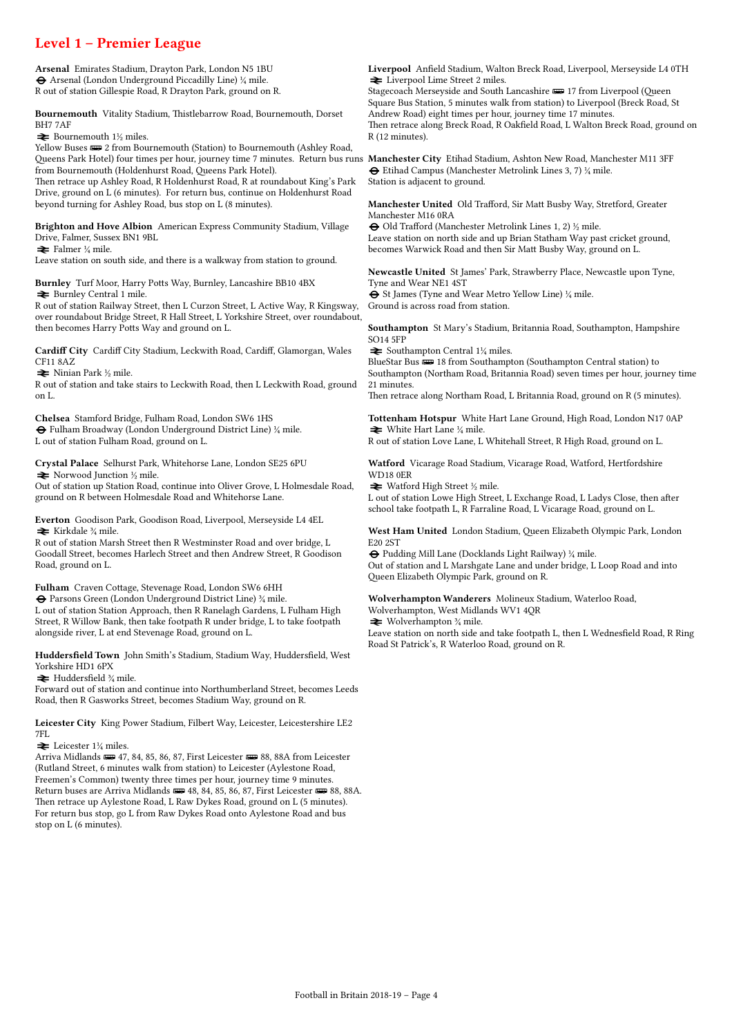## Level 1 – Premier League

**Arsenal** Emirates Stadium, Drayton Park, London N5 1BU
⊖ Arsenal (London Underground Piccadilly Line) ¼ mile.
R out of station Gillespie Road, R Drayton Park, ground on R.

**Bournemouth** Vitality Stadium, Thistlebarrow Road, Bournemouth, Dorset BH7 7AF
⇌ Bournemouth 1½ miles.
Yellow Buses 🚌 2 from Bournemouth (Station) to Bournemouth (Ashley Road, Queens Park Hotel) four times per hour, journey time 7 minutes. Return bus runs from Bournemouth (Holdenhurst Road, Queens Park Hotel).
Then retrace up Ashley Road, R Holdenhurst Road, R at roundabout King's Park Drive, ground on L (6 minutes). For return bus, continue on Holdenhurst Road beyond turning for Ashley Road, bus stop on L (8 minutes).

**Brighton and Hove Albion** American Express Community Stadium, Village Drive, Falmer, Sussex BN1 9BL
⇌ Falmer ¼ mile.
Leave station on south side, and there is a walkway from station to ground.

**Burnley** Turf Moor, Harry Potts Way, Burnley, Lancashire BB10 4BX
⇌ Burnley Central 1 mile.
R out of station Railway Street, then L Curzon Street, L Active Way, R Kingsway, over roundabout Bridge Street, R Hall Street, L Yorkshire Street, over roundabout, then becomes Harry Potts Way and ground on L.

**Cardiff City** Cardiff City Stadium, Leckwith Road, Cardiff, Glamorgan, Wales CF11 8AZ
⇌ Ninian Park ½ mile.
R out of station and take stairs to Leckwith Road, then L Leckwith Road, ground on L.

**Chelsea** Stamford Bridge, Fulham Road, London SW6 1HS
⊖ Fulham Broadway (London Underground District Line) ¼ mile.
L out of station Fulham Road, ground on L.

**Crystal Palace** Selhurst Park, Whitehorse Lane, London SE25 6PU
⇌ Norwood Junction ½ mile.
Out of station up Station Road, continue into Oliver Grove, L Holmesdale Road, ground on R between Holmesdale Road and Whitehorse Lane.

**Everton** Goodison Park, Goodison Road, Liverpool, Merseyside L4 4EL
⇌ Kirkdale ¾ mile.
R out of station Marsh Street then R Westminster Road and over bridge, L Goodall Street, becomes Harlech Street and then Andrew Street, R Goodison Road, ground on L.

**Fulham** Craven Cottage, Stevenage Road, London SW6 6HH
⊖ Parsons Green (London Underground District Line) ¾ mile.
L out of station Station Approach, then R Ranelagh Gardens, L Fulham High Street, R Willow Bank, then take footpath R under bridge, L to take footpath alongside river, L at end Stevenage Road, ground on L.

**Huddersfield Town** John Smith's Stadium, Stadium Way, Huddersfield, West Yorkshire HD1 6PX
⇌ Huddersfield ¾ mile.
Forward out of station and continue into Northumberland Street, becomes Leeds Road, then R Gasworks Street, becomes Stadium Way, ground on R.

**Leicester City** King Power Stadium, Filbert Way, Leicester, Leicestershire LE2 7FL
⇌ Leicester 1¼ miles.
Arriva Midlands 🚌 47, 84, 85, 86, 87, First Leicester 🚌 88, 88A from Leicester (Rutland Street, 6 minutes walk from station) to Leicester (Aylestone Road, Freemen's Common) twenty three times per hour, journey time 9 minutes. Return buses are Arriva Midlands 🚌 48, 84, 85, 86, 87, First Leicester 🚌 88, 88A.
Then retrace up Aylestone Road, L Raw Dykes Road, ground on L (5 minutes). For return bus stop, go L from Raw Dykes Road onto Aylestone Road and bus stop on L (6 minutes).

**Liverpool** Anfield Stadium, Walton Breck Road, Liverpool, Merseyside L4 0TH
⇌ Liverpool Lime Street 2 miles.
Stagecoach Merseyside and South Lancashire 🚌 17 from Liverpool (Queen Square Bus Station, 5 minutes walk from station) to Liverpool (Breck Road, St Andrew Road) eight times per hour, journey time 17 minutes.
Then retrace along Breck Road, R Oakfield Road, L Walton Breck Road, ground on R (12 minutes).

**Manchester City** Etihad Stadium, Ashton New Road, Manchester M11 3FF
⊖ Etihad Campus (Manchester Metrolink Lines 3, 7) ¼ mile.
Station is adjacent to ground.

**Manchester United** Old Trafford, Sir Matt Busby Way, Stretford, Greater Manchester M16 0RA
⊖ Old Trafford (Manchester Metrolink Lines 1, 2) ½ mile.
Leave station on north side and up Brian Statham Way past cricket ground, becomes Warwick Road and then Sir Matt Busby Way, ground on L.

**Newcastle United** St James' Park, Strawberry Place, Newcastle upon Tyne, Tyne and Wear NE1 4ST
⊖ St James (Tyne and Wear Metro Yellow Line) ¼ mile.
Ground is across road from station.

**Southampton** St Mary's Stadium, Britannia Road, Southampton, Hampshire SO14 5FP
⇌ Southampton Central 1¼ miles.
BlueStar Bus 🚌 18 from Southampton (Southampton Central station) to Southampton (Northam Road, Britannia Road) seven times per hour, journey time 21 minutes.
Then retrace along Northam Road, L Britannia Road, ground on R (5 minutes).

**Tottenham Hotspur** White Hart Lane Ground, High Road, London N17 0AP
⇌ White Hart Lane ¼ mile.
R out of station Love Lane, L Whitehall Street, R High Road, ground on L.

**Watford** Vicarage Road Stadium, Vicarage Road, Watford, Hertfordshire WD18 0ER
⇌ Watford High Street ½ mile.
L out of station Lowe High Street, L Exchange Road, L Ladys Close, then after school take footpath L, R Farraline Road, L Vicarage Road, ground on L.

**West Ham United** London Stadium, Queen Elizabeth Olympic Park, London E20 2ST
⊖ Pudding Mill Lane (Docklands Light Railway) ¼ mile.
Out of station and L Marshgate Lane and under bridge, L Loop Road and into Queen Elizabeth Olympic Park, ground on R.

**Wolverhampton Wanderers** Molineux Stadium, Waterloo Road, Wolverhampton, West Midlands WV1 4QR
⇌ Wolverhampton ¾ mile.
Leave station on north side and take footpath L, then L Wednesfield Road, R Ring Road St Patrick's, R Waterloo Road, ground on R.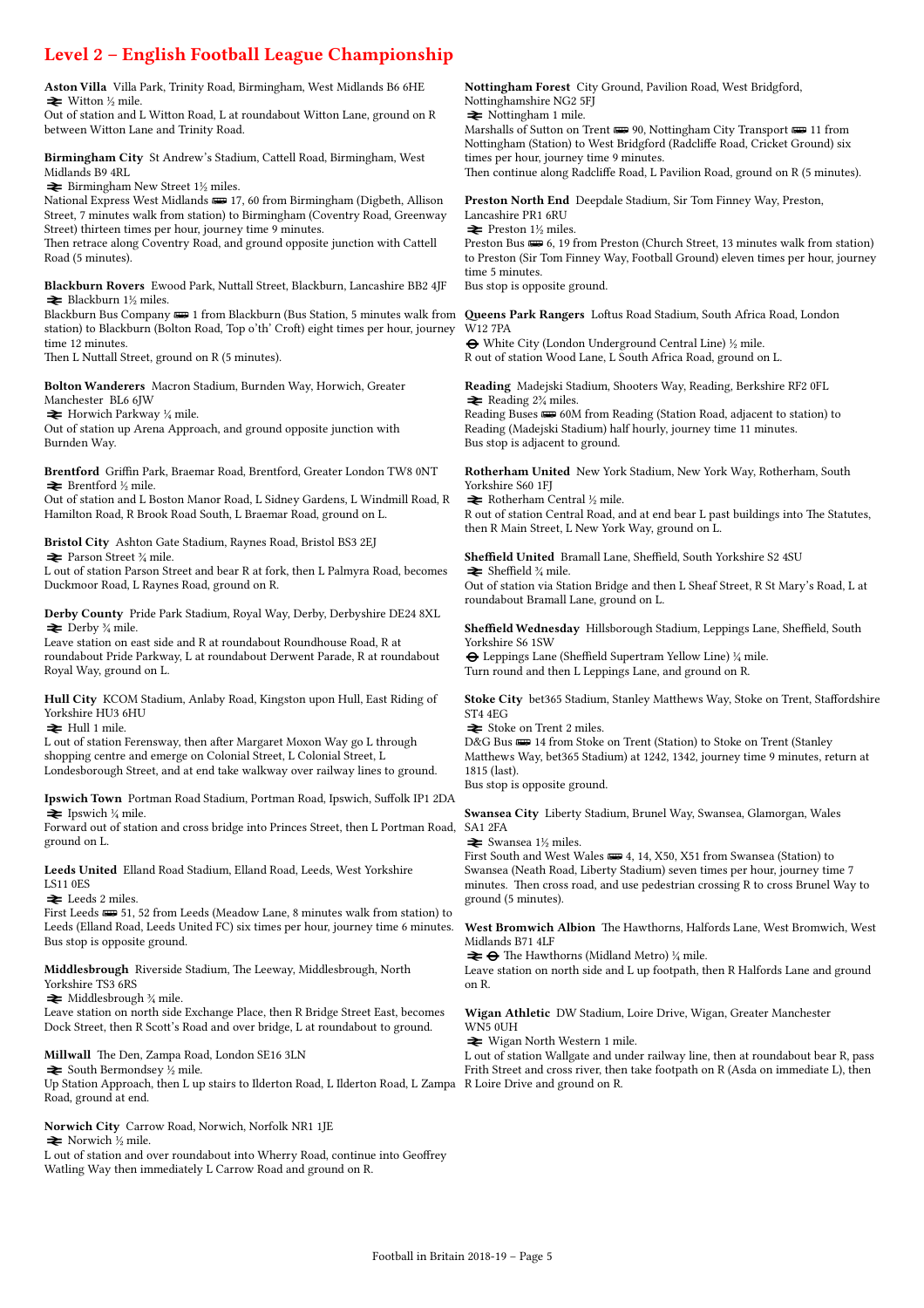# Level 2 – English Football League Championship

**Aston Villa** Villa Park, Trinity Road, Birmingham, West Midlands B6 6HE
⇌ Witton ½ mile.
Out of station and L Witton Road, L at roundabout Witton Lane, ground on R between Witton Lane and Trinity Road.

**Birmingham City** St Andrew's Stadium, Cattell Road, Birmingham, West Midlands B9 4RL
⇌ Birmingham New Street 1½ miles.
National Express West Midlands 🚌 17, 60 from Birmingham (Digbeth, Allison Street, 7 minutes walk from station) to Birmingham (Coventry Road, Greenway Street) thirteen times per hour, journey time 9 minutes.
Then retrace along Coventry Road, and ground opposite junction with Cattell Road (5 minutes).

**Blackburn Rovers** Ewood Park, Nuttall Street, Blackburn, Lancashire BB2 4JF
⇌ Blackburn 1½ miles.
Blackburn Bus Company 🚌 1 from Blackburn (Bus Station, 5 minutes walk from station) to Blackburn (Bolton Road, Top o'th' Croft) eight times per hour, journey time 12 minutes.
Then L Nuttall Street, ground on R (5 minutes).

**Bolton Wanderers** Macron Stadium, Burnden Way, Horwich, Greater Manchester BL6 6JW
⇌ Horwich Parkway ¼ mile.
Out of station up Arena Approach, and ground opposite junction with Burnden Way.

**Brentford** Griffin Park, Braemar Road, Brentford, Greater London TW8 0NT
⇌ Brentford ½ mile.
Out of station and L Boston Manor Road, L Sidney Gardens, L Windmill Road, R Hamilton Road, R Brook Road South, L Braemar Road, ground on L.

**Bristol City** Ashton Gate Stadium, Raynes Road, Bristol BS3 2EJ
⇌ Parson Street ¾ mile.
L out of station Parson Street and bear R at fork, then L Palmyra Road, becomes Duckmoor Road, L Raynes Road, ground on R.

**Derby County** Pride Park Stadium, Royal Way, Derby, Derbyshire DE24 8XL
⇌ Derby ¾ mile.
Leave station on east side and R at roundabout Roundhouse Road, R at roundabout Pride Parkway, L at roundabout Derwent Parade, R at roundabout Royal Way, ground on L.

**Hull City** KCOM Stadium, Anlaby Road, Kingston upon Hull, East Riding of Yorkshire HU3 6HU
⇌ Hull 1 mile.
L out of station Ferensway, then after Margaret Moxon Way go L through shopping centre and emerge on Colonial Street, L Colonial Street, L Londesborough Street, and at end take walkway over railway lines to ground.

**Ipswich Town** Portman Road Stadium, Portman Road, Ipswich, Suffolk IP1 2DA
⇌ Ipswich ¾ mile.
Forward out of station and cross bridge into Princes Street, then L Portman Road, ground on L.

**Leeds United** Elland Road Stadium, Elland Road, Leeds, West Yorkshire LS11 0ES
⇌ Leeds 2 miles.
First Leeds 🚌 51, 52 from Leeds (Meadow Lane, 8 minutes walk from station) to Leeds (Elland Road, Leeds United FC) six times per hour, journey time 6 minutes.
Bus stop is opposite ground.

**Middlesbrough** Riverside Stadium, The Leeway, Middlesbrough, North Yorkshire TS3 6RS
⇌ Middlesbrough ¾ mile.
Leave station on north side Exchange Place, then R Bridge Street East, becomes Dock Street, then R Scott's Road and over bridge, L at roundabout to ground.

**Millwall** The Den, Zampa Road, London SE16 3LN
⇌ South Bermondsey ½ mile.
Up Station Approach, then L up stairs to Ilderton Road, L Ilderton Road, L Zampa Road, ground at end.

**Norwich City** Carrow Road, Norwich, Norfolk NR1 1JE
⇌ Norwich ½ mile.
L out of station and over roundabout into Wherry Road, continue into Geoffrey Watling Way then immediately L Carrow Road and ground on R.

**Nottingham Forest** City Ground, Pavilion Road, West Bridgford, Nottinghamshire NG2 5FJ
⇌ Nottingham 1 mile.
Marshalls of Sutton on Trent 🚌 90, Nottingham City Transport 🚌 11 from Nottingham (Station) to West Bridgford (Radcliffe Road, Cricket Ground) six times per hour, journey time 9 minutes.
Then continue along Radcliffe Road, L Pavilion Road, ground on R (5 minutes).

**Preston North End** Deepdale Stadium, Sir Tom Finney Way, Preston, Lancashire PR1 6RU
⇌ Preston 1½ miles.
Preston Bus 🚌 6, 19 from Preston (Church Street, 13 minutes walk from station) to Preston (Sir Tom Finney Way, Football Ground) eleven times per hour, journey time 5 minutes.
Bus stop is opposite ground.

**Queens Park Rangers** Loftus Road Stadium, South Africa Road, London W12 7PA
⊖ White City (London Underground Central Line) ½ mile.
R out of station Wood Lane, L South Africa Road, ground on L.

**Reading** Madejski Stadium, Shooters Way, Reading, Berkshire RF2 0FL
⇌ Reading 2¾ miles.
Reading Buses 🚌 60M from Reading (Station Road, adjacent to station) to Reading (Madejski Stadium) half hourly, journey time 11 minutes.
Bus stop is adjacent to ground.

**Rotherham United** New York Stadium, New York Way, Rotherham, South Yorkshire S60 1FJ
⇌ Rotherham Central ½ mile.
R out of station Central Road, and at end bear L past buildings into The Statutes, then R Main Street, L New York Way, ground on L.

**Sheffield United** Bramall Lane, Sheffield, South Yorkshire S2 4SU
⇌ Sheffield ¾ mile.
Out of station via Station Bridge and then L Sheaf Street, R St Mary's Road, L at roundabout Bramall Lane, ground on L.

**Sheffield Wednesday** Hillsborough Stadium, Leppings Lane, Sheffield, South Yorkshire S6 1SW
⊖ Leppings Lane (Sheffield Supertram Yellow Line) ¼ mile.
Turn round and then L Leppings Lane, and ground on R.

**Stoke City** bet365 Stadium, Stanley Matthews Way, Stoke on Trent, Staffordshire ST4 4EG
⇌ Stoke on Trent 2 miles.
D&G Bus 🚌 14 from Stoke on Trent (Station) to Stoke on Trent (Stanley Matthews Way, bet365 Stadium) at 1242, 1342, journey time 9 minutes, return at 1815 (last).
Bus stop is opposite ground.

**Swansea City** Liberty Stadium, Brunel Way, Swansea, Glamorgan, Wales SA1 2FA
⇌ Swansea 1½ miles.
First South and West Wales 🚌 4, 14, X50, X51 from Swansea (Station) to Swansea (Neath Road, Liberty Stadium) seven times per hour, journey time 7 minutes. Then cross road, and use pedestrian crossing R to cross Brunel Way to ground (5 minutes).

**West Bromwich Albion** The Hawthorns, Halfords Lane, West Bromwich, West Midlands B71 4LF
⇌ ⊖ The Hawthorns (Midland Metro) ¼ mile.
Leave station on north side and L up footpath, then R Halfords Lane and ground on R.

**Wigan Athletic** DW Stadium, Loire Drive, Wigan, Greater Manchester WN5 0UH
⇌ Wigan North Western 1 mile.
L out of station Wallgate and under railway line, then at roundabout bear R, pass Frith Street and cross river, then take footpath on R (Asda on immediate L), then R Loire Drive and ground on R.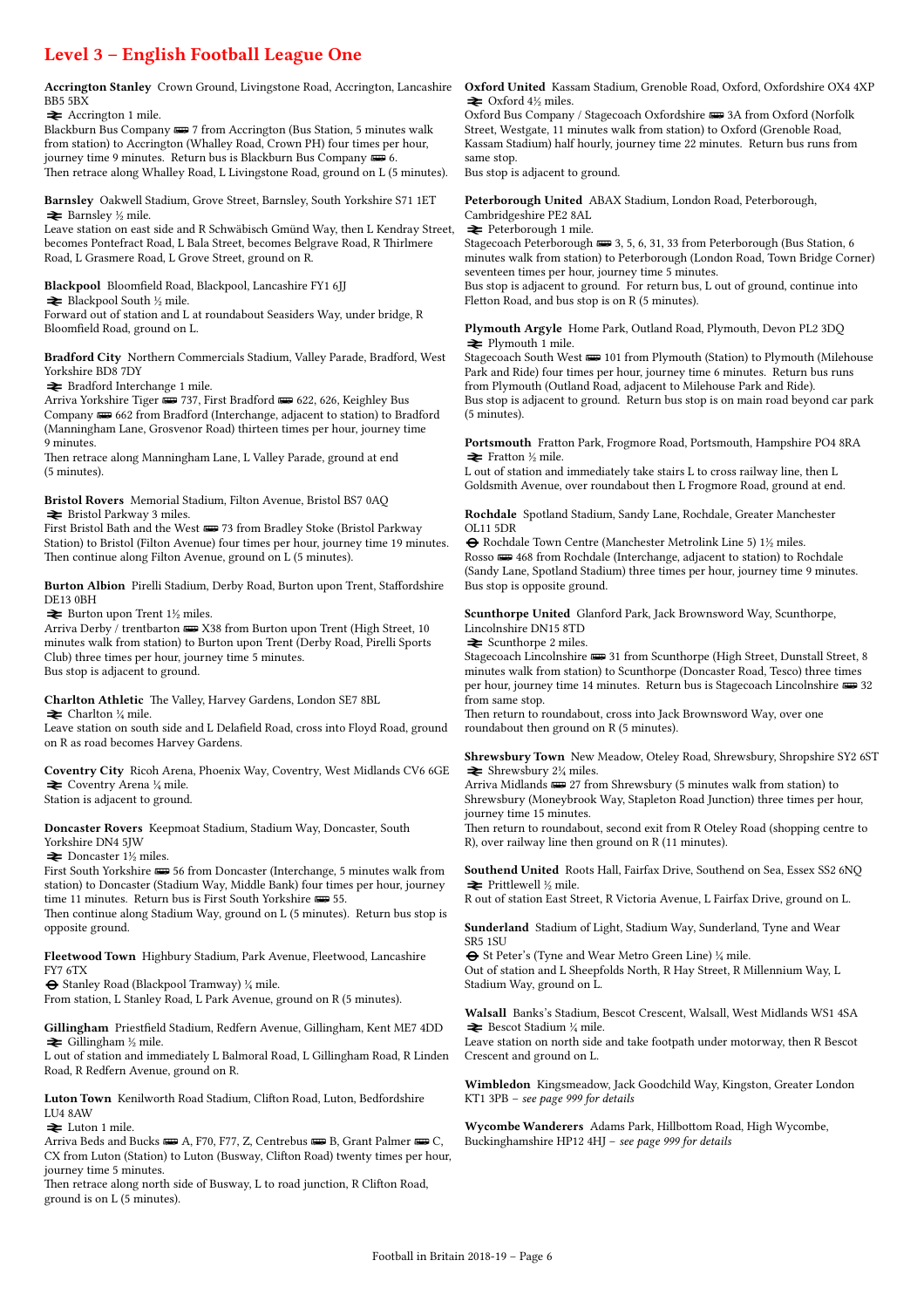## Level 3 – English Football League One

**Accrington Stanley** Crown Ground, Livingstone Road, Accrington, Lancashire BB5 5BX
🚆 Accrington 1 mile.
Blackburn Bus Company 🚌 7 from Accrington (Bus Station, 5 minutes walk from station) to Accrington (Whalley Road, Crown PH) four times per hour, journey time 9 minutes. Return bus is Blackburn Bus Company 🚌 6.
Then retrace along Whalley Road, L Livingstone Road, ground on L (5 minutes).

**Barnsley** Oakwell Stadium, Grove Street, Barnsley, South Yorkshire S71 1ET
🚆 Barnsley ½ mile.
Leave station on east side and R Schwäbisch Gmünd Way, then L Kendray Street, becomes Pontefract Road, L Bala Street, becomes Belgrave Road, R Thirlmere Road, L Grasmere Road, L Grove Street, ground on R.

**Blackpool** Bloomfield Road, Blackpool, Lancashire FY1 6JJ
🚆 Blackpool South ½ mile.
Forward out of station and L at roundabout Seasiders Way, under bridge, R Bloomfield Road, ground on L.

**Bradford City** Northern Commercials Stadium, Valley Parade, Bradford, West Yorkshire BD8 7DY
🚆 Bradford Interchange 1 mile.
Arriva Yorkshire Tiger 🚌 737, First Bradford 🚌 622, 626, Keighley Bus Company 🚌 662 from Bradford (Interchange, adjacent to station) to Bradford (Manningham Lane, Grosvenor Road) thirteen times per hour, journey time 9 minutes.
Then retrace along Manningham Lane, L Valley Parade, ground at end (5 minutes).

**Bristol Rovers** Memorial Stadium, Filton Avenue, Bristol BS7 0AQ
🚆 Bristol Parkway 3 miles.
First Bristol Bath and the West 🚌 73 from Bradley Stoke (Bristol Parkway Station) to Bristol (Filton Avenue) four times per hour, journey time 19 minutes.
Then continue along Filton Avenue, ground on L (5 minutes).

**Burton Albion** Pirelli Stadium, Derby Road, Burton upon Trent, Staffordshire DE13 0BH
🚆 Burton upon Trent 1½ miles.
Arriva Derby / trentbarton 🚌 X38 from Burton upon Trent (High Street, 10 minutes walk from station) to Burton upon Trent (Derby Road, Pirelli Sports Club) three times per hour, journey time 5 minutes.
Bus stop is adjacent to ground.

**Charlton Athletic** The Valley, Harvey Gardens, London SE7 8BL
🚆 Charlton ¼ mile.
Leave station on south side and L Delafield Road, cross into Floyd Road, ground on R as road becomes Harvey Gardens.

**Coventry City** Ricoh Arena, Phoenix Way, Coventry, West Midlands CV6 6GE
🚆 Coventry Arena ¼ mile.
Station is adjacent to ground.

**Doncaster Rovers** Keepmoat Stadium, Stadium Way, Doncaster, South Yorkshire DN4 5JW
🚆 Doncaster 1½ miles.
First South Yorkshire 🚌 56 from Doncaster (Interchange, 5 minutes walk from station) to Doncaster (Stadium Way, Middle Bank) four times per hour, journey time 11 minutes. Return bus is First South Yorkshire 🚌 55.
Then continue along Stadium Way, ground on L (5 minutes). Return bus stop is opposite ground.

**Fleetwood Town** Highbury Stadium, Park Avenue, Fleetwood, Lancashire FY7 6TX
Ⓣ Stanley Road (Blackpool Tramway) ¼ mile.
From station, L Stanley Road, L Park Avenue, ground on R (5 minutes).

**Gillingham** Priestfield Stadium, Redfern Avenue, Gillingham, Kent ME7 4DD
🚆 Gillingham ½ mile.
L out of station and immediately L Balmoral Road, L Gillingham Road, R Linden Road, R Redfern Avenue, ground on R.

**Luton Town** Kenilworth Road Stadium, Clifton Road, Luton, Bedfordshire LU4 8AW
🚆 Luton 1 mile.
Arriva Beds and Bucks 🚌 A, F70, F77, Z, Centrebus 🚌 B, Grant Palmer 🚌 C, CX from Luton (Station) to Luton (Busway, Clifton Road) twenty times per hour, journey time 5 minutes.
Then retrace along north side of Busway, L to road junction, R Clifton Road, ground is on L (5 minutes).

**Oxford United** Kassam Stadium, Grenoble Road, Oxford, Oxfordshire OX4 4XP
🚆 Oxford 4½ miles.
Oxford Bus Company / Stagecoach Oxfordshire 🚌 3A from Oxford (Norfolk Street, Westgate, 11 minutes walk from station) to Oxford (Grenoble Road, Kassam Stadium) half hourly, journey time 22 minutes. Return bus runs from same stop.
Bus stop is adjacent to ground.

**Peterborough United** ABAX Stadium, London Road, Peterborough, Cambridgeshire PE2 8AL
🚆 Peterborough 1 mile.
Stagecoach Peterborough 🚌 3, 5, 6, 31, 33 from Peterborough (Bus Station, 6 minutes walk from station) to Peterborough (London Road, Town Bridge Corner) seventeen times per hour, journey time 5 minutes.
Bus stop is adjacent to ground. For return bus, L out of ground, continue into Fletton Road, and bus stop is on R (5 minutes).

**Plymouth Argyle** Home Park, Outland Road, Plymouth, Devon PL2 3DQ
🚆 Plymouth 1 mile.
Stagecoach South West 🚌 101 from Plymouth (Station) to Plymouth (Milehouse Park and Ride) four times per hour, journey time 6 minutes. Return bus runs from Plymouth (Outland Road, adjacent to Milehouse Park and Ride).
Bus stop is adjacent to ground. Return bus stop is on main road beyond car park (5 minutes).

**Portsmouth** Fratton Park, Frogmore Road, Portsmouth, Hampshire PO4 8RA
🚆 Fratton ½ mile.
L out of station and immediately take stairs L to cross railway line, then L Goldsmith Avenue, over roundabout then L Frogmore Road, ground at end.

**Rochdale** Spotland Stadium, Sandy Lane, Rochdale, Greater Manchester OL11 5DR
Ⓣ Rochdale Town Centre (Manchester Metrolink Line 5) 1½ miles.
Rosso 🚌 468 from Rochdale (Interchange, adjacent to station) to Rochdale (Sandy Lane, Spotland Stadium) three times per hour, journey time 9 minutes.
Bus stop is opposite ground.

**Scunthorpe United** Glanford Park, Jack Brownsword Way, Scunthorpe, Lincolnshire DN15 8TD
🚆 Scunthorpe 2 miles.
Stagecoach Lincolnshire 🚌 31 from Scunthorpe (High Street, Dunstall Street, 8 minutes walk from station) to Scunthorpe (Doncaster Road, Tesco) three times per hour, journey time 14 minutes. Return bus is Stagecoach Lincolnshire 🚌 32 from same stop.
Then return to roundabout, cross into Jack Brownsword Way, over one roundabout then ground on R (5 minutes).

**Shrewsbury Town** New Meadow, Oteley Road, Shrewsbury, Shropshire SY2 6ST
🚆 Shrewsbury 2¼ miles.
Arriva Midlands 🚌 27 from Shrewsbury (5 minutes walk from station) to Shrewsbury (Moneybrook Way, Stapleton Road Junction) three times per hour, journey time 15 minutes.
Then return to roundabout, second exit from R Oteley Road (shopping centre to R), over railway line then ground on R (11 minutes).

**Southend United** Roots Hall, Fairfax Drive, Southend on Sea, Essex SS2 6NQ
🚆 Prittlewell ½ mile.
R out of station East Street, R Victoria Avenue, L Fairfax Drive, ground on L.

**Sunderland** Stadium of Light, Stadium Way, Sunderland, Tyne and Wear SR5 1SU
Ⓣ St Peter's (Tyne and Wear Metro Green Line) ¼ mile.
Out of station and L Sheepfolds North, R Hay Street, R Millennium Way, L Stadium Way, ground on L.

**Walsall** Banks's Stadium, Bescot Crescent, Walsall, West Midlands WS1 4SA
🚆 Bescot Stadium ¼ mile.
Leave station on north side and take footpath under motorway, then R Bescot Crescent and ground on L.

**Wimbledon** Kingsmeadow, Jack Goodchild Way, Kingston, Greater London KT1 3PB – *see page 999 for details*

**Wycombe Wanderers** Adams Park, Hillbottom Road, High Wycombe, Buckinghamshire HP12 4HJ – *see page 999 for details*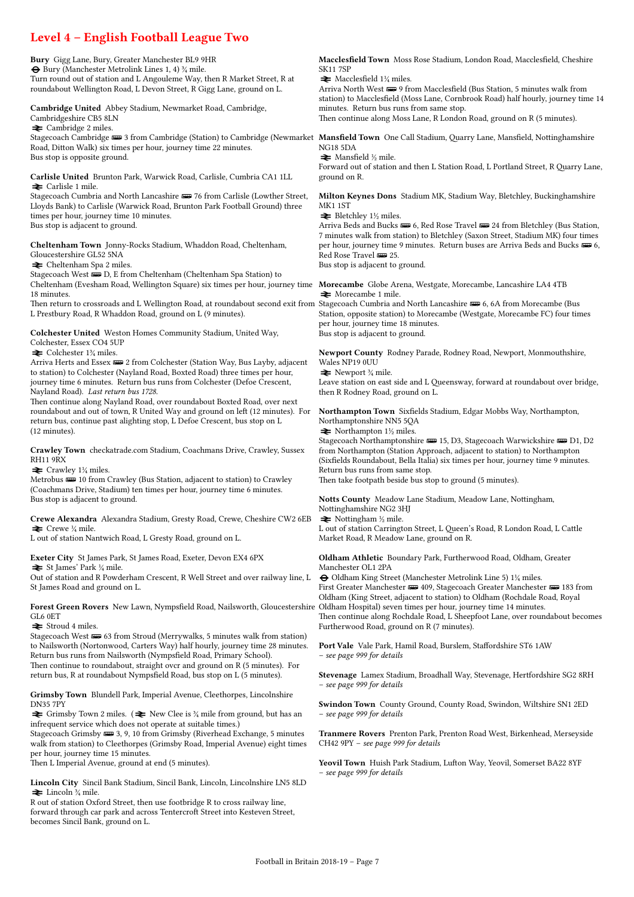# Level 4 – English Football League Two

**Bury** Gigg Lane, Bury, Greater Manchester BL9 9HR
⊖ Bury (Manchester Metrolink Lines 1, 4) ¾ mile.
Turn round out of station and L Angouleme Way, then R Market Street, R at roundabout Wellington Road, L Devon Street, R Gigg Lane, ground on L.

**Cambridge United** Abbey Stadium, Newmarket Road, Cambridge, Cambridgeshire CB5 8LN
⇌ Cambridge 2 miles.
Stagecoach Cambridge 🚌 3 from Cambridge (Station) to Cambridge (Newmarket Road, Ditton Walk) six times per hour, journey time 22 minutes.
Bus stop is opposite ground.

**Carlisle United** Brunton Park, Warwick Road, Carlisle, Cumbria CA1 1LL
⇌ Carlisle 1 mile.
Stagecoach Cumbria and North Lancashire 🚌 76 from Carlisle (Lowther Street, Lloyds Bank) to Carlisle (Warwick Road, Brunton Park Football Ground) three times per hour, journey time 10 minutes.
Bus stop is adjacent to ground.

**Cheltenham Town** Jonny-Rocks Stadium, Whaddon Road, Cheltenham, Gloucestershire GL52 5NA
⇌ Cheltenham Spa 2 miles.
Stagecoach West 🚌 D, E from Cheltenham (Cheltenham Spa Station) to Cheltenham (Evesham Road, Wellington Square) six times per hour, journey time 18 minutes.
Then return to crossroads and L Wellington Road, at roundabout second exit from L Prestbury Road, R Whaddon Road, ground on L (9 minutes).

**Colchester United** Weston Homes Community Stadium, United Way, Colchester, Essex CO4 5UP
⇌ Colchester 1¾ miles.
Arriva Herts and Essex 🚌 2 from Colchester (Station Way, Bus Layby, adjacent to station) to Colchester (Nayland Road, Boxted Road) three times per hour, journey time 6 minutes. Return bus runs from Colchester (Defoe Crescent, Nayland Road). *Last return bus 1728.*
Then continue along Nayland Road, over roundabout Boxted Road, over next roundabout and out of town, R United Way and ground on left (12 minutes). For return bus, continue past alighting stop, L Defoe Crescent, bus stop on L (12 minutes).

**Crawley Town** checkatrade.com Stadium, Coachmans Drive, Crawley, Sussex RH11 9RX
⇌ Crawley 1¼ miles.
Metrobus 🚌 10 from Crawley (Bus Station, adjacent to station) to Crawley (Coachmans Drive, Stadium) ten times per hour, journey time 6 minutes.
Bus stop is adjacent to ground.

**Crewe Alexandra** Alexandra Stadium, Gresty Road, Crewe, Cheshire CW2 6EB
⇌ Crewe ¼ mile.
L out of station Nantwich Road, L Gresty Road, ground on L.

**Exeter City** St James Park, St James Road, Exeter, Devon EX4 6PX
⇌ St James' Park ¼ mile.
Out of station and R Powderham Crescent, R Well Street and over railway line, L St James Road and ground on L.

**Forest Green Rovers** New Lawn, Nympsfield Road, Nailsworth, Gloucestershire GL6 0ET
⇌ Stroud 4 miles.
Stagecoach West 🚌 63 from Stroud (Merrywalks, 5 minutes walk from station) to Nailsworth (Nortonwood, Carters Way) half hourly, journey time 28 minutes. Return bus runs from Nailsworth (Nympsfield Road, Primary School).
Then continue to roundabout, straight over and ground on R (5 minutes). For return bus, R at roundabout Nympsfield Road, bus stop on L (5 minutes).

**Grimsby Town** Blundell Park, Imperial Avenue, Cleethorpes, Lincolnshire DN35 7PY
⇌ Grimsby Town 2 miles. (⇌ New Clee is ¾ mile from ground, but has an infrequent service which does not operate at suitable times.)
Stagecoach Grimsby 🚌 3, 9, 10 from Grimsby (Riverhead Exchange, 5 minutes walk from station) to Cleethorpes (Grimsby Road, Imperial Avenue) eight times per hour, journey time 15 minutes.
Then L Imperial Avenue, ground at end (5 minutes).

**Lincoln City** Sincil Bank Stadium, Sincil Bank, Lincoln, Lincolnshire LN5 8LD
⇌ Lincoln ¾ mile.
R out of station Oxford Street, then use footbridge R to cross railway line, forward through car park and across Tentercroft Street into Kesteven Street, becomes Sincil Bank, ground on L.

**Macclesfield Town** Moss Rose Stadium, London Road, Macclesfield, Cheshire SK11 7SP
⇌ Macclesfield 1¼ miles.
Arriva North West 🚌 9 from Macclesfield (Bus Station, 5 minutes walk from station) to Macclesfield (Moss Lane, Cornbrook Road) half hourly, journey time 14 minutes. Return bus runs from same stop.
Then continue along Moss Lane, R London Road, ground on R (5 minutes).

**Mansfield Town** One Call Stadium, Quarry Lane, Mansfield, Nottinghamshire NG18 5DA
⇌ Mansfield ½ mile.
Forward out of station and then L Station Road, L Portland Street, R Quarry Lane, ground on R.

**Milton Keynes Dons** Stadium MK, Stadium Way, Bletchley, Buckinghamshire MK1 1ST
⇌ Bletchley 1½ miles.
Arriva Beds and Bucks 🚌 6, Red Rose Travel 🚌 24 from Bletchley (Bus Station, 7 minutes walk from station) to Bletchley (Saxon Street, Stadium MK) four times per hour, journey time 9 minutes. Return buses are Arriva Beds and Bucks 🚌 6, Red Rose Travel 🚌 25.
Bus stop is adjacent to ground.

**Morecambe** Globe Arena, Westgate, Morecambe, Lancashire LA4 4TB
⇌ Morecambe 1 mile.
Stagecoach Cumbria and North Lancashire 🚌 6, 6A from Morecambe (Bus Station, opposite station) to Morecambe (Westgate, Morecambe FC) four times per hour, journey time 18 minutes.
Bus stop is adjacent to ground.

**Newport County** Rodney Parade, Rodney Road, Newport, Monmouthshire, Wales NP19 0UU
⇌ Newport ¾ mile.
Leave station on east side and L Queensway, forward at roundabout over bridge, then R Rodney Road, ground on L.

**Northampton Town** Sixfields Stadium, Edgar Mobbs Way, Northampton, Northamptonshire NN5 5QA
⇌ Northampton 1½ miles.
Stagecoach Northamptonshire 🚌 15, D3, Stagecoach Warwickshire 🚌 D1, D2 from Northampton (Station Approach, adjacent to station) to Northampton (Sixfields Roundabout, Bella Italia) six times per hour, journey time 9 minutes. Return bus runs from same stop.
Then take footpath beside bus stop to ground (5 minutes).

**Notts County** Meadow Lane Stadium, Meadow Lane, Nottingham, Nottinghamshire NG2 3HJ
⇌ Nottingham ½ mile.
L out of station Carrington Street, L Queen's Road, R London Road, L Cattle Market Road, R Meadow Lane, ground on R.

**Oldham Athletic** Boundary Park, Furtherwood Road, Oldham, Greater Manchester OL1 2PA
⊖ Oldham King Street (Manchester Metrolink Line 5) 1¼ miles.
First Greater Manchester 🚌 409, Stagecoach Greater Manchester 🚌 183 from Oldham (King Street, adjacent to station) to Oldham (Rochdale Road, Royal Oldham Hospital) seven times per hour, journey time 14 minutes.
Then continue along Rochdale Road, L Sheepfoot Lane, over roundabout becomes Furtherwood Road, ground on R (7 minutes).

**Port Vale** Vale Park, Hamil Road, Burslem, Staffordshire ST6 1AW
– *see page 999 for details*

**Stevenage** Lamex Stadium, Broadhall Way, Stevenage, Hertfordshire SG2 8RH
– *see page 999 for details*

**Swindon Town** County Ground, County Road, Swindon, Wiltshire SN1 2ED
– *see page 999 for details*

**Tranmere Rovers** Prenton Park, Prenton Road West, Birkenhead, Merseyside CH42 9PY – *see page 999 for details*

**Yeovil Town** Huish Park Stadium, Lufton Way, Yeovil, Somerset BA22 8YF
– *see page 999 for details*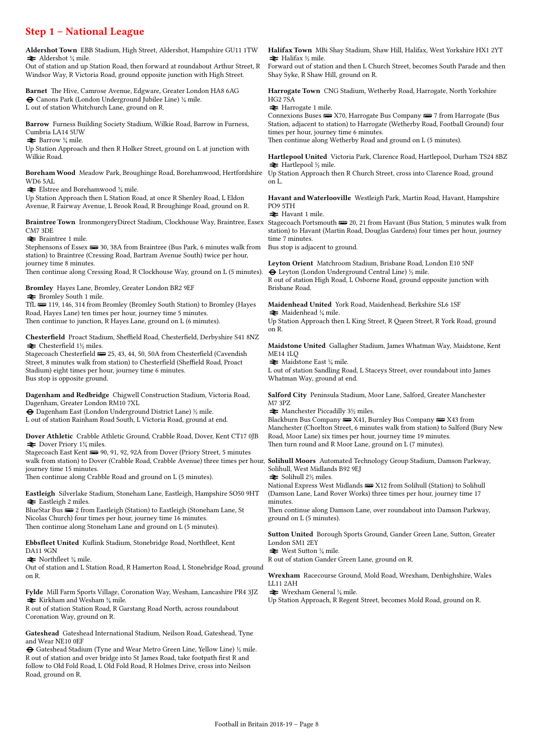## Step 1 – National League

**Aldershot Town** EBB Stadium, High Street, Aldershot, Hampshire GU11 1TW
⇌ Aldershot ¼ mile.
Out of station and up Station Road, then forward at roundabout Arthur Street, R Windsor Way, R Victoria Road, ground opposite junction with High Street.

**Barnet** The Hive, Camrose Avenue, Edgware, Greater London HA8 6AG
⊖ Canons Park (London Underground Jubilee Line) ¼ mile.
L out of station Whitchurch Lane, ground on R.

**Barrow** Furness Building Society Stadium, Wilkie Road, Barrow in Furness, Cumbria LA14 5UW
⇌ Barrow ¾ mile.
Up Station Approach and then R Holker Street, ground on L at junction with Wilkie Road.

**Boreham Wood** Meadow Park, Broughinge Road, Borehamwood, Hertfordshire WD6 5AL
⇌ Elstree and Borehamwood ¾ mile.
Up Station Approach then L Station Road, at once R Shenley Road, L Eldon Avenue, R Fairway Avenue, L Brook Road, R Broughinge Road, ground on R.

**Braintree Town** IronmongeryDirect Stadium, Clockhouse Way, Braintree, Essex CM7 3DE
⇌ Braintree 1 mile.
Stephensons of Essex 🚌 30, 38A from Braintree (Bus Park, 6 minutes walk from station) to Braintree (Cressing Road, Bartram Avenue South) twice per hour, journey time 8 minutes.
Then continue along Cressing Road, R Clockhouse Way, ground on L (5 minutes).

**Bromley** Hayes Lane, Bromley, Greater London BR2 9EF
⇌ Bromley South 1 mile.
TfL 🚌 119, 146, 314 from Bromley (Bromley South Station) to Bromley (Hayes Road, Hayes Lane) ten times per hour, journey time 5 minutes.
Then continue to junction, R Hayes Lane, ground on L (6 minutes).

**Chesterfield** Proact Stadium, Sheffield Road, Chesterfield, Derbyshire S41 8NZ
⇌ Chesterfield 1½ miles.
Stagecoach Chesterfield 🚌 25, 43, 44, 50, 50A from Chesterfield (Cavendish Street, 8 minutes walk from station) to Chesterfield (Sheffield Road, Proact Stadium) eight times per hour, journey time 6 minutes.
Bus stop is opposite ground.

**Dagenham and Redbridge** Chigwell Construction Stadium, Victoria Road, Dagenham, Greater London RM10 7XL
⊖ Dagenham East (London Underground District Lane) ½ mile.
L out of station Rainham Road South, L Victoria Road, ground at end.

**Dover Athletic** Crabble Athletic Ground, Crabble Road, Dover, Kent CT17 0JB
⇌ Dover Priory 1¾ miles.
Stagecoach East Kent 🚌 90, 91, 92, 92A from Dover (Priory Street, 5 minutes walk from station) to Dover (Crabble Road, Crabble Avenue) three times per hour, journey time 15 minutes.
Then continue along Crabble Road and ground on L (5 minutes).

**Eastleigh** Silverlake Stadium, Stoneham Lane, Eastleigh, Hampshire SO50 9HT
⇌ Eastleigh 2 miles.
BlueStar Bus 🚌 2 from Eastleigh (Station) to Eastleigh (Stoneham Lane, St Nicolas Church) four times per hour, journey time 16 minutes.
Then continue along Stoneham Lane and ground on L (5 minutes).

**Ebbsfleet United** Kuflink Stadium, Stonebridge Road, Northfleet, Kent DA11 9GN
⇌ Northfleet ¼ mile.
Out of station and L Station Road, R Hamerton Road, L Stonebridge Road, ground on R.

**Fylde** Mill Farm Sports Village, Coronation Way, Wesham, Lancashire PR4 3JZ
⇌ Kirkham and Wesham ¾ mile.
R out of station Station Road, R Garstang Road North, across roundabout Coronation Way, ground on R.

**Gateshead** Gateshead International Stadium, Neilson Road, Gateshead, Tyne and Wear NE10 0EF
⊖ Gateshead Stadium (Tyne and Wear Metro Green Line, Yellow Line) ½ mile.
R out of station and over bridge into St James Road, take footpath first R and follow to Old Fold Road, L Old Fold Road, R Holmes Drive, cross into Neilson Road, ground on R.

**Halifax Town** MBi Shay Stadium, Shaw Hill, Halifax, West Yorkshire HX1 2YT
⇌ Halifax ½ mile.
Forward out of station and then L Church Street, becomes South Parade and then Shay Syke, R Shaw Hill, ground on R.

**Harrogate Town** CNG Stadium, Wetherby Road, Harrogate, North Yorkshire HG2 7SA
⇌ Harrogate 1 mile.
Connexions Buses 🚌 X70, Harrogate Bus Company 🚌 7 from Harrogate (Bus Station, adjacent to station) to Harrogate (Wetherby Road, Football Ground) four times per hour, journey time 6 minutes.
Then continue along Wetherby Road and ground on L (5 minutes).

**Hartlepool United** Victoria Park, Clarence Road, Hartlepool, Durham TS24 8BZ
⇌ Hartlepool ½ mile.
Up Station Approach then R Church Street, cross into Clarence Road, ground on L.

**Havant and Waterlooville** Westleigh Park, Martin Road, Havant, Hampshire PO9 5TH
⇌ Havant 1 mile.
Stagecoach Portsmouth 🚌 20, 21 from Havant (Bus Station, 5 minutes walk from station) to Havant (Martin Road, Douglas Gardens) four times per hour, journey time 7 minutes.
Bus stop is adjacent to ground.

**Leyton Orient** Matchroom Stadium, Brisbane Road, London E10 5NF
⊖ Leyton (London Underground Central Line) ½ mile.
R out of station High Road, L Osborne Road, ground opposite junction with Brisbane Road.

**Maidenhead United** York Road, Maidenhead, Berkshire SL6 1SF
⇌ Maidenhead ¼ mile.
Up Station Approach then L King Street, R Queen Street, R York Road, ground on R.

**Maidstone United** Gallagher Stadium, James Whatman Way, Maidstone, Kent ME14 1LQ
⇌ Maidstone East ¼ mile.
L out of station Sandling Road, L Staceys Street, over roundabout into James Whatman Way, ground at end.

**Salford City** Peninsula Stadium, Moor Lane, Salford, Greater Manchester M7 3PZ
⇌ Manchester Piccadilly 3½ miles.
Blackburn Bus Company 🚌 X41, Burnley Bus Company 🚌 X43 from Manchester (Chorlton Street, 6 minutes walk from station) to Salford (Bury New Road, Moor Lane) six times per hour, journey time 19 minutes.
Then turn round and R Moor Lane, ground on L (7 minutes).

**Solihull Moors** Automated Technology Group Stadium, Damson Parkway, Solihull, West Midlands B92 9EJ
⇌ Solihull 2½ miles.
National Express West Midlands 🚌 X12 from Solihull (Station) to Solihull (Damson Lane, Land Rover Works) three times per hour, journey time 17 minutes.
Then continue along Damson Lane, over roundabout into Damson Parkway, ground on L (5 minutes).

**Sutton United** Borough Sports Ground, Gander Green Lane, Sutton, Greater London SM1 2EY
⇌ West Sutton ¼ mile.
R out of station Gander Green Lane, ground on R.

**Wrexham** Racecourse Ground, Mold Road, Wrexham, Denbighshire, Wales LL11 2AH
⇌ Wrexham General ¼ mile.
Up Station Approach, R Regent Street, becomes Mold Road, ground on R.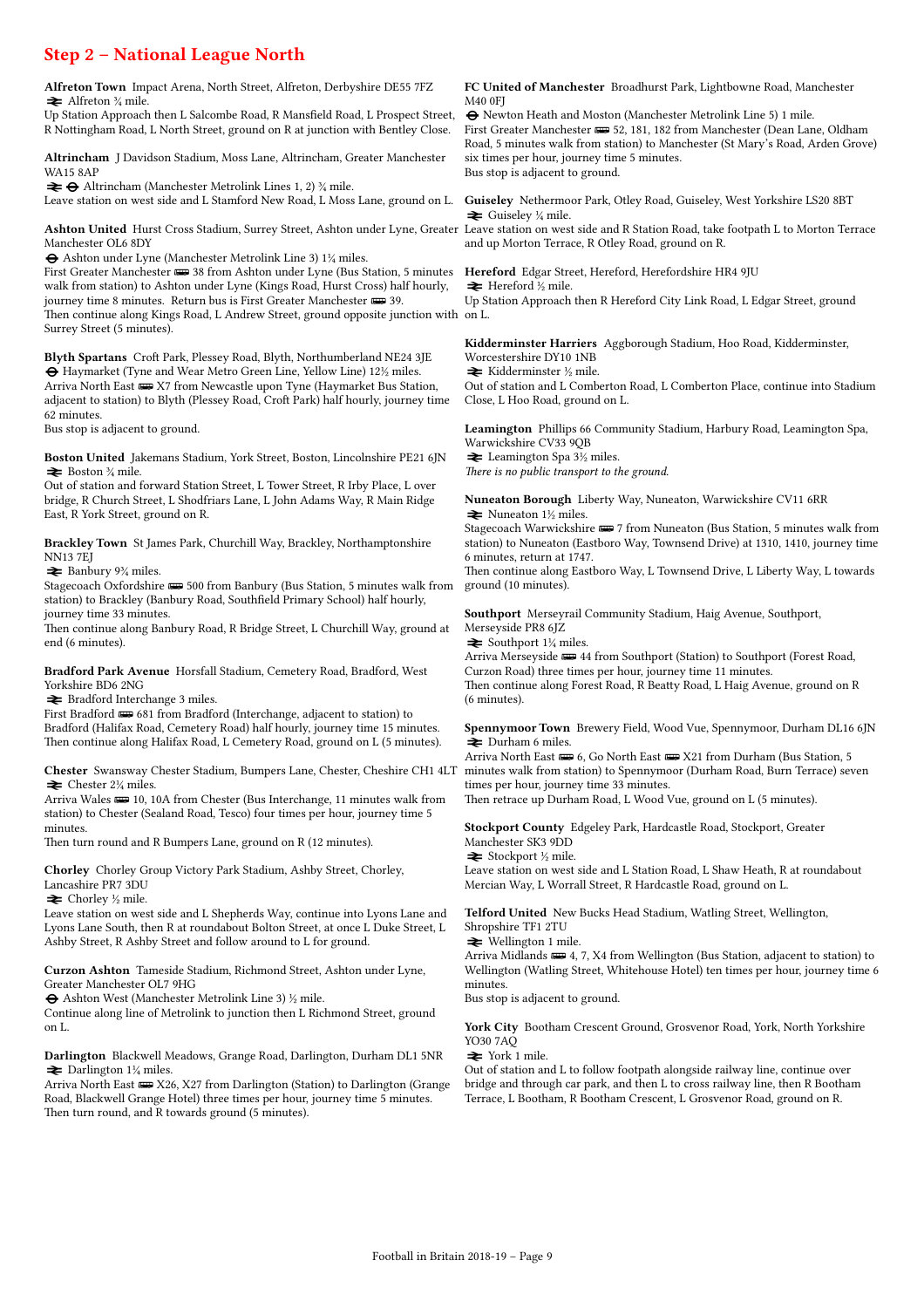## Step 2 – National League North

**Alfreton Town** Impact Arena, North Street, Alfreton, Derbyshire DE55 7FZ
⇄ Alfreton ¾ mile.
Up Station Approach then L Salcombe Road, R Mansfield Road, L Prospect Street, R Nottingham Road, L North Street, ground on R at junction with Bentley Close.

**Altrincham** J Davidson Stadium, Moss Lane, Altrincham, Greater Manchester WA15 8AP
⇄ ⊖ Altrincham (Manchester Metrolink Lines 1, 2) ¾ mile.
Leave station on west side and L Stamford New Road, L Moss Lane, ground on L.

**Ashton United** Hurst Cross Stadium, Surrey Street, Ashton under Lyne, Greater Manchester OL6 8DY
⊖ Ashton under Lyne (Manchester Metrolink Line 3) 1¼ miles.
First Greater Manchester 🚌 38 from Ashton under Lyne (Bus Station, 5 minutes walk from station) to Ashton under Lyne (Kings Road, Hurst Cross) half hourly, journey time 8 minutes. Return bus is First Greater Manchester 🚌 39.
Then continue along Kings Road, L Andrew Street, ground opposite junction with Surrey Street (5 minutes).

**Blyth Spartans** Croft Park, Plessey Road, Blyth, Northumberland NE24 3JE
⊖ Haymarket (Tyne and Wear Metro Green Line, Yellow Line) 12½ miles.
Arriva North East 🚌 X7 from Newcastle upon Tyne (Haymarket Bus Station, adjacent to station) to Blyth (Plessey Road, Croft Park) half hourly, journey time 62 minutes.
Bus stop is adjacent to ground.

**Boston United** Jakemans Stadium, York Street, Boston, Lincolnshire PE21 6JN
⇄ Boston ¾ mile.
Out of station and forward Station Street, L Tower Street, R Irby Place, L over bridge, R Church Street, L Shodfriars Lane, L John Adams Way, R Main Ridge East, R York Street, ground on R.

**Brackley Town** St James Park, Churchill Way, Brackley, Northamptonshire NN13 7EJ
⇄ Banbury 9¾ miles.
Stagecoach Oxfordshire 🚌 500 from Banbury (Bus Station, 5 minutes walk from station) to Brackley (Banbury Road, Southfield Primary School) half hourly, journey time 33 minutes.
Then continue along Banbury Road, R Bridge Street, L Churchill Way, ground at end (6 minutes).

**Bradford Park Avenue** Horsfall Stadium, Cemetery Road, Bradford, West Yorkshire BD6 2NG
⇄ Bradford Interchange 3 miles.
First Bradford 🚌 681 from Bradford (Interchange, adjacent to station) to Bradford (Halifax Road, Cemetery Road) half hourly, journey time 15 minutes.
Then continue along Halifax Road, L Cemetery Road, ground on L (5 minutes).

**Chester** Swansway Chester Stadium, Bumpers Lane, Chester, Cheshire CH1 4LT
⇄ Chester 2¾ miles.
Arriva Wales 🚌 10, 10A from Chester (Bus Interchange, 11 minutes walk from station) to Chester (Sealand Road, Tesco) four times per hour, journey time 5 minutes.
Then turn round and R Bumpers Lane, ground on R (12 minutes).

**Chorley** Chorley Group Victory Park Stadium, Ashby Street, Chorley, Lancashire PR7 3DU
⇄ Chorley ½ mile.
Leave station on west side and L Shepherds Way, continue into Lyons Lane and Lyons Lane South, then R at roundabout Bolton Street, at once L Duke Street, L Ashby Street, R Ashby Street and follow around to L for ground.

**Curzon Ashton** Tameside Stadium, Richmond Street, Ashton under Lyne, Greater Manchester OL7 9HG
⊖ Ashton West (Manchester Metrolink Line 3) ½ mile.
Continue along line of Metrolink to junction then L Richmond Street, ground on L.

**Darlington** Blackwell Meadows, Grange Road, Darlington, Durham DL1 5NR
⇄ Darlington 1¾ miles.
Arriva North East 🚌 X26, X27 from Darlington (Station) to Darlington (Grange Road, Blackwell Grange Hotel) three times per hour, journey time 5 minutes.
Then turn round, and R towards ground (5 minutes).

**FC United of Manchester** Broadhurst Park, Lightbowne Road, Manchester M40 0FJ
⊖ Newton Heath and Moston (Manchester Metrolink Line 5) 1 mile.
First Greater Manchester 🚌 52, 181, 182 from Manchester (Dean Lane, Oldham Road, 5 minutes walk from station) to Manchester (St Mary's Road, Arden Grove) six times per hour, journey time 5 minutes.
Bus stop is adjacent to ground.

**Guiseley** Nethermoor Park, Otley Road, Guiseley, West Yorkshire LS20 8BT
⇄ Guiseley ¼ mile.
Leave station on west side and R Station Road, take footpath L to Morton Terrace and up Morton Terrace, R Otley Road, ground on R.

**Hereford** Edgar Street, Hereford, Herefordshire HR4 9JU
⇄ Hereford ⅓ mile.
Up Station Approach then R Hereford City Link Road, L Edgar Street, ground on L.

**Kidderminster Harriers** Aggborough Stadium, Hoo Road, Kidderminster, Worcestershire DY10 1NB
⇄ Kidderminster ½ mile.
Out of station and L Comberton Road, L Comberton Place, continue into Stadium Close, L Hoo Road, ground on L.

**Leamington** Phillips 66 Community Stadium, Harbury Road, Leamington Spa, Warwickshire CV33 9QB
⇄ Leamington Spa 3½ miles.
*There is no public transport to the ground.*

**Nuneaton Borough** Liberty Way, Nuneaton, Warwickshire CV11 6RR
⇄ Nuneaton 1½ miles.
Stagecoach Warwickshire 🚌 7 from Nuneaton (Bus Station, 5 minutes walk from station) to Nuneaton (Eastboro Way, Townsend Drive) at 1310, 1410, journey time 6 minutes, return at 1747.
Then continue along Eastboro Way, L Townsend Drive, L Liberty Way, L towards ground (10 minutes).

**Southport** Merseyrail Community Stadium, Haig Avenue, Southport, Merseyside PR8 6JZ
⇄ Southport 1½ miles.
Arriva Merseyside 🚌 44 from Southport (Station) to Southport (Forest Road, Curzon Road) three times per hour, journey time 11 minutes.
Then continue along Forest Road, R Beatty Road, L Haig Avenue, ground on R (6 minutes).

**Spennymoor Town** Brewery Field, Wood Vue, Spennymoor, Durham DL16 6JN
⇄ Durham 6 miles.
Arriva North East 🚌 6, Go North East 🚌 X21 from Durham (Bus Station, 5 minutes walk from station) to Spennymoor (Durham Road, Burn Terrace) seven times per hour, journey time 33 minutes.
Then retrace up Durham Road, L Wood Vue, ground on L (5 minutes).

**Stockport County** Edgeley Park, Hardcastle Road, Stockport, Greater Manchester SK3 9DD
⇄ Stockport ½ mile.
Leave station on west side and L Station Road, L Shaw Heath, R at roundabout Mercian Way, L Worrall Street, R Hardcastle Road, ground on L.

**Telford United** New Bucks Head Stadium, Watling Street, Wellington, Shropshire TF1 2TU
⇄ Wellington 1 mile.
Arriva Midlands 🚌 4, 7, X4 from Wellington (Bus Station, adjacent to station) to Wellington (Watling Street, Whitehouse Hotel) ten times per hour, journey time 6 minutes.
Bus stop is adjacent to ground.

**York City** Bootham Crescent Ground, Grosvenor Road, York, North Yorkshire YO30 7AQ
⇄ York 1 mile.
Out of station and L to follow footpath alongside railway line, continue over bridge and through car park, and then L to cross railway line, then R Bootham Terrace, L Bootham, R Bootham Crescent, L Grosvenor Road, ground on R.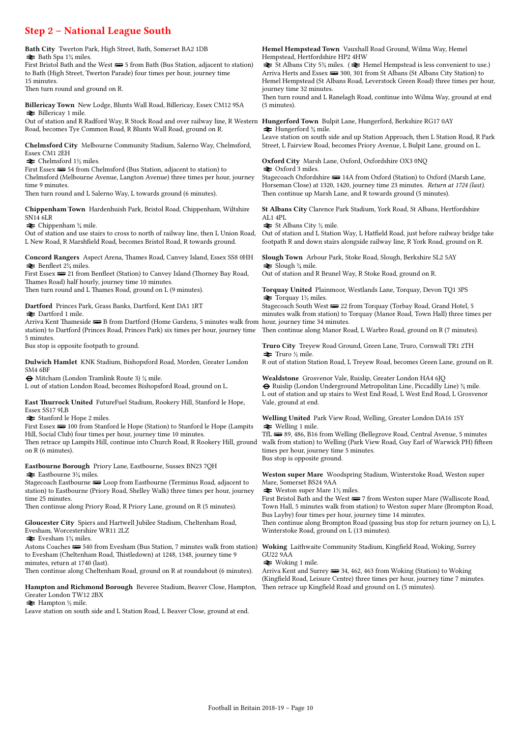## Step 2 – National League South

**Bath City** Twerton Park, High Street, Bath, Somerset BA2 1DB
⇌ Bath Spa 1¾ miles.
First Bristol Bath and the West 🚌 5 from Bath (Bus Station, adjacent to station) to Bath (High Street, Twerton Parade) four times per hour, journey time 15 minutes.
Then turn round and ground on R.

**Billericay Town** New Lodge, Blunts Wall Road, Billericay, Essex CM12 9SA
⇌ Billericay 1 mile.
Out of station and R Radford Way, R Stock Road and over railway line, R Western Road, becomes Tye Common Road, R Blunts Wall Road, ground on R.

**Chelmsford City** Melbourne Community Stadium, Salerno Way, Chelmsford, Essex CM1 2EH
⇌ Chelmsford 1½ miles.
First Essex 🚌 54 from Chelmsford (Bus Station, adjacent to station) to Chelmsford (Melbourne Avenue, Langton Avenue) three times per hour, journey time 9 minutes.
Then turn round and L Salerno Way, L towards ground (6 minutes).

**Chippenham Town** Hardenhuish Park, Bristol Road, Chippenham, Wiltshire SN14 6LR
⇌ Chippenham ¾ mile.
Out of station and use stairs to cross to north of railway line, then L Union Road, L New Road, R Marshfield Road, becomes Bristol Road, R towards ground.

**Concord Rangers** Aspect Arena, Thames Road, Canvey Island, Essex SS8 0HH
⇌ Benfleet 2¾ miles.
First Essex 🚌 21 from Benfleet (Station) to Canvey Island (Thorney Bay Road, Thames Road) half hourly, journey time 10 minutes.
Then turn round and L Thames Road, ground on L (9 minutes).

**Dartford** Princes Park, Grass Banks, Dartford, Kent DA1 1RT
⇌ Dartford 1 mile.
Arriva Kent Thameside 🚌 B from Dartford (Home Gardens, 5 minutes walk from station) to Dartford (Princes Road, Princes Park) six times per hour, journey time 5 minutes.
Bus stop is opposite footpath to ground.

**Dulwich Hamlet** KNK Stadium, Bishopsford Road, Morden, Greater London SM4 6BF
⊖ Mitcham (London Tramlink Route 3) ¼ mile.
L out of station London Road, becomes Bishopsford Road, ground on L.

**East Thurrock United** FutureFuel Stadium, Rookery Hill, Stanford le Hope, Essex SS17 9LB
⇌ Stanford le Hope 2 miles.
First Essex 🚌 100 from Stanford le Hope (Station) to Stanford le Hope (Lampits Hill, Social Club) four times per hour, journey time 10 minutes.
Then retrace up Lampits Hill, continue into Church Road, R Rookery Hill, ground on R (6 minutes).

**Eastbourne Borough** Priory Lane, Eastbourne, Sussex BN23 7QH
⇌ Eastbourne 3¾ miles.
Stagecoach Eastbourne 🚌 Loop from Eastbourne (Terminus Road, adjacent to station) to Eastbourne (Priory Road, Shelley Walk) three times per hour, journey time 25 minutes.
Then continue along Priory Road, R Priory Lane, ground on R (5 minutes).

**Gloucester City** Spiers and Hartwell Jubilee Stadium, Cheltenham Road, Evesham, Worcestershire WR11 2LZ
⇌ Evesham 1¾ miles.
Astons Coaches 🚌 540 from Evesham (Bus Station, 7 minutes walk from station) to Evesham (Cheltenham Road, Thistledown) at 1248, 1348, journey time 9 minutes, return at 1740 (last).
Then continue along Cheltenham Road, ground on R at roundabout (6 minutes).

**Hampton and Richmond Borough** Beveree Stadium, Beaver Close, Hampton, Greater London TW12 2BX
⇌ Hampton ½ mile.
Leave station on south side and L Station Road, L Beaver Close, ground at end.

**Hemel Hempstead Town** Vauxhall Road Ground, Wilma Way, Hemel Hempstead, Hertfordshire HP2 4HW
⇌ St Albans City 5¾ miles. (⇌ Hemel Hempstead is less convenient to use.)
Arriva Herts and Essex 🚌 300, 301 from St Albans (St Albans City Station) to Hemel Hempstead (St Albans Road, Leverstock Green Road) three times per hour, journey time 32 minutes.
Then turn round and L Ranelagh Road, continue into Wilma Way, ground at end (5 minutes).

**Hungerford Town** Bulpit Lane, Hungerford, Berkshire RG17 0AY
⇌ Hungerford ¾ mile.
Leave station on south side and up Station Approach, then L Station Road, R Park Street, L Fairview Road, becomes Priory Avenue, L Bulpit Lane, ground on L.

**Oxford City** Marsh Lane, Oxford, Oxfordshire OX3 0NQ
⇌ Oxford 3 miles.
Stagecoach Oxfordshire 🚌 14A from Oxford (Station) to Oxford (Marsh Lane, Horseman Close) at 1320, 1420, journey time 23 minutes. *Return at 1724 (last).*
Then continue up Marsh Lane, and R towards ground (5 minutes).

**St Albans City** Clarence Park Stadium, York Road, St Albans, Hertfordshire AL1 4PL
⇌ St Albans City ½ mile.
Out of station and L Station Way, L Hatfield Road, just before railway bridge take footpath R and down stairs alongside railway line, R York Road, ground on R.

**Slough Town** Arbour Park, Stoke Road, Slough, Berkshire SL2 5AY
⇌ Slough ¾ mile.
Out of station and R Brunel Way, R Stoke Road, ground on R.

**Torquay United** Plainmoor, Westlands Lane, Torquay, Devon TQ1 3PS
⇌ Torquay 1½ miles.
Stagecoach South West 🚌 22 from Torquay (Torbay Road, Grand Hotel, 5 minutes walk from station) to Torquay (Manor Road, Town Hall) three times per hour, journey time 34 minutes.
Then continue along Manor Road, L Warbro Road, ground on R (7 minutes).

**Truro City** Treyew Road Ground, Green Lane, Truro, Cornwall TR1 2TH
⇌ Truro ½ mile.
R out of station Station Road, L Treyew Road, becomes Green Lane, ground on R.

**Wealdstone** Grosvenor Vale, Ruislip, Greater London HA4 6JQ
⊖ Ruislip (London Underground Metropolitan Line, Piccadilly Line) ¾ mile.
L out of station and up stairs to West End Road, L West End Road, L Grosvenor Vale, ground at end.

**Welling United** Park View Road, Welling, Greater London DA16 1SY
⇌ Welling 1 mile.
TfL 🚌 89, 486, B16 from Welling (Bellegrove Road, Central Avenue, 5 minutes walk from station) to Welling (Park View Road, Guy Earl of Warwick PH) fifteen times per hour, journey time 5 minutes.
Bus stop is opposite ground.

**Weston super Mare** Woodspring Stadium, Winterstoke Road, Weston super Mare, Somerset BS24 9AA
⇌ Weston super Mare 1½ miles.
First Bristol Bath and the West 🚌 7 from Weston super Mare (Walliscote Road, Town Hall, 5 minutes walk from station) to Weston super Mare (Brompton Road, Bus Layby) four times per hour, journey time 14 minutes.
Then continue along Brompton Road (passing bus stop for return journey on L), L Winterstoke Road, ground on L (13 minutes).

**Woking** Laithwaite Community Stadium, Kingfield Road, Woking, Surrey GU22 9AA
⇌ Woking 1 mile.
Arriva Kent and Surrey 🚌 34, 462, 463 from Woking (Station) to Woking (Kingfield Road, Leisure Centre) three times per hour, journey time 7 minutes.
Then retrace up Kingfield Road and ground on L (5 minutes).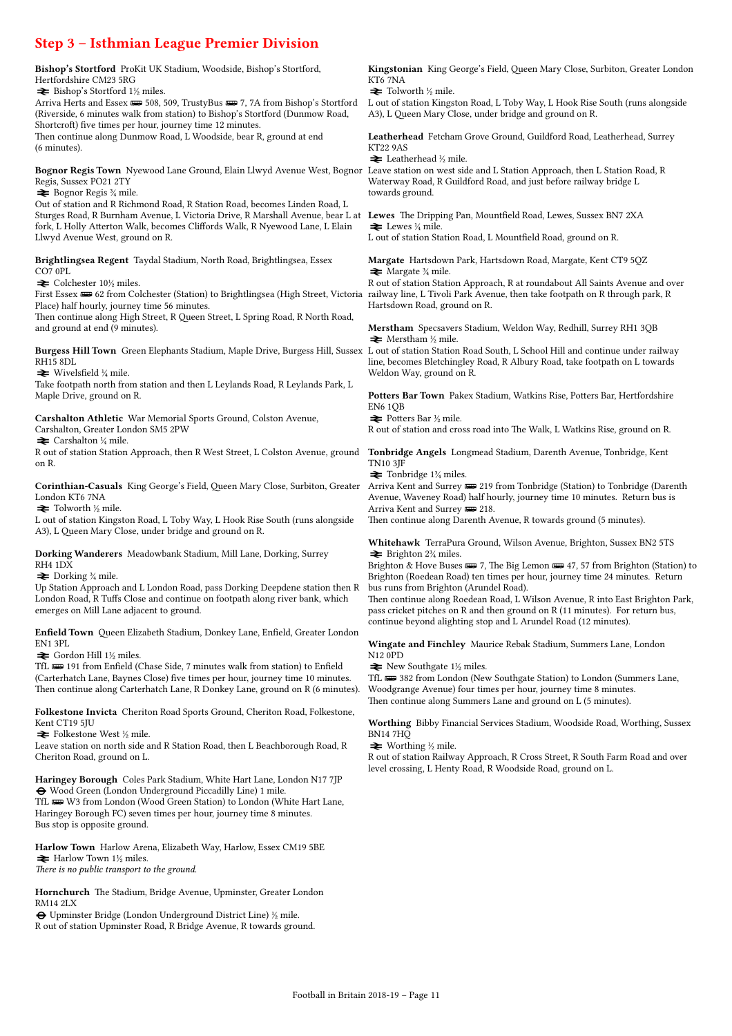## Step 3 – Isthmian League Premier Division

**Bishop's Stortford** ProKit UK Stadium, Woodside, Bishop's Stortford, Hertfordshire CM23 5RG
⇌ Bishop's Stortford 1½ miles.
Arriva Herts and Essex 🚌 508, 509, TrustyBus 🚌 7, 7A from Bishop's Stortford (Riverside, 6 minutes walk from station) to Bishop's Stortford (Dunmow Road, Shortcroft) five times per hour, journey time 12 minutes.
Then continue along Dunmow Road, L Woodside, bear R, ground at end (6 minutes).

**Bognor Regis Town** Nyewood Lane Ground, Elain Llwyd Avenue West, Bognor Regis, Sussex PO21 2TY
⇌ Bognor Regis ¾ mile.
Out of station and R Richmond Road, R Station Road, becomes Linden Road, L Sturges Road, R Burnham Avenue, L Victoria Drive, R Marshall Avenue, bear L at fork, L Holly Atterton Walk, becomes Cliffords Walk, R Nyewood Lane, L Elain Llwyd Avenue West, ground on R.

**Brightlingsea Regent** Taydal Stadium, North Road, Brightlingsea, Essex CO7 0PL
⇌ Colchester 10½ miles.
First Essex 🚌 62 from Colchester (Station) to Brightlingsea (High Street, Victoria Place) half hourly, journey time 56 minutes.
Then continue along High Street, R Queen Street, L Spring Road, R North Road, and ground at end (9 minutes).

**Burgess Hill Town** Green Elephants Stadium, Maple Drive, Burgess Hill, Sussex RH15 8DL
⇌ Wivelsfield ¼ mile.
Take footpath north from station and then L Leylands Road, R Leylands Park, L Maple Drive, ground on R.

**Carshalton Athletic** War Memorial Sports Ground, Colston Avenue, Carshalton, Greater London SM5 2PW
⇌ Carshalton ¼ mile.
R out of station Station Approach, then R West Street, L Colston Avenue, ground on R.

**Corinthian-Casuals** King George's Field, Queen Mary Close, Surbiton, Greater London KT6 7NA
⇌ Tolworth ½ mile.
L out of station Kingston Road, L Toby Way, L Hook Rise South (runs alongside A3), L Queen Mary Close, under bridge and ground on R.

**Dorking Wanderers** Meadowbank Stadium, Mill Lane, Dorking, Surrey RH4 1DX
⇌ Dorking ¾ mile.
Up Station Approach and L London Road, pass Dorking Deepdene station then R London Road, R Tuffs Close and continue on footpath along river bank, which emerges on Mill Lane adjacent to ground.

**Enfield Town** Queen Elizabeth Stadium, Donkey Lane, Enfield, Greater London EN1 3PL
⇌ Gordon Hill 1½ miles.
TfL 🚌 191 from Enfield (Chase Side, 7 minutes walk from station) to Enfield (Carterhatch Lane, Baynes Close) five times per hour, journey time 10 minutes.
Then continue along Carterhatch Lane, R Donkey Lane, ground on R (6 minutes).

**Folkestone Invicta** Cheriton Road Sports Ground, Cheriton Road, Folkestone, Kent CT19 5JU
⇌ Folkestone West ½ mile.
Leave station on north side and R Station Road, then L Beachborough Road, R Cheriton Road, ground on L.

**Haringey Borough** Coles Park Stadium, White Hart Lane, London N17 7JP
⊖ Wood Green (London Underground Piccadilly Line) 1 mile.
TfL 🚌 W3 from London (Wood Green Station) to London (White Hart Lane, Haringey Borough FC) seven times per hour, journey time 8 minutes.
Bus stop is opposite ground.

**Harlow Town** Harlow Arena, Elizabeth Way, Harlow, Essex CM19 5BE
⇌ Harlow Town 1½ miles.
*There is no public transport to the ground.*

**Hornchurch** The Stadium, Bridge Avenue, Upminster, Greater London RM14 2LX
⊖ Upminster Bridge (London Underground District Line) ½ mile.
R out of station Upminster Road, R Bridge Avenue, R towards ground.

**Kingstonian** King George's Field, Queen Mary Close, Surbiton, Greater London KT6 7NA
⇌ Tolworth ½ mile.
L out of station Kingston Road, L Toby Way, L Hook Rise South (runs alongside A3), L Queen Mary Close, under bridge and ground on R.

**Leatherhead** Fetcham Grove Ground, Guildford Road, Leatherhead, Surrey KT22 9AS
⇌ Leatherhead ½ mile.
Leave station on west side and L Station Approach, then L Station Road, R Waterway Road, R Guildford Road, and just before railway bridge L towards ground.

**Lewes** The Dripping Pan, Mountfield Road, Lewes, Sussex BN7 2XA
⇌ Lewes ¼ mile.
L out of station Station Road, L Mountfield Road, ground on R.

**Margate** Hartsdown Park, Hartsdown Road, Margate, Kent CT9 5QZ
⇌ Margate ¾ mile.
R out of station Station Approach, R at roundabout All Saints Avenue and over railway line, L Tivoli Park Avenue, then take footpath on R through park, R Hartsdown Road, ground on R.

**Merstham** Specsavers Stadium, Weldon Way, Redhill, Surrey RH1 3QB
⇌ Merstham ½ mile.
L out of station Station Road South, L School Hill and continue under railway line, becomes Bletchingley Road, R Albury Road, take footpath on L towards Weldon Way, ground on R.

**Potters Bar Town** Pakex Stadium, Watkins Rise, Potters Bar, Hertfordshire EN6 1QB
⇌ Potters Bar ½ mile.
R out of station and cross road into The Walk, L Watkins Rise, ground on R.

**Tonbridge Angels** Longmead Stadium, Darenth Avenue, Tonbridge, Kent TN10 3JF
⇌ Tonbridge 1¾ miles.
Arriva Kent and Surrey 🚌 219 from Tonbridge (Station) to Tonbridge (Darenth Avenue, Waveney Road) half hourly, journey time 10 minutes. Return bus is Arriva Kent and Surrey 🚌 218.
Then continue along Darenth Avenue, R towards ground (5 minutes).

**Whitehawk** TerraPura Ground, Wilson Avenue, Brighton, Sussex BN2 5TS
⇌ Brighton 2¾ miles.
Brighton & Hove Buses 🚌 7, The Big Lemon 🚌 47, 57 from Brighton (Station) to Brighton (Roedean Road) ten times per hour, journey time 24 minutes. Return bus runs from Brighton (Arundel Road).
Then continue along Roedean Road, L Wilson Avenue, R into East Brighton Park, pass cricket pitches on R and then ground on R (11 minutes). For return bus, continue beyond alighting stop and L Arundel Road (12 minutes).

**Wingate and Finchley** Maurice Rebak Stadium, Summers Lane, London N12 0PD
⇌ New Southgate 1½ miles.
TfL 🚌 382 from London (New Southgate Station) to London (Summers Lane, Woodgrange Avenue) four times per hour, journey time 8 minutes.
Then continue along Summers Lane and ground on L (5 minutes).

**Worthing** Bibby Financial Services Stadium, Woodside Road, Worthing, Sussex BN14 7HQ
⇌ Worthing ½ mile.
R out of station Railway Approach, R Cross Street, R South Farm Road and over level crossing, L Henty Road, R Woodside Road, ground on L.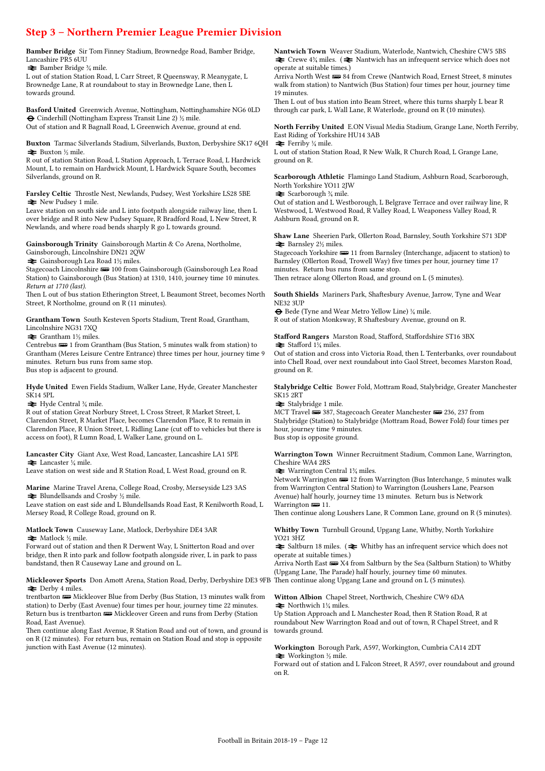## Step 3 – Northern Premier League Premier Division

**Bamber Bridge** Sir Tom Finney Stadium, Brownedge Road, Bamber Bridge, Lancashire PR5 6UU
⇌ Bamber Bridge ¾ mile.
L out of station Station Road, L Carr Street, R Queensway, R Meanygate, L Brownedge Lane, R at roundabout to stay in Brownedge Lane, then L towards ground.

**Basford United** Greenwich Avenue, Nottingham, Nottinghamshire NG6 0LD
⊖ Cinderhill (Nottingham Express Transit Line 2) ½ mile.
Out of station and R Bagnall Road, L Greenwich Avenue, ground at end.

**Buxton** Tarmac Silverlands Stadium, Silverlands, Buxton, Derbyshire SK17 6QH
⇌ Buxton ½ mile.
R out of station Station Road, L Station Approach, L Terrace Road, L Hardwick Mount, L to remain on Hardwick Mount, L Hardwick Square South, becomes Silverlands, ground on R.

**Farsley Celtic** Throstle Nest, Newlands, Pudsey, West Yorkshire LS28 5BE
⇌ New Pudsey 1 mile.
Leave station on south side and L into footpath alongside railway line, then L over bridge and R into New Pudsey Square, R Bradford Road, L New Street, R Newlands, and where road bends sharply R go L towards ground.

**Gainsborough Trinity** Gainsborough Martin & Co Arena, Northolme, Gainsborough, Lincolnshire DN21 2QW
⇌ Gainsborough Lea Road 1½ miles.
Stagecoach Lincolnshire 🚌 100 from Gainsborough (Gainsborough Lea Road Station) to Gainsborough (Bus Station) at 1310, 1410, journey time 10 minutes. *Return at 1710 (last).*
Then L out of bus station Etherington Street, L Beaumont Street, becomes North Street, R Northolme, ground on R (11 minutes).

**Grantham Town** South Kesteven Sports Stadium, Trent Road, Grantham, Lincolnshire NG31 7XQ
⇌ Grantham 1½ miles.
Centrebus 🚌 1 from Grantham (Bus Station, 5 minutes walk from station) to Grantham (Meres Leisure Centre Entrance) three times per hour, journey time 9 minutes. Return bus runs from same stop.
Bus stop is adjacent to ground.

**Hyde United** Ewen Fields Stadium, Walker Lane, Hyde, Greater Manchester SK14 5PL
⇌ Hyde Central ¾ mile.
R out of station Great Norbury Street, L Cross Street, R Market Street, L Clarendon Street, R Market Place, becomes Clarendon Place, R to remain in Clarendon Place, R Union Street, L Ridling Lane (cut off to vehicles but there is access on foot), R Lumn Road, L Walker Lane, ground on L.

**Lancaster City** Giant Axe, West Road, Lancaster, Lancashire LA1 5PE
⇌ Lancaster ¼ mile.
Leave station on west side and R Station Road, L West Road, ground on R.

**Marine** Marine Travel Arena, College Road, Crosby, Merseyside L23 3AS
⇌ Blundellsands and Crosby ½ mile.
Leave station on east side and L Blundellsands Road East, R Kenilworth Road, L Mersey Road, R College Road, ground on R.

**Matlock Town** Causeway Lane, Matlock, Derbyshire DE4 3AR
⇌ Matlock ½ mile.
Forward out of station and then R Derwent Way, L Snitterton Road and over bridge, then R into park and follow footpath alongside river, L in park to pass bandstand, then R Causeway Lane and ground on L.

**Mickleover Sports** Don Amott Arena, Station Road, Derby, Derbyshire DE3 9FB
⇌ Derby 4 miles.
trentbarton 🚌 Mickleover Blue from Derby (Bus Station, 13 minutes walk from station) to Derby (East Avenue) four times per hour, journey time 22 minutes. Return bus is trentbarton 🚌 Mickleover Green and runs from Derby (Station Road, East Avenue).
Then continue along East Avenue, R Station Road and out of town, and ground is on R (12 minutes). For return bus, remain on Station Road and stop is opposite junction with East Avenue (12 minutes).

**Nantwich Town** Weaver Stadium, Waterlode, Nantwich, Cheshire CW5 5BS
⇌ Crewe 4¾ miles. (⇌ Nantwich has an infrequent service which does not operate at suitable times.)
Arriva North West 🚌 84 from Crewe (Nantwich Road, Ernest Street, 8 minutes walk from station) to Nantwich (Bus Station) four times per hour, journey time 19 minutes.
Then L out of bus station into Beam Street, where this turns sharply L bear R through car park, L Wall Lane, R Waterlode, ground on R (10 minutes).

**North Ferriby United** E.ON Visual Media Stadium, Grange Lane, North Ferriby, East Riding of Yorkshire HU14 3AB
⇌ Ferriby ¼ mile.
L out of station Station Road, R New Walk, R Church Road, L Grange Lane, ground on R.

**Scarborough Athletic** Flamingo Land Stadium, Ashburn Road, Scarborough, North Yorkshire YO11 2JW
⇌ Scarborough ¾ mile.
Out of station and L Westborough, L Belgrave Terrace and over railway line, R Westwood, L Westwood Road, R Valley Road, L Weaponess Valley Road, R Ashburn Road, ground on R.

**Shaw Lane** Sheerien Park, Ollerton Road, Barnsley, South Yorkshire S71 3DP
⇌ Barnsley 2½ miles.
Stagecoach Yorkshire 🚌 11 from Barnsley (Interchange, adjacent to station) to Barnsley (Ollerton Road, Trowell Way) five times per hour, journey time 17 minutes. Return bus runs from same stop.
Then retrace along Ollerton Road, and ground on L (5 minutes).

**South Shields** Mariners Park, Shaftesbury Avenue, Jarrow, Tyne and Wear NE32 3UP
⊖ Bede (Tyne and Wear Metro Yellow Line) ¼ mile.
R out of station Monksway, R Shaftesbury Avenue, ground on R.

**Stafford Rangers** Marston Road, Stafford, Staffordshire ST16 3BX
⇌ Stafford 1¾ miles.
Out of station and cross into Victoria Road, then L Tenterbanks, over roundabout into Chell Road, over next roundabout into Gaol Street, becomes Marston Road, ground on R.

**Stalybridge Celtic** Bower Fold, Mottram Road, Stalybridge, Greater Manchester SK15 2RT
⇌ Stalybridge 1 mile.
MCT Travel 🚌 387, Stagecoach Greater Manchester 🚌 236, 237 from Stalybridge (Station) to Stalybridge (Mottram Road, Bower Fold) four times per hour, journey time 9 minutes.
Bus stop is opposite ground.

**Warrington Town** Winner Recruitment Stadium, Common Lane, Warrington, Cheshire WA4 2RS
⇌ Warrington Central 1¾ miles.
Network Warrington 🚌 12 from Warrington (Bus Interchange, 5 minutes walk from Warrington Central Station) to Warrington (Loushers Lane, Pearson Avenue) half hourly, journey time 13 minutes. Return bus is Network Warrington 🚌 11.
Then continue along Loushers Lane, R Common Lane, ground on R (5 minutes).

**Whitby Town** Turnbull Ground, Upgang Lane, Whitby, North Yorkshire YO21 3HZ
⇌ Saltburn 18 miles. (⇌ Whitby has an infrequent service which does not operate at suitable times.)
Arriva North East 🚌 X4 from Saltburn by the Sea (Saltburn Station) to Whitby (Upgang Lane, The Parade) half hourly, journey time 60 minutes.
Then continue along Upgang Lane and ground on L (5 minutes).

**Witton Albion** Chapel Street, Northwich, Cheshire CW9 6DA
⇌ Northwich 1¼ miles.
Up Station Approach and L Manchester Road, then R Station Road, R at roundabout New Warrington Road and out of town, R Chapel Street, and R towards ground.

**Workington** Borough Park, A597, Workington, Cumbria CA14 2DT
⇌ Workington ½ mile.
Forward out of station and L Falcon Street, R A597, over roundabout and ground on R.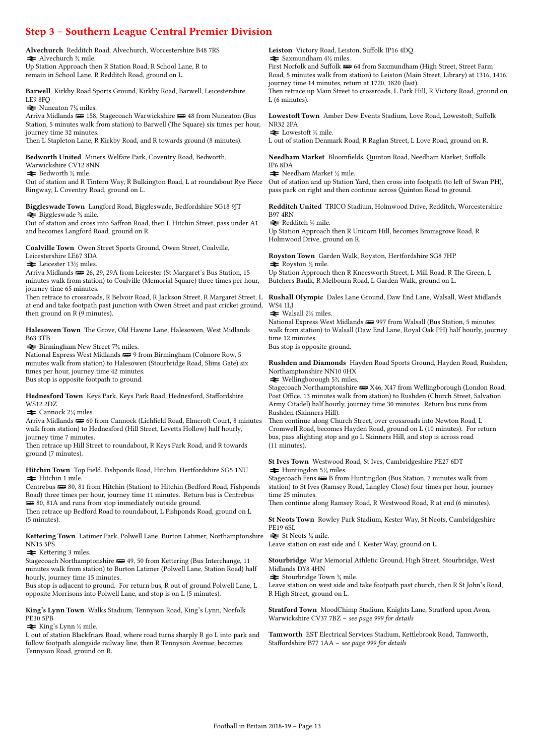## Step 3 – Southern League Central Premier Division

**Alvechurch** Redditch Road, Alvechurch, Worcestershire B48 7RS
⇌ Alvechurch ¾ mile.
Up Station Approach then R Station Road, R School Lane, R to remain in School Lane, R Redditch Road, ground on L.

**Barwell** Kirkby Road Sports Ground, Kirkby Road, Barwell, Leicestershire LE9 8FQ
⇌ Nuneaton 7¼ miles.
Arriva Midlands 🚌 158, Stagecoach Warwickshire 🚌 48 from Nuneaton (Bus Station, 5 minutes walk from station) to Barwell (The Square) six times per hour, journey time 32 minutes.
Then L Stapleton Lane, R Kirkby Road, and R towards ground (8 minutes).

**Bedworth United** Miners Welfare Park, Coventry Road, Bedworth, Warwickshire CV12 8NN
⇌ Bedworth ½ mile.
Out of station and R Tintern Way, R Bulkington Road, L at roundabout Rye Piece Ringway, L Coventry Road, ground on L.

**Biggleswade Town** Langford Road, Biggleswade, Bedfordshire SG18 9JT
⇌ Biggleswade ¾ mile.
Out of station and cross into Saffron Road, then L Hitchin Street, pass under A1 and becomes Langford Road, ground on R.

**Coalville Town** Owen Street Sports Ground, Owen Street, Coalville, Leicestershire LE67 3DA
⇌ Leicester 13½ miles.
Arriva Midlands 🚌 26, 29, 29A from Leicester (St Margaret's Bus Station, 15 minutes walk from station) to Coalville (Memorial Square) three times per hour, journey time 65 minutes.
Then retrace to crossroads, R Belvoir Road, R Jackson Street, R Margaret Street, L at end and take footpath past junction with Owen Street and past cricket ground, then ground on R (9 minutes).

**Halesowen Town** The Grove, Old Hawne Lane, Halesowen, West Midlands B63 3TB
⇌ Birmingham New Street 7¾ miles.
National Express West Midlands 🚌 9 from Birmingham (Colmore Row, 5 minutes walk from station) to Halesowen (Stourbridge Road, Slims Gate) six times per hour, journey time 42 minutes.
Bus stop is opposite footpath to ground.

**Hednesford Town** Keys Park, Keys Park Road, Hednesford, Staffordshire WS12 2DZ
⇌ Cannock 2¼ miles.
Arriva Midlands 🚌 60 from Cannock (Lichfield Road, Elmcroft Court, 8 minutes walk from station) to Hednesford (Hill Street, Levetts Hollow) half hourly, journey time 7 minutes.
Then retrace up Hill Street to roundabout, R Keys Park Road, and R towards ground (7 minutes).

**Hitchin Town** Top Field, Fishponds Road, Hitchin, Hertfordshire SG5 1NU
⇌ Hitchin 1 mile.
Centrebus 🚌 80, 81 from Hitchin (Station) to Hitchin (Bedford Road, Fishponds Road) three times per hour, journey time 11 minutes. Return bus is Centrebus 🚌 80, 81A and runs from stop immediately outside ground.
Then retrace up Bedford Road to roundabout, L Fishponds Road, ground on L (5 minutes).

**Kettering Town** Latimer Park, Polwell Lane, Burton Latimer, Northamptonshire NN15 5PS
⇌ Kettering 3 miles.
Stagecoach Northamptonshire 🚌 49, 50 from Kettering (Bus Interchange, 11 minutes walk from station) to Burton Latimer (Polwell Lane, Station Road) half hourly, journey time 15 minutes.
Bus stop is adjacent to ground. For return bus, R out of ground Polwell Lane, L opposite Morrisons into Polwell Lane, and stop is on L (5 minutes).

**King's Lynn Town** Walks Stadium, Tennyson Road, King's Lynn, Norfolk PE30 5PB
⇌ King's Lynn ½ mile.
L out of station Blackfriars Road, where road turns sharply R go L into park and follow footpath alongside railway line, then R Tennyson Avenue, becomes Tennyson Road, ground on R.

**Leiston** Victory Road, Leiston, Suffolk IP16 4DQ
⇌ Saxmundham 4½ miles.
First Norfolk and Suffolk 🚌 64 from Saxmundham (High Street, Street Farm Road, 5 minutes walk from station) to Leiston (Main Street, Library) at 1316, 1416, journey time 14 minutes, return at 1720, 1820 (last).
Then retrace up Main Street to crossroads, L Park Hill, R Victory Road, ground on L (6 minutes).

**Lowestoft Town** Amber Dew Events Stadium, Love Road, Lowestoft, Suffolk NR32 2PA
⇌ Lowestoft ½ mile.
L out of station Denmark Road, R Raglan Street, L Love Road, ground on R.

**Needham Market** Bloomfields, Quinton Road, Needham Market, Suffolk IP6 8DA
⇌ Needham Market ½ mile.
Out of station and up Station Yard, then cross into footpath (to left of Swan PH), pass park on right and then continue across Quinton Road to ground.

**Redditch United** TRICO Stadium, Holmwood Drive, Redditch, Worcestershire B97 4RN
⇌ Redditch ½ mile.
Up Station Approach then R Unicorn Hill, becomes Bromsgrove Road, R Holmwood Drive, ground on R.

**Royston Town** Garden Walk, Royston, Hertfordshire SG8 7HP
⇌ Royston ½ mile.
Up Station Approach then R Kneesworth Street, L Mill Road, R The Green, L Butchers Baulk, R Melbourn Road, L Garden Walk, ground on L.

**Rushall Olympic** Dales Lane Ground, Daw End Lane, Walsall, West Midlands WS4 1LJ
⇌ Walsall 2½ miles.
National Express West Midlands 🚌 997 from Walsall (Bus Station, 5 minutes walk from station) to Walsall (Daw End Lane, Royal Oak PH) half hourly, journey time 12 minutes.
Bus stop is opposite ground.

**Rushden and Diamonds** Hayden Road Sports Ground, Hayden Road, Rushden, Northamptonshire NN10 0HX
⇌ Wellingborough 5¾ miles.
Stagecoach Northamptonshire 🚌 X46, X47 from Wellingborough (London Road, Post Office, 13 minutes walk from station) to Rushden (Church Street, Salvation Army Citadel) half hourly, journey time 30 minutes. Return bus runs from Rushden (Skinners Hill).
Then continue along Church Street, over crossroads into Newton Road, L Cromwell Road, becomes Hayden Road, ground on L (10 minutes). For return bus, pass alighting stop and go L Skinners Hill, and stop is across road (11 minutes).

**St Ives Town** Westwood Road, St Ives, Cambridgeshire PE27 6DT
⇌ Huntingdon 5¼ miles.
Stagecoach Fens 🚌 B from Huntingdon (Bus Station, 7 minutes walk from station) to St Ives (Ramsey Road, Langley Close) four times per hour, journey time 25 minutes.
Then continue along Ramsey Road, R Westwood Road, R at end (6 minutes).

**St Neots Town** Rowley Park Stadium, Kester Way, St Neots, Cambridgeshire PE19 6SL
⇌ St Neots ¼ mile.
Leave station on east side and L Kester Way, ground on L.

**Stourbridge** War Memorial Athletic Ground, High Street, Stourbridge, West Midlands DY8 4HN
⇌ Stourbridge Town ¾ mile.
Leave station on west side and take footpath past church, then R St John's Road, R High Street, ground on L.

**Stratford Town** MoodChimp Stadium, Knights Lane, Stratford upon Avon, Warwickshire CV37 7BZ – *see page 999 for details*

**Tamworth** EST Electrical Services Stadium, Kettlebrook Road, Tamworth, Staffordshire B77 1AA – *see page 999 for details*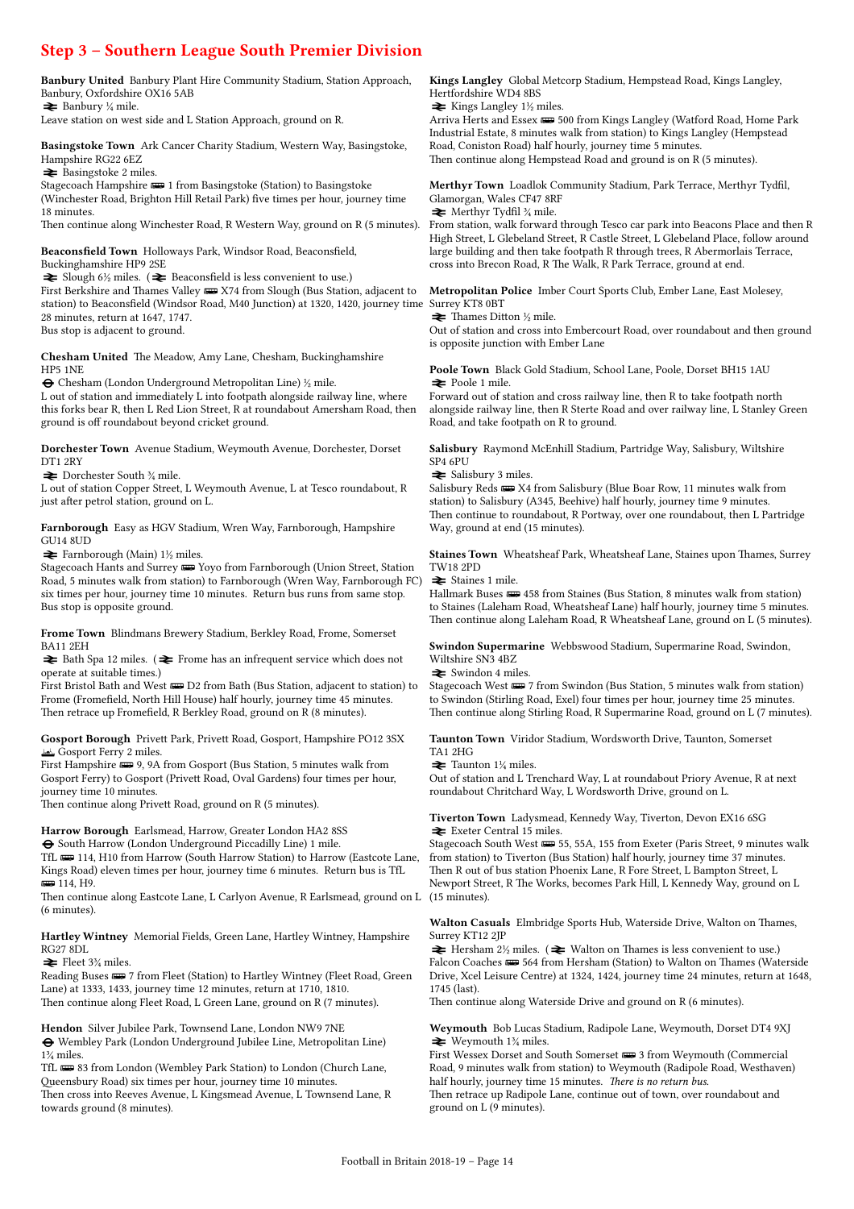# Step 3 – Southern League South Premier Division

**Banbury United** Banbury Plant Hire Community Stadium, Station Approach, Banbury, Oxfordshire OX16 5AB
⇌ Banbury ¼ mile.
Leave station on west side and L Station Approach, ground on R.

**Basingstoke Town** Ark Cancer Charity Stadium, Western Way, Basingstoke, Hampshire RG22 6EZ
⇌ Basingstoke 2 miles.
Stagecoach Hampshire 🚌 1 from Basingstoke (Station) to Basingstoke (Winchester Road, Brighton Hill Retail Park) five times per hour, journey time 18 minutes.
Then continue along Winchester Road, R Western Way, ground on R (5 minutes).

**Beaconsfield Town** Holloways Park, Windsor Road, Beaconsfield, Buckinghamshire HP9 2SE
⇌ Slough 6½ miles. (⇌ Beaconsfield is less convenient to use.)
First Berkshire and Thames Valley 🚌 X74 from Slough (Bus Station, adjacent to station) to Beaconsfield (Windsor Road, M40 Junction) at 1320, 1420, journey time 28 minutes, return at 1647, 1747.
Bus stop is adjacent to ground.

**Chesham United** The Meadow, Amy Lane, Chesham, Buckinghamshire HP5 1NE
⊖ Chesham (London Underground Metropolitan Line) ½ mile.
L out of station and immediately L into footpath alongside railway line, where this forks bear L, then L Red Lion Street, R at roundabout Amersham Road, then ground is off roundabout beyond cricket ground.

**Dorchester Town** Avenue Stadium, Weymouth Avenue, Dorchester, Dorset DT1 2RY
⇌ Dorchester South ¾ mile.
L out of station Copper Street, L Weymouth Avenue, L at Tesco roundabout, R just after petrol station, ground on L.

**Farnborough** Easy as HGV Stadium, Wren Way, Farnborough, Hampshire GU14 8UD
⇌ Farnborough (Main) 1½ miles.
Stagecoach Hants and Surrey 🚌 Yoyo from Farnborough (Union Street, Station Road, 5 minutes walk from station) to Farnborough (Wren Way, Farnborough FC) six times per hour, journey time 10 minutes. Return bus runs from same stop.
Bus stop is opposite ground.

**Frome Town** Blindmans Brewery Stadium, Berkley Road, Frome, Somerset BA11 2EH
⇌ Bath Spa 12 miles. (⇌ Frome has an infrequent service which does not operate at suitable times.)
First Bristol Bath and West 🚌 D2 from Bath (Bus Station, adjacent to station) to Frome (Fromefield, North Hill House) half hourly, journey time 45 minutes.
Then retrace up Fromefield, R Berkley Road, ground on R (8 minutes).

**Gosport Borough** Privett Park, Privett Road, Gosport, Hampshire PO12 3SX
⛴ Gosport Ferry 2 miles.
First Hampshire 🚌 9, 9A from Gosport (Bus Station, 5 minutes walk from Gosport Ferry) to Gosport (Privett Road, Oval Gardens) four times per hour, journey time 10 minutes.
Then continue along Privett Road, ground on R (5 minutes).

**Harrow Borough** Earlsmead, Harrow, Greater London HA2 8SS
⊖ South Harrow (London Underground Piccadilly Line) 1 mile.
TfL 🚌 114, H10 from Harrow (South Harrow Station) to Harrow (Eastcote Lane, Kings Road) eleven times per hour, journey time 6 minutes. Return bus is TfL 🚌 114, H9.
Then continue along Eastcote Lane, L Carlyon Avenue, R Earlsmead, ground on L (6 minutes).

**Hartley Wintney** Memorial Fields, Green Lane, Hartley Wintney, Hampshire RG27 8DL
⇌ Fleet 3¾ miles.
Reading Buses 🚌 7 from Fleet (Station) to Hartley Wintney (Fleet Road, Green Lane) at 1333, 1433, journey time 12 minutes, return at 1710, 1810.
Then continue along Fleet Road, L Green Lane, ground on R (7 minutes).

**Hendon** Silver Jubilee Park, Townsend Lane, London NW9 7NE
⊖ Wembley Park (London Underground Jubilee Line, Metropolitan Line) 1¾ miles.
TfL 🚌 83 from London (Wembley Park Station) to London (Church Lane, Queensbury Road) six times per hour, journey time 10 minutes.
Then cross into Reeves Avenue, L Kingsmead Avenue, L Townsend Lane, R towards ground (8 minutes).

**Kings Langley** Global Metcorp Stadium, Hempstead Road, Kings Langley, Hertfordshire WD4 8BS
⇌ Kings Langley 1½ miles.
Arriva Herts and Essex 🚌 500 from Kings Langley (Watford Road, Home Park Industrial Estate, 8 minutes walk from station) to Kings Langley (Hempstead Road, Coniston Road) half hourly, journey time 5 minutes.
Then continue along Hempstead Road and ground is on R (5 minutes).

**Merthyr Town** Loadlok Community Stadium, Park Terrace, Merthyr Tydfil, Glamorgan, Wales CF47 8RF
⇌ Merthyr Tydfil ¾ mile.
From station, walk forward through Tesco car park into Beacons Place and then R High Street, L Glebeland Street, R Castle Street, L Glebeland Place, follow around large building and then take footpath R through trees, R Abermorlais Terrace, cross into Brecon Road, R The Walk, R Park Terrace, ground at end.

**Metropolitan Police** Imber Court Sports Club, Ember Lane, East Molesey, Surrey KT8 0BT
⇌ Thames Ditton ½ mile.
Out of station and cross into Embercourt Road, over roundabout and then ground is opposite junction with Ember Lane

**Poole Town** Black Gold Stadium, School Lane, Poole, Dorset BH15 1AU
⇌ Poole 1 mile.
Forward out of station and cross railway line, then R to take footpath north alongside railway line, then R Sterte Road and over railway line, L Stanley Green Road, and take footpath on R to ground.

**Salisbury** Raymond McEnhill Stadium, Partridge Way, Salisbury, Wiltshire SP4 6PU
⇌ Salisbury 3 miles.
Salisbury Reds 🚌 X4 from Salisbury (Blue Boar Row, 11 minutes walk from station) to Salisbury (A345, Beehive) half hourly, journey time 9 minutes.
Then continue to roundabout, R Portway, over one roundabout, then L Partridge Way, ground at end (15 minutes).

**Staines Town** Wheatsheaf Park, Wheatsheaf Lane, Staines upon Thames, Surrey TW18 2PD
⇌ Staines 1 mile.
Hallmark Buses 🚌 458 from Staines (Bus Station, 8 minutes walk from station) to Staines (Laleham Road, Wheatsheaf Lane) half hourly, journey time 5 minutes.
Then continue along Laleham Road, R Wheatsheaf Lane, ground on L (5 minutes).

**Swindon Supermarine** Webbswood Stadium, Supermarine Road, Swindon, Wiltshire SN3 4BZ
⇌ Swindon 4 miles.
Stagecoach West 🚌 7 from Swindon (Bus Station, 5 minutes walk from station) to Swindon (Stirling Road, Exel) four times per hour, journey time 25 minutes.
Then continue along Stirling Road, R Supermarine Road, ground on L (7 minutes).

**Taunton Town** Viridor Stadium, Wordsworth Drive, Taunton, Somerset TA1 2HG
⇌ Taunton 1¼ miles.
Out of station and L Trenchard Way, L at roundabout Priory Avenue, R at next roundabout Chritchard Way, L Wordsworth Drive, ground on L.

**Tiverton Town** Ladysmead, Kennedy Way, Tiverton, Devon EX16 6SG
⇌ Exeter Central 15 miles.
Stagecoach South West 🚌 55, 55A, 155 from Exeter (Paris Street, 9 minutes walk from station) to Tiverton (Bus Station) half hourly, journey time 37 minutes.
Then R out of bus station Phoenix Lane, R Fore Street, L Bampton Street, L Newport Street, R The Works, becomes Park Hill, L Kennedy Way, ground on L (15 minutes).

**Walton Casuals** Elmbridge Sports Hub, Waterside Drive, Walton on Thames, Surrey KT12 2JP
⇌ Hersham 2½ miles. (⇌ Walton on Thames is less convenient to use.)
Falcon Coaches 🚌 564 from Hersham (Station) to Walton on Thames (Waterside Drive, Xcel Leisure Centre) at 1324, 1424, journey time 24 minutes, return at 1648, 1745 (last).
Then continue along Waterside Drive and ground on R (6 minutes).

**Weymouth** Bob Lucas Stadium, Radipole Lane, Weymouth, Dorset DT4 9XJ
⇌ Weymouth 1¾ miles.
First Wessex Dorset and South Somerset 🚌 3 from Weymouth (Commercial Road, 9 minutes walk from station) to Weymouth (Radipole Road, Westhaven) half hourly, journey time 15 minutes. *There is no return bus.*
Then retrace up Radipole Lane, continue out of town, over roundabout and ground on L (9 minutes).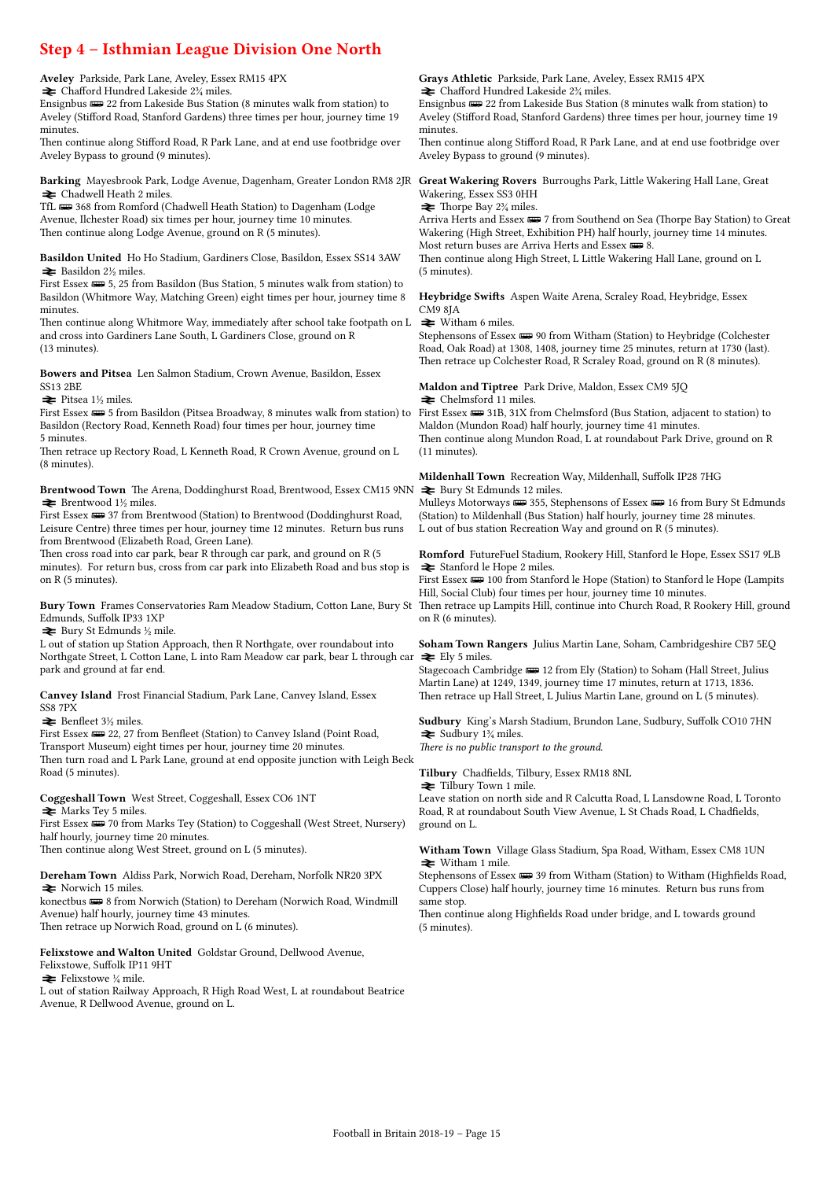## Step 4 – Isthmian League Division One North

**Aveley** Parkside, Park Lane, Aveley, Essex RM15 4PX
⇌ Chafford Hundred Lakeside 2¾ miles.
Ensignbus 🚌 22 from Lakeside Bus Station (8 minutes walk from station) to Aveley (Stifford Road, Stanford Gardens) three times per hour, journey time 19 minutes.
Then continue along Stifford Road, R Park Lane, and at end use footbridge over Aveley Bypass to ground (9 minutes).

**Barking** Mayesbrook Park, Lodge Avenue, Dagenham, Greater London RM8 2JR
⇌ Chadwell Heath 2 miles.
TfL 🚌 368 from Romford (Chadwell Heath Station) to Dagenham (Lodge Avenue, Ilchester Road) six times per hour, journey time 10 minutes.
Then continue along Lodge Avenue, ground on R (5 minutes).

**Basildon United** Ho Ho Stadium, Gardiners Close, Basildon, Essex SS14 3AW
⇌ Basildon 2½ miles.
First Essex 🚌 5, 25 from Basildon (Bus Station, 5 minutes walk from station) to Basildon (Whitmore Way, Matching Green) eight times per hour, journey time 8 minutes.
Then continue along Whitmore Way, immediately after school take footpath on L and cross into Gardiners Lane South, L Gardiners Close, ground on R (13 minutes).

**Bowers and Pitsea** Len Salmon Stadium, Crown Avenue, Basildon, Essex SS13 2BE
⇌ Pitsea 1½ miles.
First Essex 🚌 5 from Basildon (Pitsea Broadway, 8 minutes walk from station) to Basildon (Rectory Road, Kenneth Road) four times per hour, journey time 5 minutes.
Then retrace up Rectory Road, L Kenneth Road, R Crown Avenue, ground on L (8 minutes).

**Brentwood Town** The Arena, Doddinghurst Road, Brentwood, Essex CM15 9NN
⇌ Brentwood 1½ miles.
First Essex 🚌 37 from Brentwood (Station) to Brentwood (Doddinghurst Road, Leisure Centre) three times per hour, journey time 12 minutes. Return bus runs from Brentwood (Elizabeth Road, Green Lane).
Then cross road into car park, bear R through car park, and ground on R (5 minutes). For return bus, cross from car park into Elizabeth Road and bus stop is on R (5 minutes).

**Bury Town** Frames Conservatories Ram Meadow Stadium, Cotton Lane, Bury St Edmunds, Suffolk IP33 1XP
⇌ Bury St Edmunds ½ mile.
L out of station up Station Approach, then R Northgate, over roundabout into Northgate Street, L Cotton Lane, L into Ram Meadow car park, bear L through car park and ground at far end.

**Canvey Island** Frost Financial Stadium, Park Lane, Canvey Island, Essex SS8 7PX
⇌ Benfleet 3½ miles.
First Essex 🚌 22, 27 from Benfleet (Station) to Canvey Island (Point Road, Transport Museum) eight times per hour, journey time 20 minutes.
Then turn road and L Park Lane, ground at end opposite junction with Leigh Beck Road (5 minutes).

**Coggeshall Town** West Street, Coggeshall, Essex CO6 1NT
⇌ Marks Tey 5 miles.
First Essex 🚌 70 from Marks Tey (Station) to Coggeshall (West Street, Nursery) half hourly, journey time 20 minutes.
Then continue along West Street, ground on L (5 minutes).

**Dereham Town** Aldiss Park, Norwich Road, Dereham, Norfolk NR20 3PX
⇌ Norwich 15 miles.
konectbus 🚌 8 from Norwich (Station) to Dereham (Norwich Road, Windmill Avenue) half hourly, journey time 43 minutes.
Then retrace up Norwich Road, ground on L (6 minutes).

**Felixstowe and Walton United** Goldstar Ground, Dellwood Avenue, Felixstowe, Suffolk IP11 9HT
⇌ Felixstowe ¼ mile.
L out of station Railway Approach, R High Road West, L at roundabout Beatrice Avenue, R Dellwood Avenue, ground on L.

**Grays Athletic** Parkside, Park Lane, Aveley, Essex RM15 4PX
⇌ Chafford Hundred Lakeside 2¾ miles.
Ensignbus 🚌 22 from Lakeside Bus Station (8 minutes walk from station) to Aveley (Stifford Road, Stanford Gardens) three times per hour, journey time 19 minutes.
Then continue along Stifford Road, R Park Lane, and at end use footbridge over Aveley Bypass to ground (9 minutes).

**Great Wakering Rovers** Burroughs Park, Little Wakering Hall Lane, Great Wakering, Essex SS3 0HH
⇌ Thorpe Bay 2¾ miles.
Arriva Herts and Essex 🚌 7 from Southend on Sea (Thorpe Bay Station) to Great Wakering (High Street, Exhibition PH) half hourly, journey time 14 minutes.
Most return buses are Arriva Herts and Essex 🚌 8.
Then continue along High Street, L Little Wakering Hall Lane, ground on L (5 minutes).

**Heybridge Swifts** Aspen Waite Arena, Scraley Road, Heybridge, Essex CM9 8JA
⇌ Witham 6 miles.
Stephensons of Essex 🚌 90 from Witham (Station) to Heybridge (Colchester Road, Oak Road) at 1308, 1408, journey time 25 minutes, return at 1730 (last).
Then retrace up Colchester Road, R Scraley Road, ground on R (8 minutes).

**Maldon and Tiptree** Park Drive, Maldon, Essex CM9 5JQ
⇌ Chelmsford 11 miles.
First Essex 🚌 31B, 31X from Chelmsford (Bus Station, adjacent to station) to Maldon (Mundon Road) half hourly, journey time 41 minutes.
Then continue along Mundon Road, L at roundabout Park Drive, ground on R (11 minutes).

**Mildenhall Town** Recreation Way, Mildenhall, Suffolk IP28 7HG
⇌ Bury St Edmunds 12 miles.
Mulleys Motorways 🚌 355, Stephensons of Essex 🚌 16 from Bury St Edmunds (Station) to Mildenhall (Bus Station) half hourly, journey time 28 minutes.
L out of bus station Recreation Way and ground on R (5 minutes).

**Romford** FutureFuel Stadium, Rookery Hill, Stanford le Hope, Essex SS17 9LB
⇌ Stanford le Hope 2 miles.
First Essex 🚌 100 from Stanford le Hope (Station) to Stanford le Hope (Lampits Hill, Social Club) four times per hour, journey time 10 minutes.
Then retrace up Lampits Hill, continue into Church Road, R Rookery Hill, ground on R (6 minutes).

**Soham Town Rangers** Julius Martin Lane, Soham, Cambridgeshire CB7 5EQ
⇌ Ely 5 miles.
Stagecoach Cambridge 🚌 12 from Ely (Station) to Soham (Hall Street, Julius Martin Lane) at 1249, 1349, journey time 17 minutes, return at 1713, 1836.
Then retrace up Hall Street, L Julius Martin Lane, ground on L (5 minutes).

**Sudbury** King's Marsh Stadium, Brundon Lane, Sudbury, Suffolk CO10 7HN
⇌ Sudbury 1¾ miles.
*There is no public transport to the ground.*

**Tilbury** Chadfields, Tilbury, Essex RM18 8NL
⇌ Tilbury Town 1 mile.
Leave station on north side and R Calcutta Road, L Lansdowne Road, L Toronto Road, R at roundabout South View Avenue, L St Chads Road, L Chadfields, ground on L.

**Witham Town** Village Glass Stadium, Spa Road, Witham, Essex CM8 1UN
⇌ Witham 1 mile.
Stephensons of Essex 🚌 39 from Witham (Station) to Witham (Highfields Road, Cuppers Close) half hourly, journey time 16 minutes. Return bus runs from same stop.
Then continue along Highfields Road under bridge, and L towards ground (5 minutes).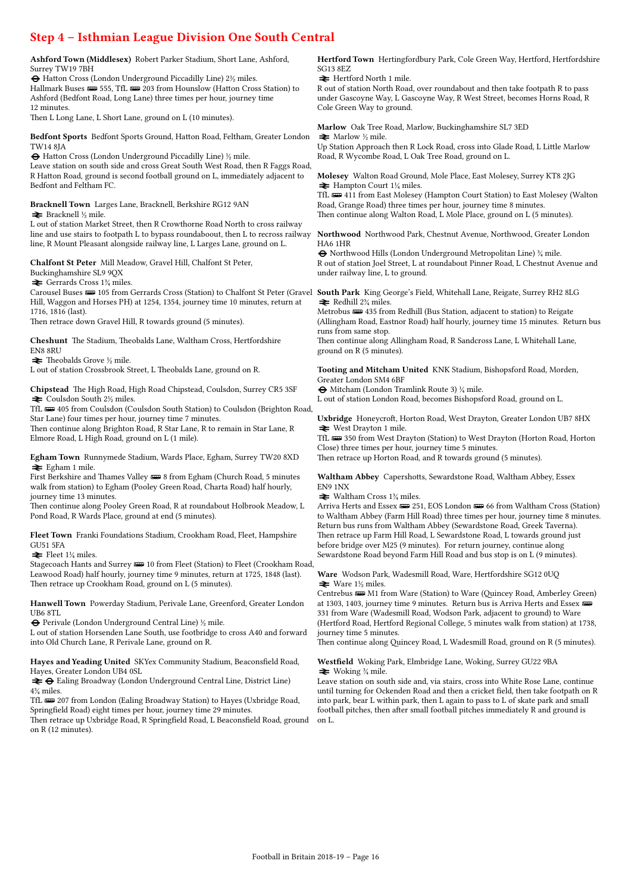## Step 4 – Isthmian League Division One South Central

**Ashford Town (Middlesex)** Robert Parker Stadium, Short Lane, Ashford, Surrey TW19 7BH
⊖ Hatton Cross (London Underground Piccadilly Line) 2½ miles.
Hallmark Buses 🚌 555, TfL 🚌 203 from Hounslow (Hatton Cross Station) to Ashford (Bedfont Road, Long Lane) three times per hour, journey time 12 minutes.
Then L Long Lane, L Short Lane, ground on L (10 minutes).

**Bedfont Sports** Bedfont Sports Ground, Hatton Road, Feltham, Greater London TW14 8JA
⊖ Hatton Cross (London Underground Piccadilly Line) ½ mile.
Leave station on south side and cross Great South West Road, then R Faggs Road, R Hatton Road, ground is second football ground on L, immediately adjacent to Bedfont and Feltham FC.

**Bracknell Town** Larges Lane, Bracknell, Berkshire RG12 9AN
⇌ Bracknell ½ mile.
L out of station Market Street, then R Crowthorne Road North to cross railway line and use stairs to footpath L to bypass roundaboout, then L to recross railway line, R Mount Pleasant alongside railway line, L Larges Lane, ground on L.

**Chalfont St Peter** Mill Meadow, Gravel Hill, Chalfont St Peter, Buckinghamshire SL9 9QX
⇌ Gerrards Cross 1¾ miles.
Carousel Buses 🚌 105 from Gerrards Cross (Station) to Chalfont St Peter (Gravel Hill, Waggon and Horses PH) at 1254, 1354, journey time 10 minutes, return at 1716, 1816 (last).
Then retrace down Gravel Hill, R towards ground (5 minutes).

**Cheshunt** The Stadium, Theobalds Lane, Waltham Cross, Hertfordshire EN8 8RU
⇌ Theobalds Grove ½ mile.
L out of station Crossbrook Street, L Theobalds Lane, ground on R.

**Chipstead** The High Road, High Road Chipstead, Coulsdon, Surrey CR5 3SF
⇌ Coulsdon South 2½ miles.
TfL 🚌 405 from Coulsdon (Coulsdon South Station) to Coulsdon (Brighton Road, Star Lane) four times per hour, journey time 7 minutes.
Then continue along Brighton Road, R Star Lane, R to remain in Star Lane, R Elmore Road, L High Road, ground on L (1 mile).

**Egham Town** Runnymede Stadium, Wards Place, Egham, Surrey TW20 8XD
⇌ Egham 1 mile.
First Berkshire and Thames Valley 🚌 8 from Egham (Church Road, 5 minutes walk from station) to Egham (Pooley Green Road, Charta Road) half hourly, journey time 13 minutes.
Then continue along Pooley Green Road, R at roundabout Holbrook Meadow, L Pond Road, R Wards Place, ground at end (5 minutes).

**Fleet Town** Franki Foundations Stadium, Crookham Road, Fleet, Hampshire GU51 5FA
⇌ Fleet 1¼ miles.
Stagecoach Hants and Surrey 🚌 10 from Fleet (Station) to Fleet (Crookham Road, Leawood Road) half hourly, journey time 9 minutes, return at 1725, 1848 (last).
Then retrace up Crookham Road, ground on L (5 minutes).

**Hanwell Town** Powerday Stadium, Perivale Lane, Greenford, Greater London UB6 8TL
⊖ Perivale (London Underground Central Line) ½ mile.
L out of station Horsenden Lane South, use footbridge to cross A40 and forward into Old Church Lane, R Perivale Lane, ground on R.

**Hayes and Yeading United** SKYex Community Stadium, Beaconsfield Road, Hayes, Greater London UB4 0SL
⇌ ⊖ Ealing Broadway (London Underground Central Line, District Line) 4¾ miles.
TfL 🚌 207 from London (Ealing Broadway Station) to Hayes (Uxbridge Road, Springfield Road) eight times per hour, journey time 29 minutes.
Then retrace up Uxbridge Road, R Springfield Road, L Beaconsfield Road, ground on R (12 minutes).

**Hertford Town** Hertingfordbury Park, Cole Green Way, Hertford, Hertfordshire SG13 8EZ
⇌ Hertford North 1 mile.
R out of station North Road, over roundabout and then take footpath R to pass under Gascoyne Way, L Gascoyne Way, R West Street, becomes Horns Road, R Cole Green Way to ground.

**Marlow** Oak Tree Road, Marlow, Buckinghamshire SL7 3ED
⇌ Marlow ½ mile.
Up Station Approach then R Lock Road, cross into Glade Road, L Little Marlow Road, R Wycombe Road, L Oak Tree Road, ground on L.

**Molesey** Walton Road Ground, Mole Place, East Molesey, Surrey KT8 2JG
⇌ Hampton Court 1¼ miles.
TfL 🚌 411 from East Molesey (Hampton Court Station) to East Molesey (Walton Road, Grange Road) three times per hour, journey time 8 minutes.
Then continue along Walton Road, L Mole Place, ground on L (5 minutes).

**Northwood** Northwood Park, Chestnut Avenue, Northwood, Greater London HA6 1HR
⊖ Northwood Hills (London Underground Metropolitan Line) ¾ mile.
R out of station Joel Street, L at roundabout Pinner Road, L Chestnut Avenue and under railway line, L to ground.

**South Park** King George's Field, Whitehall Lane, Reigate, Surrey RH2 8LG
⇌ Redhill 2¾ miles.
Metrobus 🚌 435 from Redhill (Bus Station, adjacent to station) to Reigate (Allingham Road, Eastnor Road) half hourly, journey time 15 minutes. Return bus runs from same stop.
Then continue along Allingham Road, R Sandcross Lane, L Whitehall Lane, ground on R (5 minutes).

**Tooting and Mitcham United** KNK Stadium, Bishopsford Road, Morden, Greater London SM4 6BF
⊖ Mitcham (London Tramlink Route 3) ¼ mile.
L out of station London Road, becomes Bishopsford Road, ground on L.

**Uxbridge** Honeycroft, Horton Road, West Drayton, Greater London UB7 8HX
⇌ West Drayton 1 mile.
TfL 🚌 350 from West Drayton (Station) to West Drayton (Horton Road, Horton Close) three times per hour, journey time 5 minutes.
Then retrace up Horton Road, and R towards ground (5 minutes).

**Waltham Abbey** Capershotts, Sewardstone Road, Waltham Abbey, Essex EN9 1NX
⇌ Waltham Cross 1¾ miles.
Arriva Herts and Essex 🚌 251, EOS London 🚌 66 from Waltham Cross (Station) to Waltham Abbey (Farm Hill Road) three times per hour, journey time 8 minutes.
Return bus runs from Waltham Abbey (Sewardstone Road, Greek Taverna).
Then retrace up Farm Hill Road, L Sewardstone Road, L towards ground just before bridge over M25 (9 minutes). For return journey, continue along Sewardstone Road beyond Farm Hill Road and bus stop is on L (9 minutes).

**Ware** Wodson Park, Wadesmill Road, Ware, Hertfordshire SG12 0UQ
⇌ Ware 1½ miles.
Centrebus 🚌 M1 from Ware (Station) to Ware (Quincey Road, Amberley Green) at 1303, 1403, journey time 9 minutes. Return bus is Arriva Herts and Essex 🚌 331 from Ware (Wadesmill Road, Wodson Park, adjacent to ground) to Ware (Hertford Road, Hertford Regional College, 5 minutes walk from station) at 1738, journey time 5 minutes.
Then continue along Quincey Road, L Wadesmill Road, ground on R (5 minutes).

**Westfield** Woking Park, Elmbridge Lane, Woking, Surrey GU22 9BA
⇌ Woking ¾ mile.
Leave station on south side and, via stairs, cross into White Rose Lane, continue until turning for Ockenden Road and then a cricket field, then take footpath on R into park, bear L within park, then L again to pass to L of skate park and small football pitches, then after small football pitches immediately R and ground is on L.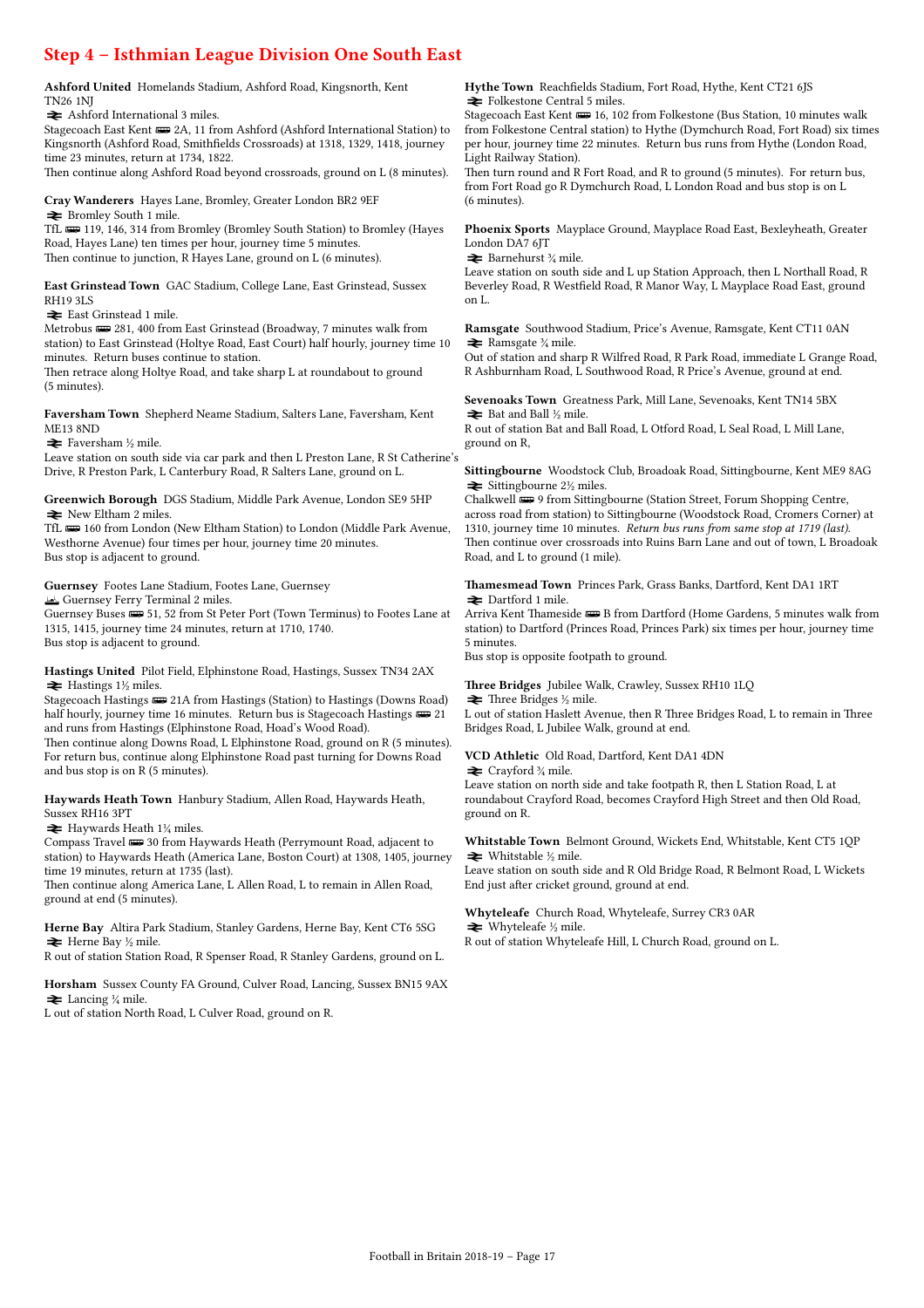## Step 4 – Isthmian League Division One South East

**Ashford United** Homelands Stadium, Ashford Road, Kingsnorth, Kent TN26 1NJ
⇌ Ashford International 3 miles.
Stagecoach East Kent 🚌 2A, 11 from Ashford (Ashford International Station) to Kingsnorth (Ashford Road, Smithfields Crossroads) at 1318, 1329, 1418, journey time 23 minutes, return at 1734, 1822.
Then continue along Ashford Road beyond crossroads, ground on L (8 minutes).

**Cray Wanderers** Hayes Lane, Bromley, Greater London BR2 9EF
⇌ Bromley South 1 mile.
TfL 🚌 119, 146, 314 from Bromley (Bromley South Station) to Bromley (Hayes Road, Hayes Lane) ten times per hour, journey time 5 minutes.
Then continue to junction, R Hayes Lane, ground on L (6 minutes).

**East Grinstead Town** GAC Stadium, College Lane, East Grinstead, Sussex RH19 3LS
⇌ East Grinstead 1 mile.
Metrobus 🚌 281, 400 from East Grinstead (Broadway, 7 minutes walk from station) to East Grinstead (Holtye Road, East Court) half hourly, journey time 10 minutes. Return buses continue to station.
Then retrace along Holtye Road, and take sharp L at roundabout to ground (5 minutes).

**Faversham Town** Shepherd Neame Stadium, Salters Lane, Faversham, Kent ME13 8ND
⇌ Faversham ½ mile.
Leave station on south side via car park and then L Preston Lane, R St Catherine's Drive, R Preston Park, L Canterbury Road, R Salters Lane, ground on L.

**Greenwich Borough** DGS Stadium, Middle Park Avenue, London SE9 5HP
⇌ New Eltham 2 miles.
TfL 🚌 160 from London (New Eltham Station) to London (Middle Park Avenue, Westhorne Avenue) four times per hour, journey time 20 minutes.
Bus stop is adjacent to ground.

**Guernsey** Footes Lane Stadium, Footes Lane, Guernsey
⛴ Guernsey Ferry Terminal 2 miles.
Guernsey Buses 🚌 51, 52 from St Peter Port (Town Terminus) to Footes Lane at 1315, 1415, journey time 24 minutes, return at 1710, 1740.
Bus stop is adjacent to ground.

**Hastings United** Pilot Field, Elphinstone Road, Hastings, Sussex TN34 2AX
⇌ Hastings 1½ miles.
Stagecoach Hastings 🚌 21A from Hastings (Station) to Hastings (Downs Road) half hourly, journey time 16 minutes. Return bus is Stagecoach Hastings 🚌 21 and runs from Hastings (Elphinstone Road, Hoad's Wood Road).
Then continue along Downs Road, L Elphinstone Road, ground on R (5 minutes).
For return bus, continue along Elphinstone Road past turning for Downs Road and bus stop is on R (5 minutes).

**Haywards Heath Town** Hanbury Stadium, Allen Road, Haywards Heath, Sussex RH16 3PT
⇌ Haywards Heath 1¼ miles.
Compass Travel 🚌 30 from Haywards Heath (Perrymount Road, adjacent to station) to Haywards Heath (America Lane, Boston Court) at 1308, 1405, journey time 19 minutes, return at 1735 (last).
Then continue along America Lane, L Allen Road, L to remain in Allen Road, ground at end (5 minutes).

**Herne Bay** Altira Park Stadium, Stanley Gardens, Herne Bay, Kent CT6 5SG
⇌ Herne Bay ½ mile.
R out of station Station Road, R Spenser Road, R Stanley Gardens, ground on L.

**Horsham** Sussex County FA Ground, Culver Road, Lancing, Sussex BN15 9AX
⇌ Lancing ¼ mile.
L out of station North Road, L Culver Road, ground on R.

**Hythe Town** Reachfields Stadium, Fort Road, Hythe, Kent CT21 6JS
⇌ Folkestone Central 5 miles.
Stagecoach East Kent 🚌 16, 102 from Folkestone (Bus Station, 10 minutes walk from Folkestone Central station) to Hythe (Dymchurch Road, Fort Road) six times per hour, journey time 22 minutes. Return bus runs from Hythe (London Road, Light Railway Station).
Then turn round and R Fort Road, and R to ground (5 minutes). For return bus, from Fort Road go R Dymchurch Road, L London Road and bus stop is on L (6 minutes).

**Phoenix Sports** Mayplace Ground, Mayplace Road East, Bexleyheath, Greater London DA7 6JT
⇌ Barnehurst ¾ mile.
Leave station on south side and L up Station Approach, then L Northall Road, R Beverley Road, R Westfield Road, R Manor Way, L Mayplace Road East, ground on L.

**Ramsgate** Southwood Stadium, Price's Avenue, Ramsgate, Kent CT11 0AN
⇌ Ramsgate ¾ mile.
Out of station and sharp R Wilfred Road, R Park Road, immediate L Grange Road, R Ashburnham Road, L Southwood Road, R Price's Avenue, ground at end.

**Sevenoaks Town** Greatness Park, Mill Lane, Sevenoaks, Kent TN14 5BX
⇌ Bat and Ball ½ mile.
R out of station Bat and Ball Road, L Otford Road, L Seal Road, L Mill Lane, ground on R,

**Sittingbourne** Woodstock Club, Broadoak Road, Sittingbourne, Kent ME9 8AG
⇌ Sittingbourne 2½ miles.
Chalkwell 🚌 9 from Sittingbourne (Station Street, Forum Shopping Centre, across road from station) to Sittingbourne (Woodstock Road, Cromers Corner) at 1310, journey time 10 minutes. *Return bus runs from same stop at 1719 (last).*
Then continue over crossroads into Ruins Barn Lane and out of town, L Broadoak Road, and L to ground (1 mile).

**Thamesmead Town** Princes Park, Grass Banks, Dartford, Kent DA1 1RT
⇌ Dartford 1 mile.
Arriva Kent Thameside 🚌 B from Dartford (Home Gardens, 5 minutes walk from station) to Dartford (Princes Road, Princes Park) six times per hour, journey time 5 minutes.
Bus stop is opposite footpath to ground.

**Three Bridges** Jubilee Walk, Crawley, Sussex RH10 1LQ
⇌ Three Bridges ½ mile.
L out of station Haslett Avenue, then R Three Bridges Road, L to remain in Three Bridges Road, L Jubilee Walk, ground at end.

**VCD Athletic** Old Road, Dartford, Kent DA1 4DN
⇌ Crayford ¾ mile.
Leave station on north side and take footpath R, then L Station Road, L at roundabout Crayford Road, becomes Crayford High Street and then Old Road, ground on R.

**Whitstable Town** Belmont Ground, Wickets End, Whitstable, Kent CT5 1QP
⇌ Whitstable ½ mile.
Leave station on south side and R Old Bridge Road, R Belmont Road, L Wickets End just after cricket ground, ground at end.

**Whyteleafe** Church Road, Whyteleafe, Surrey CR3 0AR
⇌ Whyteleafe ½ mile.
R out of station Whyteleafe Hill, L Church Road, ground on L.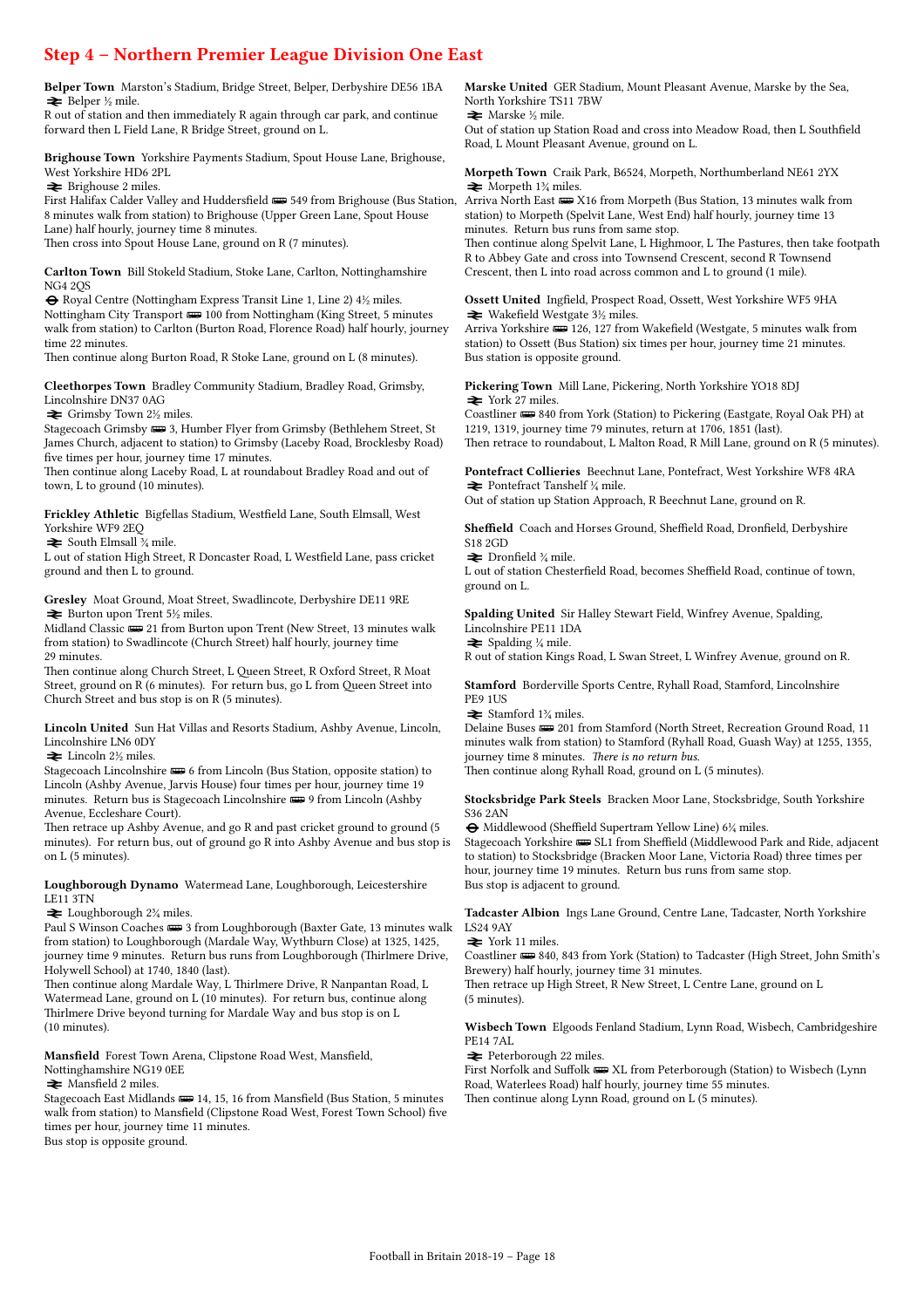## Step 4 – Northern Premier League Division One East

**Belper Town** Marston's Stadium, Bridge Street, Belper, Derbyshire DE56 1BA
⇌ Belper ½ mile.
R out of station and then immediately R again through car park, and continue forward then L Field Lane, R Bridge Street, ground on L.

**Brighouse Town** Yorkshire Payments Stadium, Spout House Lane, Brighouse, West Yorkshire HD6 2PL
⇌ Brighouse 2 miles.
First Halifax Calder Valley and Huddersfield 🚌 549 from Brighouse (Bus Station, 8 minutes walk from station) to Brighouse (Upper Green Lane, Spout House Lane) half hourly, journey time 8 minutes.
Then cross into Spout House Lane, ground on R (7 minutes).

**Carlton Town** Bill Stokeld Stadium, Stoke Lane, Carlton, Nottinghamshire NG4 2QS
⊖ Royal Centre (Nottingham Express Transit Line 1, Line 2) 4½ miles.
Nottingham City Transport 🚌 100 from Nottingham (King Street, 5 minutes walk from station) to Carlton (Burton Road, Florence Road) half hourly, journey time 22 minutes.
Then continue along Burton Road, R Stoke Lane, ground on L (8 minutes).

**Cleethorpes Town** Bradley Community Stadium, Bradley Road, Grimsby, Lincolnshire DN37 0AG
⇌ Grimsby Town 2½ miles.
Stagecoach Grimsby 🚌 3, Humber Flyer from Grimsby (Bethlehem Street, St James Church, adjacent to station) to Grimsby (Laceby Road, Brocklesby Road) five times per hour, journey time 17 minutes.
Then continue along Laceby Road, L at roundabout Bradley Road and out of town, L to ground (10 minutes).

**Frickley Athletic** Bigfellas Stadium, Westfield Lane, South Elmsall, West Yorkshire WF9 2EQ
⇌ South Elmsall ¾ mile.
L out of station High Street, R Doncaster Road, L Westfield Lane, pass cricket ground and then L to ground.

**Gresley** Moat Ground, Moat Street, Swadlincote, Derbyshire DE11 9RE
⇌ Burton upon Trent 5½ miles.
Midland Classic 🚌 21 from Burton upon Trent (New Street, 13 minutes walk from station) to Swadlincote (Church Street) half hourly, journey time 29 minutes.
Then continue along Church Street, L Queen Street, R Oxford Street, R Moat Street, ground on R (6 minutes). For return bus, go L from Queen Street into Church Street and bus stop is on R (5 minutes).

**Lincoln United** Sun Hat Villas and Resorts Stadium, Ashby Avenue, Lincoln, Lincolnshire LN6 0DY
⇌ Lincoln 2½ miles.
Stagecoach Lincolnshire 🚌 6 from Lincoln (Bus Station, opposite station) to Lincoln (Ashby Avenue, Jarvis House) four times per hour, journey time 19 minutes. Return bus is Stagecoach Lincolnshire 🚌 9 from Lincoln (Ashby Avenue, Eccleshare Court).
Then retrace up Ashby Avenue, and go R and past cricket ground to ground (5 minutes). For return bus, out of ground go R into Ashby Avenue and bus stop is on L (5 minutes).

**Loughborough Dynamo** Watermead Lane, Loughborough, Leicestershire LE11 3TN
⇌ Loughborough 2¾ miles.
Paul S Winson Coaches 🚌 3 from Loughborough (Baxter Gate, 13 minutes walk from station) to Loughborough (Mardale Way, Wythburn Close) at 1325, 1425, journey time 9 minutes. Return bus runs from Loughborough (Thirlmere Drive, Holywell School) at 1740, 1840 (last).
Then continue along Mardale Way, L Thirlmere Drive, R Nanpantan Road, L Watermead Lane, ground on L (10 minutes). For return bus, continue along Thirlmere Drive beyond turning for Mardale Way and bus stop is on L (10 minutes).

**Mansfield** Forest Town Arena, Clipstone Road West, Mansfield, Nottinghamshire NG19 0EE
⇌ Mansfield 2 miles.
Stagecoach East Midlands 🚌 14, 15, 16 from Mansfield (Bus Station, 5 minutes walk from station) to Mansfield (Clipstone Road West, Forest Town School) five times per hour, journey time 11 minutes.
Bus stop is opposite ground.

**Marske United** GER Stadium, Mount Pleasant Avenue, Marske by the Sea, North Yorkshire TS11 7BW
⇌ Marske ½ mile.
Out of station up Station Road and cross into Meadow Road, then L Southfield Road, L Mount Pleasant Avenue, ground on L.

**Morpeth Town** Craik Park, B6524, Morpeth, Northumberland NE61 2YX
⇌ Morpeth 1¾ miles.
Arriva North East 🚌 X16 from Morpeth (Bus Station, 13 minutes walk from station) to Morpeth (Spelvit Lane, West End) half hourly, journey time 13 minutes. Return bus runs from same stop.
Then continue along Spelvit Lane, L Highmoor, L The Pastures, then take footpath R to Abbey Gate and cross into Townsend Crescent, second R Townsend Crescent, then L into road across common and L to ground (1 mile).

**Ossett United** Ingfield, Prospect Road, Ossett, West Yorkshire WF5 9HA
⇌ Wakefield Westgate 3½ miles.
Arriva Yorkshire 🚌 126, 127 from Wakefield (Westgate, 5 minutes walk from station) to Ossett (Bus Station) six times per hour, journey time 21 minutes.
Bus station is opposite ground.

**Pickering Town** Mill Lane, Pickering, North Yorkshire YO18 8DJ
⇌ York 27 miles.
Coastliner 🚌 840 from York (Station) to Pickering (Eastgate, Royal Oak PH) at 1219, 1319, journey time 79 minutes, return at 1706, 1851 (last).
Then retrace to roundabout, L Malton Road, R Mill Lane, ground on R (5 minutes).

**Pontefract Collieries** Beechnut Lane, Pontefract, West Yorkshire WF8 4RA
⇌ Pontefract Tanshelf ¼ mile.
Out of station up Station Approach, R Beechnut Lane, ground on R.

**Sheffield** Coach and Horses Ground, Sheffield Road, Dronfield, Derbyshire S18 2GD
⇌ Dronfield ¾ mile.
L out of station Chesterfield Road, becomes Sheffield Road, continue of town, ground on L.

**Spalding United** Sir Halley Stewart Field, Winfrey Avenue, Spalding, Lincolnshire PE11 1DA
⇌ Spalding ¼ mile.
R out of station Kings Road, L Swan Street, L Winfrey Avenue, ground on R.

**Stamford** Borderville Sports Centre, Ryhall Road, Stamford, Lincolnshire PE9 1US
⇌ Stamford 1¾ miles.
Delaine Buses 🚌 201 from Stamford (North Street, Recreation Ground Road, 11 minutes walk from station) to Stamford (Ryhall Road, Guash Way) at 1255, 1355, journey time 8 minutes. *There is no return bus.*
Then continue along Ryhall Road, ground on L (5 minutes).

**Stocksbridge Park Steels** Bracken Moor Lane, Stocksbridge, South Yorkshire S36 2AN
⊖ Middlewood (Sheffield Supertram Yellow Line) 6¼ miles.
Stagecoach Yorkshire 🚌 SL1 from Sheffield (Middlewood Park and Ride, adjacent to station) to Stocksbridge (Bracken Moor Lane, Victoria Road) three times per hour, journey time 19 minutes. Return bus runs from same stop.
Bus stop is adjacent to ground.

**Tadcaster Albion** Ings Lane Ground, Centre Lane, Tadcaster, North Yorkshire LS24 9AY
⇌ York 11 miles.
Coastliner 🚌 840, 843 from York (Station) to Tadcaster (High Street, John Smith's Brewery) half hourly, journey time 31 minutes.
Then retrace up High Street, R New Street, L Centre Lane, ground on L (5 minutes).

**Wisbech Town** Elgoods Fenland Stadium, Lynn Road, Wisbech, Cambridgeshire PE14 7AL
⇌ Peterborough 22 miles.
First Norfolk and Suffolk 🚌 XL from Peterborough (Station) to Wisbech (Lynn Road, Waterlees Road) half hourly, journey time 55 minutes.
Then continue along Lynn Road, ground on L (5 minutes).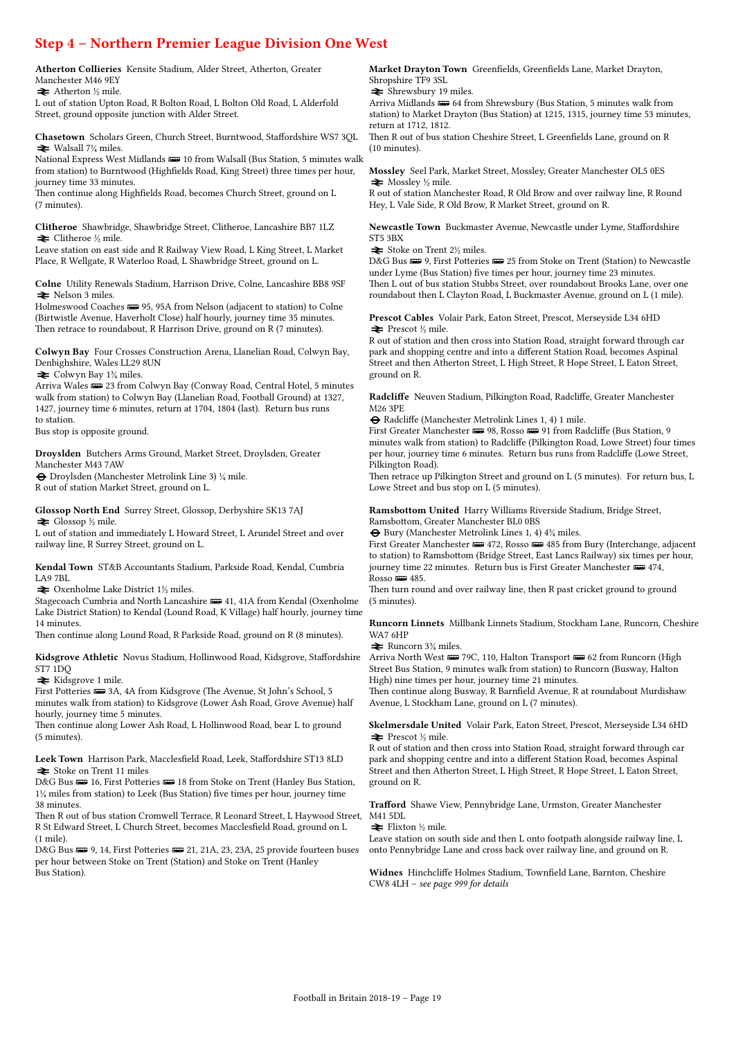## Step 4 – Northern Premier League Division One West

**Atherton Collieries** Kensite Stadium, Alder Street, Atherton, Greater Manchester M46 9EY
⇌ Atherton ½ mile.
L out of station Upton Road, R Bolton Road, L Bolton Old Road, L Alderfold Street, ground opposite junction with Alder Street.

**Chasetown** Scholars Green, Church Street, Burntwood, Staffordshire WS7 3QL
⇌ Walsall 7¼ miles.
National Express West Midlands 🚌 10 from Walsall (Bus Station, 5 minutes walk from station) to Burntwood (Highfields Road, King Street) three times per hour, journey time 33 minutes.
Then continue along Highfields Road, becomes Church Street, ground on L (7 minutes).

**Clitheroe** Shawbridge, Shawbridge Street, Clitheroe, Lancashire BB7 1LZ
⇌ Clitheroe ½ mile.
Leave station on east side and R Railway View Road, L King Street, L Market Place, R Wellgate, R Waterloo Road, L Shawbridge Street, ground on L.

**Colne** Utility Renewals Stadium, Harrison Drive, Colne, Lancashire BB8 9SF
⇌ Nelson 3 miles.
Holmeswood Coaches 🚌 95, 95A from Nelson (adjacent to station) to Colne (Birtwistle Avenue, Haverholt Close) half hourly, journey time 35 minutes.
Then retrace to roundabout, R Harrison Drive, ground on R (7 minutes).

**Colwyn Bay** Four Crosses Construction Arena, Llanelian Road, Colwyn Bay, Denbighshire, Wales LL29 8UN
⇌ Colwyn Bay 1¾ miles.
Arriva Wales 🚌 23 from Colwyn Bay (Conway Road, Central Hotel, 5 minutes walk from station) to Colwyn Bay (Llanelian Road, Football Ground) at 1327, 1427, journey time 6 minutes, return at 1704, 1804 (last). Return bus runs to station.
Bus stop is opposite ground.

**Droylsden** Butchers Arms Ground, Market Street, Droylsden, Greater Manchester M43 7AW
⊖ Droylsden (Manchester Metrolink Line 3) ¼ mile.
R out of station Market Street, ground on L.

**Glossop North End** Surrey Street, Glossop, Derbyshire SK13 7AJ
⇌ Glossop ½ mile.
L out of station and immediately L Howard Street, L Arundel Street and over railway line, R Surrey Street, ground on L.

**Kendal Town** ST&B Accountants Stadium, Parkside Road, Kendal, Cumbria LA9 7BL
⇌ Oxenholme Lake District 1½ miles.
Stagecoach Cumbria and North Lancashire 🚌 41, 41A from Kendal (Oxenholme Lake District Station) to Kendal (Lound Road, K Village) half hourly, journey time 14 minutes.
Then continue along Lound Road, R Parkside Road, ground on R (8 minutes).

**Kidsgrove Athletic** Novus Stadium, Hollinwood Road, Kidsgrove, Staffordshire ST7 1DQ
⇌ Kidsgrove 1 mile.
First Potteries 🚌 3A, 4A from Kidsgrove (The Avenue, St John's School, 5 minutes walk from station) to Kidsgrove (Lower Ash Road, Grove Avenue) half hourly, journey time 5 minutes.
Then continue along Lower Ash Road, L Hollinwood Road, bear L to ground (5 minutes).

**Leek Town** Harrison Park, Macclesfield Road, Leek, Staffordshire ST13 8LD
⇌ Stoke on Trent 11 miles
D&G Bus 🚌 16, First Potteries 🚌 18 from Stoke on Trent (Hanley Bus Station, 1¼ miles from station) to Leek (Bus Station) five times per hour, journey time 38 minutes.
Then R out of bus station Cromwell Terrace, R Leonard Street, L Haywood Street, R St Edward Street, L Church Street, becomes Macclesfield Road, ground on L (1 mile).
D&G Bus 🚌 9, 14, First Potteries 🚌 21, 21A, 23, 23A, 25 provide fourteen buses per hour between Stoke on Trent (Station) and Stoke on Trent (Hanley Bus Station).

**Market Drayton Town** Greenfields, Greenfields Lane, Market Drayton, Shropshire TF9 3SL
⇌ Shrewsbury 19 miles.
Arriva Midlands 🚌 64 from Shrewsbury (Bus Station, 5 minutes walk from station) to Market Drayton (Bus Station) at 1215, 1315, journey time 53 minutes, return at 1712, 1812.
Then R out of bus station Cheshire Street, L Greenfields Lane, ground on R (10 minutes).

**Mossley** Seel Park, Market Street, Mossley, Greater Manchester OL5 0ES
⇌ Mossley ½ mile.
R out of station Manchester Road, R Old Brow and over railway line, R Round Hey, L Vale Side, R Old Brow, R Market Street, ground on R.

**Newcastle Town** Buckmaster Avenue, Newcastle under Lyme, Staffordshire ST5 3BX
⇌ Stoke on Trent 2½ miles.
D&G Bus 🚌 9, First Potteries 🚌 25 from Stoke on Trent (Station) to Newcastle under Lyme (Bus Station) five times per hour, journey time 23 minutes.
Then L out of bus station Stubbs Street, over roundabout Brooks Lane, over one roundabout then L Clayton Road, L Buckmaster Avenue, ground on L (1 mile).

**Prescot Cables** Volair Park, Eaton Street, Prescot, Merseyside L34 6HD
⇌ Prescot ½ mile.
R out of station and then cross into Station Road, straight forward through car park and shopping centre and into a different Station Road, becomes Aspinal Street and then Atherton Street, L High Street, R Hope Street, L Eaton Street, ground on R.

**Radcliffe** Neuven Stadium, Pilkington Road, Radcliffe, Greater Manchester M26 3PE
⊖ Radcliffe (Manchester Metrolink Lines 1, 4) 1 mile.
First Greater Manchester 🚌 98, Rosso 🚌 91 from Radcliffe (Bus Station, 9 minutes walk from station) to Radcliffe (Pilkington Road, Lowe Street) four times per hour, journey time 6 minutes. Return bus runs from Radcliffe (Lowe Street, Pilkington Road).
Then retrace up Pilkington Street and ground on L (5 minutes). For return bus, L Lowe Street and bus stop on L (5 minutes).

**Ramsbottom United** Harry Williams Riverside Stadium, Bridge Street, Ramsbottom, Greater Manchester BL0 0BS
⊖ Bury (Manchester Metrolink Lines 1, 4) 4¾ miles.
First Greater Manchester 🚌 472, Rosso 🚌 485 from Bury (Interchange, adjacent to station) to Ramsbottom (Bridge Street, East Lancs Railway) six times per hour, journey time 22 minutes. Return bus is First Greater Manchester 🚌 474, Rosso 🚌 485.
Then turn round and over railway line, then R past cricket ground to ground (5 minutes).

**Runcorn Linnets** Millbank Linnets Stadium, Stockham Lane, Runcorn, Cheshire WA7 6HP
⇌ Runcorn 3¾ miles.
Arriva North West 🚌 79C, 110, Halton Transport 🚌 62 from Runcorn (High Street Bus Station, 9 minutes walk from station) to Runcorn (Busway, Halton High) nine times per hour, journey time 21 minutes.
Then continue along Busway, R Barnfield Avenue, R at roundabout Murdishaw Avenue, L Stockham Lane, ground on L (7 minutes).

**Skelmersdale United** Volair Park, Eaton Street, Prescot, Merseyside L34 6HD
⇌ Prescot ½ mile.
R out of station and then cross into Station Road, straight forward through car park and shopping centre and into a different Station Road, becomes Aspinal Street and then Atherton Street, L High Street, R Hope Street, L Eaton Street, ground on R.

**Trafford** Shawe View, Pennybridge Lane, Urmston, Greater Manchester M41 5DL
⇌ Flixton ½ mile.
Leave station on south side and then L onto footpath alongside railway line, L onto Pennybridge Lane and cross back over railway line, and ground on R.

**Widnes** Hinchcliffe Holmes Stadium, Townfield Lane, Barnton, Cheshire CW8 4LH – *see page 999 for details*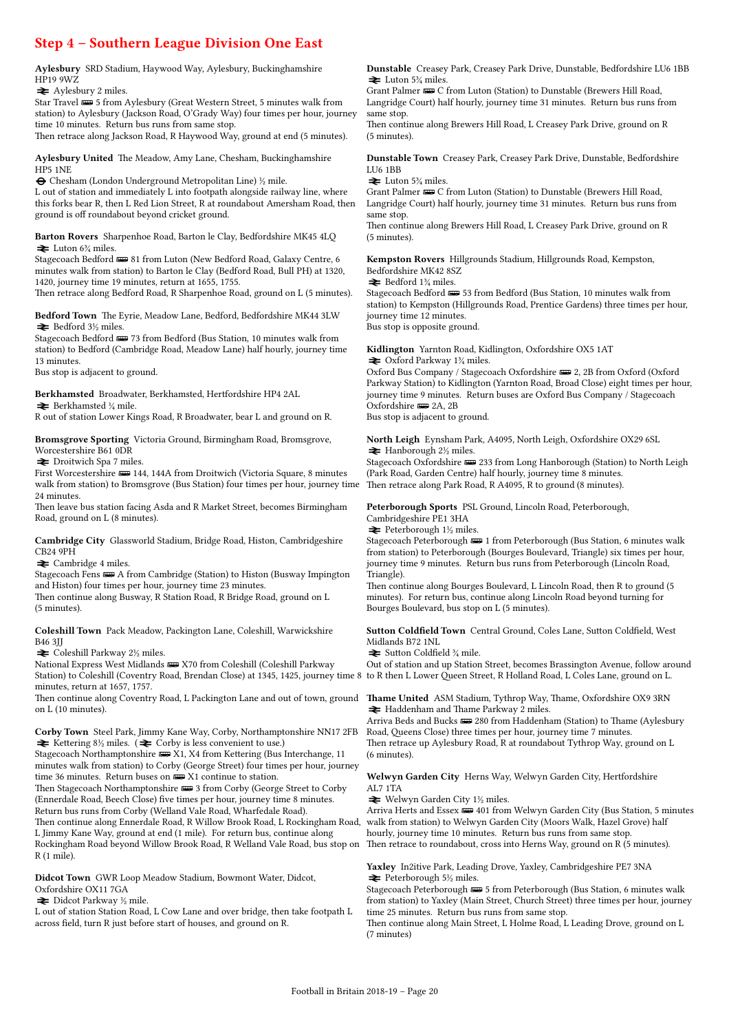# Step 4 – Southern League Division One East

**Aylesbury** SRD Stadium, Haywood Way, Aylesbury, Buckinghamshire HP19 9WZ
⇄ Aylesbury 2 miles.
Star Travel 🚌 5 from Aylesbury (Great Western Street, 5 minutes walk from station) to Aylesbury (Jackson Road, O'Grady Way) four times per hour, journey time 10 minutes. Return bus runs from same stop.
Then retrace along Jackson Road, R Haywood Way, ground at end (5 minutes).

**Aylesbury United** The Meadow, Amy Lane, Chesham, Buckinghamshire HP5 1NE
⊖ Chesham (London Underground Metropolitan Line) ½ mile.
L out of station and immediately L into footpath alongside railway line, where this forks bear R, then L Red Lion Street, R at roundabout Amersham Road, then ground is off roundabout beyond cricket ground.

**Barton Rovers** Sharpenhoe Road, Barton le Clay, Bedfordshire MK45 4LQ
⇄ Luton 6¾ miles.
Stagecoach Bedford 🚌 81 from Luton (New Bedford Road, Galaxy Centre, 6 minutes walk from station) to Barton le Clay (Bedford Road, Bull PH) at 1320, 1420, journey time 19 minutes, return at 1655, 1755.
Then retrace along Bedford Road, R Sharpenhoe Road, ground on L (5 minutes).

**Bedford Town** The Eyrie, Meadow Lane, Bedford, Bedfordshire MK44 3LW
⇄ Bedford 3½ miles.
Stagecoach Bedford 🚌 73 from Bedford (Bus Station, 10 minutes walk from station) to Bedford (Cambridge Road, Meadow Lane) half hourly, journey time 13 minutes.
Bus stop is adjacent to ground.

**Berkhamsted** Broadwater, Berkhamsted, Hertfordshire HP4 2AL
⇄ Berkhamsted ¼ mile.
R out of station Lower Kings Road, R Broadwater, bear L and ground on R.

**Bromsgrove Sporting** Victoria Ground, Birmingham Road, Bromsgrove, Worcestershire B61 0DR
⇄ Droitwich Spa 7 miles.
First Worcestershire 🚌 144, 144A from Droitwich (Victoria Square, 8 minutes walk from station) to Bromsgrove (Bus Station) four times per hour, journey time 24 minutes.
Then leave bus station facing Asda and R Market Street, becomes Birmingham Road, ground on L (8 minutes).

**Cambridge City** Glassworld Stadium, Bridge Road, Histon, Cambridgeshire CB24 9PH
⇄ Cambridge 4 miles.
Stagecoach Fens 🚌 A from Cambridge (Station) to Histon (Busway Impington and Histon) four times per hour, journey time 23 minutes.
Then continue along Busway, R Station Road, R Bridge Road, ground on L (5 minutes).

**Coleshill Town** Pack Meadow, Packington Lane, Coleshill, Warwickshire B46 3JJ
⇄ Coleshill Parkway 2½ miles.
National Express West Midlands 🚌 X70 from Coleshill (Coleshill Parkway Station) to Coleshill (Coventry Road, Brendan Close) at 1345, 1425, journey time 8 minutes, return at 1657, 1757.
Then continue along Coventry Road, L Packington Lane and out of town, ground on L (10 minutes).

**Corby Town** Steel Park, Jimmy Kane Way, Corby, Northamptonshire NN17 2FB
⇄ Kettering 8½ miles. (⇄ Corby is less convenient to use.)
Stagecoach Northamptonshire 🚌 X1, X4 from Kettering (Bus Interchange, 11 minutes walk from station) to Corby (George Street) four times per hour, journey time 36 minutes. Return buses on 🚌 X1 continue to station.
Then Stagecoach Northamptonshire 🚌 3 from Corby (George Street to Corby (Ennerdale Road, Beech Close) five times per hour, journey time 8 minutes. Return bus runs from Corby (Welland Vale Road, Wharfedale Road).
Then continue along Ennerdale Road, R Willow Brook Road, L Rockingham Road, L Jimmy Kane Way, ground at end (1 mile). For return bus, continue along Rockingham Road beyond Willow Brook Road, R Welland Vale Road, bus stop on R (1 mile).

**Didcot Town** GWR Loop Meadow Stadium, Bowmont Water, Didcot, Oxfordshire OX11 7GA
⇄ Didcot Parkway ½ mile.
L out of station Station Road, L Cow Lane and over bridge, then take footpath L across field, turn R just before start of houses, and ground on R.

**Dunstable** Creasey Park, Creasey Park Drive, Dunstable, Bedfordshire LU6 1BB
⇄ Luton 5¾ miles.
Grant Palmer 🚌 C from Luton (Station) to Dunstable (Brewers Hill Road, Langridge Court) half hourly, journey time 31 minutes. Return bus runs from same stop.
Then continue along Brewers Hill Road, L Creasey Park Drive, ground on R (5 minutes).

**Dunstable Town** Creasey Park, Creasey Park Drive, Dunstable, Bedfordshire LU6 1BB
⇄ Luton 5¾ miles.
Grant Palmer 🚌 C from Luton (Station) to Dunstable (Brewers Hill Road, Langridge Court) half hourly, journey time 31 minutes. Return bus runs from same stop.
Then continue along Brewers Hill Road, L Creasey Park Drive, ground on R (5 minutes).

**Kempston Rovers** Hillgrounds Stadium, Hillgrounds Road, Kempston, Bedfordshire MK42 8SZ
⇄ Bedford 1¾ miles.
Stagecoach Bedford 🚌 53 from Bedford (Bus Station, 10 minutes walk from station) to Kempston (Hillgrounds Road, Prentice Gardens) three times per hour, journey time 12 minutes.
Bus stop is opposite ground.

**Kidlington** Yarnton Road, Kidlington, Oxfordshire OX5 1AT
⇄ Oxford Parkway 1¾ miles.
Oxford Bus Company / Stagecoach Oxfordshire 🚌 2, 2B from Oxford (Oxford Parkway Station) to Kidlington (Yarnton Road, Broad Close) eight times per hour, journey time 9 minutes. Return buses are Oxford Bus Company / Stagecoach Oxfordshire 🚌 2A, 2B
Bus stop is adjacent to ground.

**North Leigh** Eynsham Park, A4095, North Leigh, Oxfordshire OX29 6SL
⇄ Hanborough 2½ miles.
Stagecoach Oxfordshire 🚌 233 from Long Hanborough (Station) to North Leigh (Park Road, Garden Centre) half hourly, journey time 8 minutes.
Then retrace along Park Road, R A4095, R to ground (8 minutes).

**Peterborough Sports** PSL Ground, Lincoln Road, Peterborough, Cambridgeshire PE1 3HA
⇄ Peterborough 1½ miles.
Stagecoach Peterborough 🚌 1 from Peterborough (Bus Station, 6 minutes walk from station) to Peterborough (Bourges Boulevard, Triangle) six times per hour, journey time 9 minutes. Return bus runs from Peterborough (Lincoln Road, Triangle).
Then continue along Bourges Boulevard, L Lincoln Road, then R to ground (5 minutes). For return bus, continue along Lincoln Road beyond turning for Bourges Boulevard, bus stop on L (5 minutes).

**Sutton Coldfield Town** Central Ground, Coles Lane, Sutton Coldfield, West Midlands B72 1NL
⇄ Sutton Coldfield ¾ mile.
Out of station and up Station Street, becomes Brassington Avenue, follow around to R then L Lower Queen Street, R Holland Road, L Coles Lane, ground on L.

**Thame United** ASM Stadium, Tythrop Way, Thame, Oxfordshire OX9 3RN
⇄ Haddenham and Thame Parkway 2 miles.
Arriva Beds and Bucks 🚌 280 from Haddenham (Station) to Thame (Aylesbury Road, Queens Close) three times per hour, journey time 7 minutes.
Then retrace up Aylesbury Road, R at roundabout Tythrop Way, ground on L (6 minutes).

**Welwyn Garden City** Herns Way, Welwyn Garden City, Hertfordshire AL7 1TA
⇄ Welwyn Garden City 1½ miles.
Arriva Herts and Essex 🚌 401 from Welwyn Garden City (Bus Station, 5 minutes walk from station) to Welwyn Garden City (Moors Walk, Hazel Grove) half hourly, journey time 10 minutes. Return bus runs from same stop.
Then retrace to roundabout, cross into Herns Way, ground on R (5 minutes).

**Yaxley** In2itive Park, Leading Drove, Yaxley, Cambridgeshire PE7 3NA
⇄ Peterborough 5½ miles.
Stagecoach Peterborough 🚌 5 from Peterborough (Bus Station, 6 minutes walk from station) to Yaxley (Main Street, Church Street) three times per hour, journey time 25 minutes. Return bus runs from same stop.
Then continue along Main Street, L Holme Road, L Leading Drove, ground on L (7 minutes)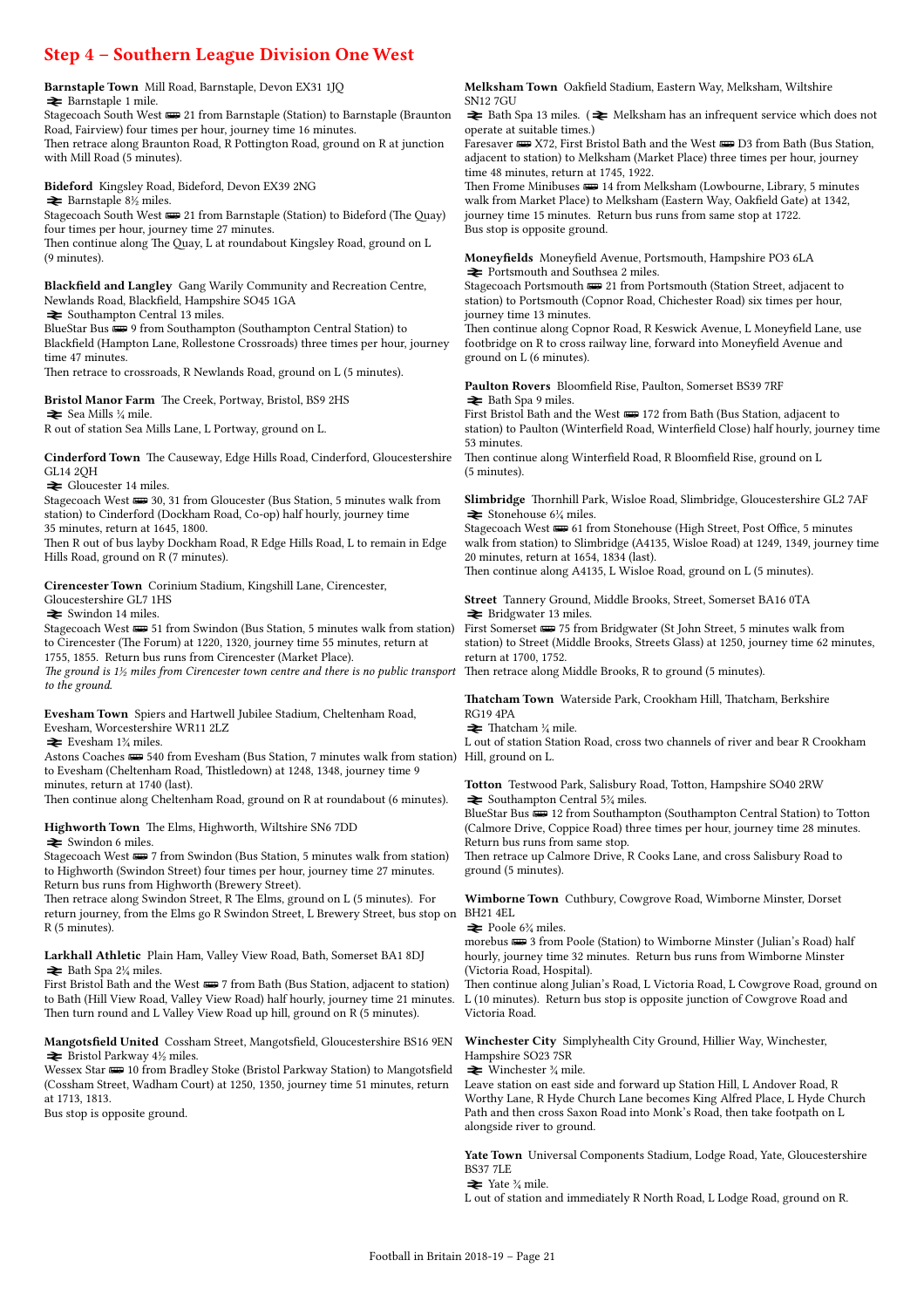## Step 4 – Southern League Division One West

**Barnstaple Town** Mill Road, Barnstaple, Devon EX31 1JQ
⇌ Barnstaple 1 mile.
Stagecoach South West 🚌 21 from Barnstaple (Station) to Barnstaple (Braunton Road, Fairview) four times per hour, journey time 16 minutes.
Then retrace along Braunton Road, R Pottington Road, ground on R at junction with Mill Road (5 minutes).

**Bideford** Kingsley Road, Bideford, Devon EX39 2NG
⇌ Barnstaple 8½ miles.
Stagecoach South West 🚌 21 from Barnstaple (Station) to Bideford (The Quay) four times per hour, journey time 27 minutes.
Then continue along The Quay, L at roundabout Kingsley Road, ground on L (9 minutes).

**Blackfield and Langley** Gang Warily Community and Recreation Centre, Newlands Road, Blackfield, Hampshire SO45 1GA
⇌ Southampton Central 13 miles.
BlueStar Bus 🚌 9 from Southampton (Southampton Central Station) to Blackfield (Hampton Lane, Rollestone Crossroads) three times per hour, journey time 47 minutes.
Then retrace to crossroads, R Newlands Road, ground on L (5 minutes).

**Bristol Manor Farm** The Creek, Portway, Bristol, BS9 2HS
⇌ Sea Mills ¼ mile.
R out of station Sea Mills Lane, L Portway, ground on L.

**Cinderford Town** The Causeway, Edge Hills Road, Cinderford, Gloucestershire GL14 2QH
⇌ Gloucester 14 miles.
Stagecoach West 🚌 30, 31 from Gloucester (Bus Station, 5 minutes walk from station) to Cinderford (Dockham Road, Co-op) half hourly, journey time 35 minutes, return at 1645, 1800.
Then R out of bus layby Dockham Road, R Edge Hills Road, L to remain in Edge Hills Road, ground on R (7 minutes).

**Cirencester Town** Corinium Stadium, Kingshill Lane, Cirencester, Gloucestershire GL7 1HS
⇌ Swindon 14 miles.
Stagecoach West 🚌 51 from Swindon (Bus Station, 5 minutes walk from station) to Cirencester (The Forum) at 1220, 1320, journey time 55 minutes, return at 1755, 1855. Return bus runs from Cirencester (Market Place).
*The ground is 1½ miles from Cirencester town centre and there is no public transport to the ground.*

**Evesham Town** Spiers and Hartwell Jubilee Stadium, Cheltenham Road, Evesham, Worcestershire WR11 2LZ
⇌ Evesham 1¾ miles.
Astons Coaches 🚌 540 from Evesham (Bus Station, 7 minutes walk from station) to Evesham (Cheltenham Road, Thistledown) at 1248, 1348, journey time 9 minutes, return at 1740 (last).
Then continue along Cheltenham Road, ground on R at roundabout (6 minutes).

**Highworth Town** The Elms, Highworth, Wiltshire SN6 7DD
⇌ Swindon 6 miles.
Stagecoach West 🚌 7 from Swindon (Bus Station, 5 minutes walk from station) to Highworth (Swindon Street) four times per hour, journey time 27 minutes. Return bus runs from Highworth (Brewery Street).
Then retrace along Swindon Street, R The Elms, ground on L (5 minutes). For return journey, from the Elms go R Swindon Street, L Brewery Street, bus stop on R (5 minutes).

**Larkhall Athletic** Plain Ham, Valley View Road, Bath, Somerset BA1 8DJ
⇌ Bath Spa 2¼ miles.
First Bristol Bath and the West 🚌 7 from Bath (Bus Station, adjacent to station) to Bath (Hill View Road, Valley View Road) half hourly, journey time 21 minutes. Then turn round and L Valley View Road up hill, ground on R (5 minutes).

**Mangotsfield United** Cossham Street, Mangotsfield, Gloucestershire BS16 9EN
⇌ Bristol Parkway 4½ miles.
Wessex Star 🚌 10 from Bradley Stoke (Bristol Parkway Station) to Mangotsfield (Cossham Street, Wadham Court) at 1250, 1350, journey time 51 minutes, return at 1713, 1813.
Bus stop is opposite ground.

**Melksham Town** Oakfield Stadium, Eastern Way, Melksham, Wiltshire SN12 7GU
⇌ Bath Spa 13 miles. (⇌ Melksham has an infrequent service which does not operate at suitable times.)
Faresaver 🚌 X72, First Bristol Bath and the West 🚌 D3 from Bath (Bus Station, adjacent to station) to Melksham (Market Place) three times per hour, journey time 48 minutes, return at 1745, 1922.
Then Frome Minibuses 🚌 14 from Melksham (Lowbourne, Library, 5 minutes walk from Market Place) to Melksham (Eastern Way, Oakfield Gate) at 1342, journey time 15 minutes. Return bus runs from same stop at 1722.
Bus stop is opposite ground.

**Moneyfields** Moneyfield Avenue, Portsmouth, Hampshire PO3 6LA
⇌ Portsmouth and Southsea 2 miles.
Stagecoach Portsmouth 🚌 21 from Portsmouth (Station Street, adjacent to station) to Portsmouth (Copnor Road, Chichester Road) six times per hour, journey time 13 minutes.
Then continue along Copnor Road, R Keswick Avenue, L Moneyfield Lane, use footbridge on R to cross railway line, forward into Moneyfield Avenue and ground on L (6 minutes).

**Paulton Rovers** Bloomfield Rise, Paulton, Somerset BS39 7RF
⇌ Bath Spa 9 miles.
First Bristol Bath and the West 🚌 172 from Bath (Bus Station, adjacent to station) to Paulton (Winterfield Road, Winterfield Close) half hourly, journey time 53 minutes.
Then continue along Winterfield Road, R Bloomfield Rise, ground on L (5 minutes).

**Slimbridge** Thornhill Park, Wisloe Road, Slimbridge, Gloucestershire GL2 7AF
⇌ Stonehouse 6¼ miles.
Stagecoach West 🚌 61 from Stonehouse (High Street, Post Office, 5 minutes walk from station) to Slimbridge (A4135, Wisloe Road) at 1249, 1349, journey time 20 minutes, return at 1654, 1834 (last).
Then continue along A4135, L Wisloe Road, ground on L (5 minutes).

**Street** Tannery Ground, Middle Brooks, Street, Somerset BA16 0TA
⇌ Bridgwater 13 miles.
First Somerset 🚌 75 from Bridgwater (St John Street, 5 minutes walk from station) to Street (Middle Brooks, Streets Glass) at 1250, journey time 62 minutes, return at 1700, 1752.
Then retrace along Middle Brooks, R to ground (5 minutes).

**Thatcham Town** Waterside Park, Crookham Hill, Thatcham, Berkshire RG19 4PA
⇌ Thatcham ¼ mile.
L out of station Station Road, cross two channels of river and bear R Crookham Hill, ground on L.

**Totton** Testwood Park, Salisbury Road, Totton, Hampshire SO40 2RW
⇌ Southampton Central 5¾ miles.
BlueStar Bus 🚌 12 from Southampton (Southampton Central Station) to Totton (Calmore Drive, Coppice Road) three times per hour, journey time 28 minutes. Return bus runs from same stop.
Then retrace up Calmore Drive, R Cooks Lane, and cross Salisbury Road to ground (5 minutes).

**Wimborne Town** Cuthbury, Cowgrove Road, Wimborne Minster, Dorset BH21 4EL
⇌ Poole 6¾ miles.
morebus 🚌 3 from Poole (Station) to Wimborne Minster (Julian's Road) half hourly, journey time 32 minutes. Return bus runs from Wimborne Minster (Victoria Road, Hospital).
Then continue along Julian's Road, L Victoria Road, L Cowgrove Road, ground on L (10 minutes). Return bus stop is opposite junction of Cowgrove Road and Victoria Road.

**Winchester City** Simplyhealth City Ground, Hillier Way, Winchester, Hampshire SO23 7SR
⇌ Winchester ¾ mile.
Leave station on east side and forward up Station Hill, L Andover Road, R Worthy Lane, R Hyde Church Lane becomes King Alfred Place, L Hyde Church Path and then cross Saxon Road into Monk's Road, then take footpath on L alongside river to ground.

**Yate Town** Universal Components Stadium, Lodge Road, Yate, Gloucestershire BS37 7LE
⇌ Yate ¾ mile.
L out of station and immediately R North Road, L Lodge Road, ground on R.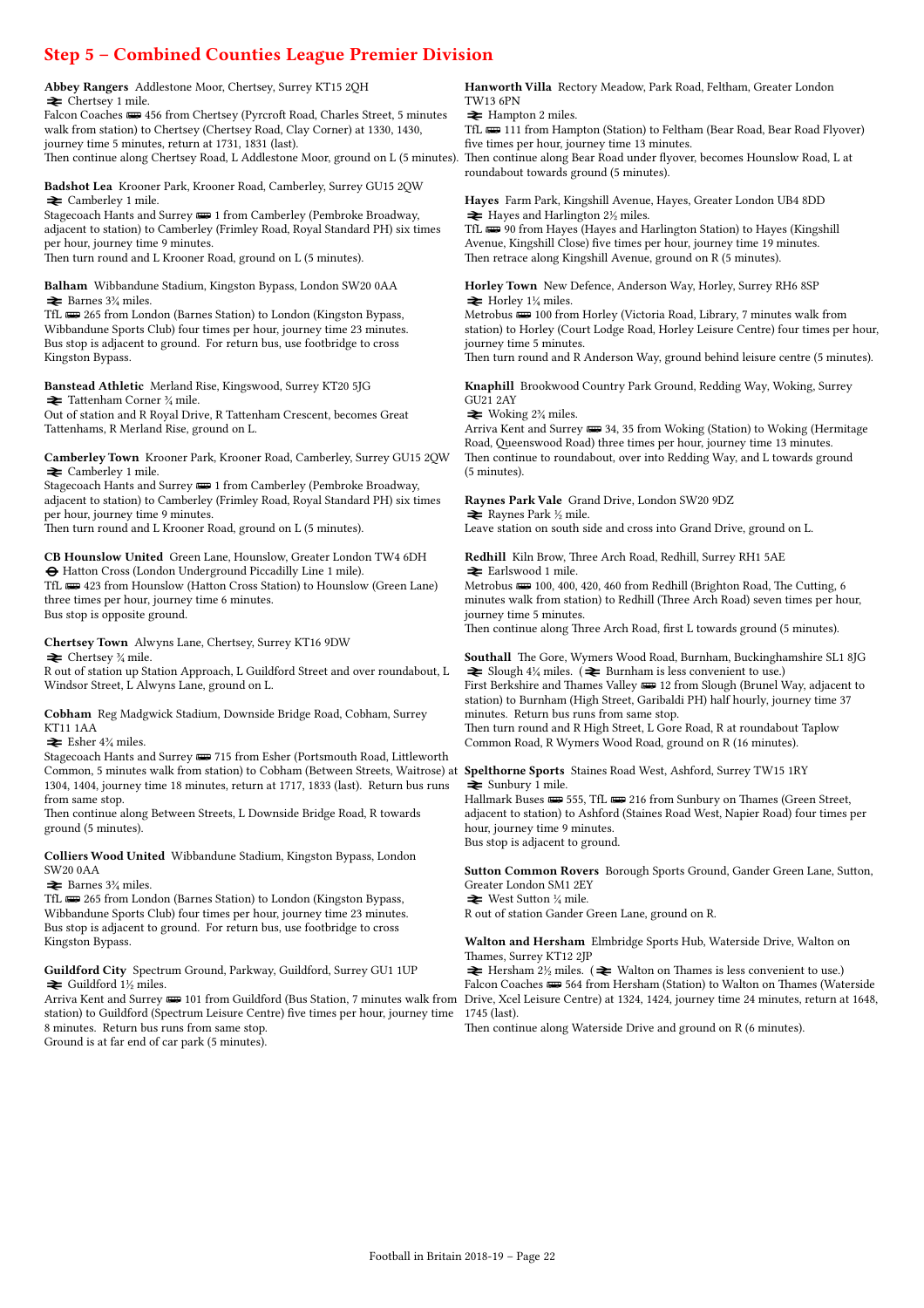## Step 5 – Combined Counties League Premier Division

**Abbey Rangers** Addlestone Moor, Chertsey, Surrey KT15 2QH
⇌ Chertsey 1 mile.
Falcon Coaches 🚌 456 from Chertsey (Pyrcroft Road, Charles Street, 5 minutes walk from station) to Chertsey (Chertsey Road, Clay Corner) at 1330, 1430, journey time 5 minutes, return at 1731, 1831 (last).
Then continue along Chertsey Road, L Addlestone Moor, ground on L (5 minutes).

**Badshot Lea** Krooner Park, Krooner Road, Camberley, Surrey GU15 2QW
⇌ Camberley 1 mile.
Stagecoach Hants and Surrey 🚌 1 from Camberley (Pembroke Broadway, adjacent to station) to Camberley (Frimley Road, Royal Standard PH) six times per hour, journey time 9 minutes.
Then turn round and L Krooner Road, ground on L (5 minutes).

**Balham** Wibbandune Stadium, Kingston Bypass, London SW20 0AA
⇌ Barnes 3¾ miles.
TfL 🚌 265 from London (Barnes Station) to London (Kingston Bypass, Wibbandune Sports Club) four times per hour, journey time 23 minutes.
Bus stop is adjacent to ground. For return bus, use footbridge to cross Kingston Bypass.

**Banstead Athletic** Merland Rise, Kingswood, Surrey KT20 5JG
⇌ Tattenham Corner ¾ mile.
Out of station and R Royal Drive, R Tattenham Crescent, becomes Great Tattenhams, R Merland Rise, ground on L.

**Camberley Town** Krooner Park, Krooner Road, Camberley, Surrey GU15 2QW
⇌ Camberley 1 mile.
Stagecoach Hants and Surrey 🚌 1 from Camberley (Pembroke Broadway, adjacent to station) to Camberley (Frimley Road, Royal Standard PH) six times per hour, journey time 9 minutes.
Then turn round and L Krooner Road, ground on L (5 minutes).

**CB Hounslow United** Green Lane, Hounslow, Greater London TW4 6DH
⊖ Hatton Cross (London Underground Piccadilly Line 1 mile).
TfL 🚌 423 from Hounslow (Hatton Cross Station) to Hounslow (Green Lane) three times per hour, journey time 6 minutes.
Bus stop is opposite ground.

**Chertsey Town** Alwyns Lane, Chertsey, Surrey KT16 9DW
⇌ Chertsey ¾ mile.
R out of station up Station Approach, L Guildford Street and over roundabout, L Windsor Street, L Alwyns Lane, ground on L.

**Cobham** Reg Madgwick Stadium, Downside Bridge Road, Cobham, Surrey KT11 1AA
⇌ Esher 4¾ miles.
Stagecoach Hants and Surrey 🚌 715 from Esher (Portsmouth Road, Littleworth Common, 5 minutes walk from station) to Cobham (Between Streets, Waitrose) at 1304, 1404, journey time 18 minutes, return at 1717, 1833 (last). Return bus runs from same stop.
Then continue along Between Streets, L Downside Bridge Road, R towards ground (5 minutes).

**Colliers Wood United** Wibbandune Stadium, Kingston Bypass, London SW20 0AA
⇌ Barnes 3¾ miles.
TfL 🚌 265 from London (Barnes Station) to London (Kingston Bypass, Wibbandune Sports Club) four times per hour, journey time 23 minutes.
Bus stop is adjacent to ground. For return bus, use footbridge to cross Kingston Bypass.

**Guildford City** Spectrum Ground, Parkway, Guildford, Surrey GU1 1UP
⇌ Guildford 1½ miles.
Arriva Kent and Surrey 🚌 101 from Guildford (Bus Station, 7 minutes walk from station) to Guildford (Spectrum Leisure Centre) five times per hour, journey time 8 minutes. Return bus runs from same stop.
Ground is at far end of car park (5 minutes).

**Hanworth Villa** Rectory Meadow, Park Road, Feltham, Greater London TW13 6PN
⇌ Hampton 2 miles.
TfL 🚌 111 from Hampton (Station) to Feltham (Bear Road, Bear Road Flyover) five times per hour, journey time 13 minutes.
Then continue along Bear Road under flyover, becomes Hounslow Road, L at roundabout towards ground (5 minutes).

**Hayes** Farm Park, Kingshill Avenue, Hayes, Greater London UB4 8DD
⇌ Hayes and Harlington 2½ miles.
TfL 🚌 90 from Hayes (Hayes and Harlington Station) to Hayes (Kingshill Avenue, Kingshill Close) five times per hour, journey time 19 minutes.
Then retrace along Kingshill Avenue, ground on R (5 minutes).

**Horley Town** New Defence, Anderson Way, Horley, Surrey RH6 8SP
⇌ Horley 1¼ miles.
Metrobus 🚌 100 from Horley (Victoria Road, Library, 7 minutes walk from station) to Horley (Court Lodge Road, Horley Leisure Centre) four times per hour, journey time 5 minutes.
Then turn round and R Anderson Way, ground behind leisure centre (5 minutes).

**Knaphill** Brookwood Country Park Ground, Redding Way, Woking, Surrey GU21 2AY
⇌ Woking 2¾ miles.
Arriva Kent and Surrey 🚌 34, 35 from Woking (Station) to Woking (Hermitage Road, Queenswood Road) three times per hour, journey time 13 minutes.
Then continue to roundabout, over into Redding Way, and L towards ground (5 minutes).

**Raynes Park Vale** Grand Drive, London SW20 9DZ
⇌ Raynes Park ½ mile.
Leave station on south side and cross into Grand Drive, ground on L.

**Redhill** Kiln Brow, Three Arch Road, Redhill, Surrey RH1 5AE
⇌ Earlswood 1 mile.
Metrobus 🚌 100, 400, 420, 460 from Redhill (Brighton Road, The Cutting, 6 minutes walk from station) to Redhill (Three Arch Road) seven times per hour, journey time 5 minutes.
Then continue along Three Arch Road, first L towards ground (5 minutes).

**Southall** The Gore, Wymers Wood Road, Burnham, Buckinghamshire SL1 8JG
⇌ Slough 4¼ miles. (⇌ Burnham is less convenient to use.)
First Berkshire and Thames Valley 🚌 12 from Slough (Brunel Way, adjacent to station) to Burnham (High Street, Garibaldi PH) half hourly, journey time 37 minutes. Return bus runs from same stop.
Then turn round and R High Street, L Gore Road, R at roundabout Taplow Common Road, R Wymers Wood Road, ground on R (16 minutes).

**Spelthorne Sports** Staines Road West, Ashford, Surrey TW15 1RY
⇌ Sunbury 1 mile.
Hallmark Buses 🚌 555, TfL 🚌 216 from Sunbury on Thames (Green Street, adjacent to station) to Ashford (Staines Road West, Napier Road) four times per hour, journey time 9 minutes.
Bus stop is adjacent to ground.

**Sutton Common Rovers** Borough Sports Ground, Gander Green Lane, Sutton, Greater London SM1 2EY
⇌ West Sutton ¼ mile.
R out of station Gander Green Lane, ground on R.

**Walton and Hersham** Elmbridge Sports Hub, Waterside Drive, Walton on Thames, Surrey KT12 2JP
⇌ Hersham 2½ miles. (⇌ Walton on Thames is less convenient to use.)
Falcon Coaches 🚌 564 from Hersham (Station) to Walton on Thames (Waterside Drive, Xcel Leisure Centre) at 1324, 1424, journey time 24 minutes, return at 1648, 1745 (last).
Then continue along Waterside Drive and ground on R (6 minutes).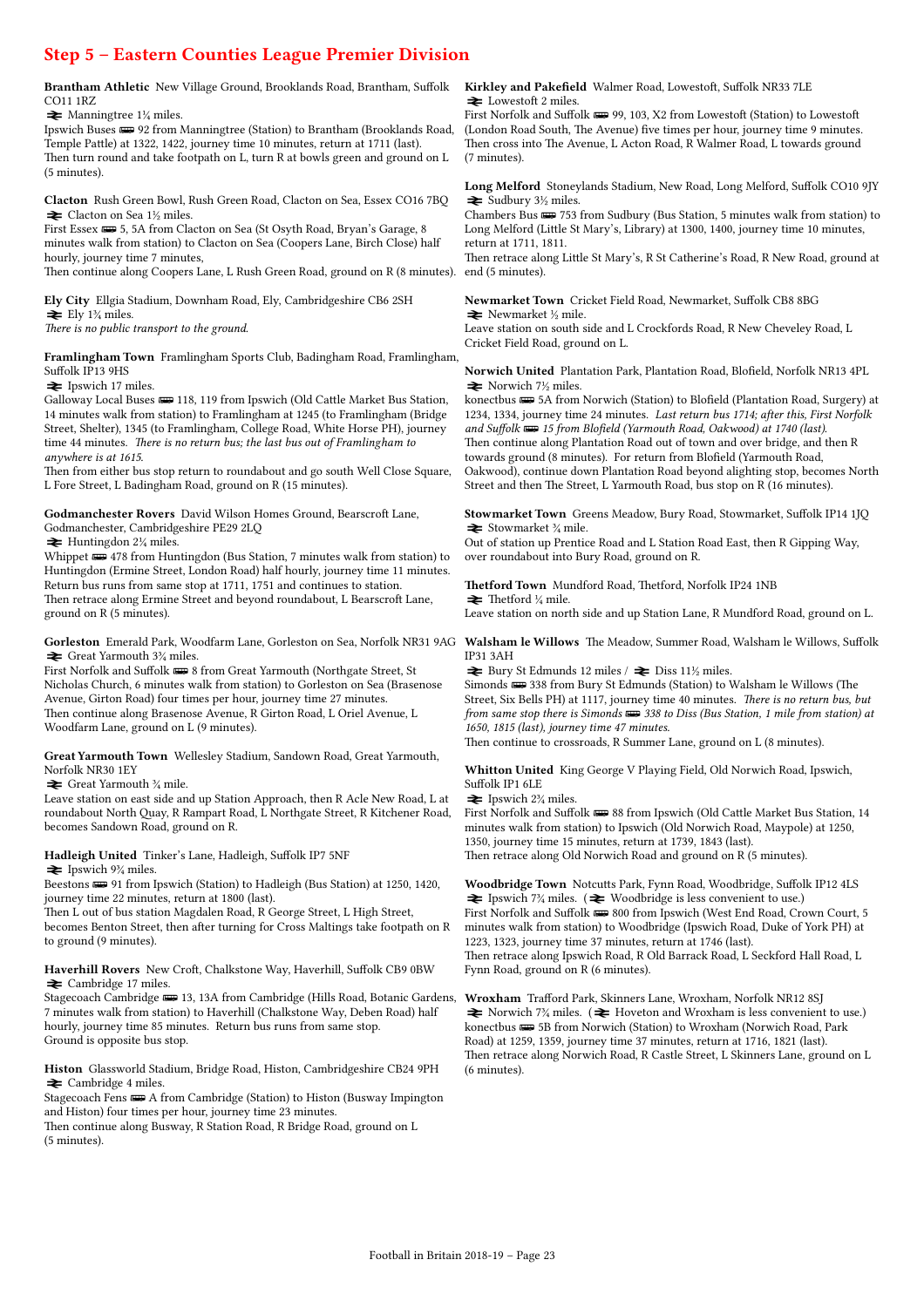## Step 5 – Eastern Counties League Premier Division

**Brantham Athletic** New Village Ground, Brooklands Road, Brantham, Suffolk CO11 1RZ
⇌ Manningtree 1¼ miles.
Ipswich Buses 🚌 92 from Manningtree (Station) to Brantham (Brooklands Road, Temple Pattle) at 1322, 1422, journey time 10 minutes, return at 1711 (last).
Then turn round and take footpath on L, turn R at bowls green and ground on L (5 minutes).

**Clacton** Rush Green Bowl, Rush Green Road, Clacton on Sea, Essex CO16 7BQ
⇌ Clacton on Sea 1½ miles.
First Essex 🚌 5, 5A from Clacton on Sea (St Osyth Road, Bryan's Garage, 8 minutes walk from station) to Clacton on Sea (Coopers Lane, Birch Close) half hourly, journey time 7 minutes,
Then continue along Coopers Lane, L Rush Green Road, ground on R (8 minutes).

**Ely City** Ellgia Stadium, Downham Road, Ely, Cambridgeshire CB6 2SH
⇌ Ely 1¾ miles.
*There is no public transport to the ground.*

**Framlingham Town** Framlingham Sports Club, Badingham Road, Framlingham, Suffolk IP13 9HS
⇌ Ipswich 17 miles.
Galloway Local Buses 🚌 118, 119 from Ipswich (Old Cattle Market Bus Station, 14 minutes walk from station) to Framlingham at 1245 (to Framlingham (Bridge Street, Shelter), 1345 (to Framlingham, College Road, White Horse PH), journey time 44 minutes. *There is no return bus; the last bus out of Framlingham to anywhere is at 1615.*
Then from either bus stop return to roundabout and go south Well Close Square, L Fore Street, L Badingham Road, ground on R (15 minutes).

**Godmanchester Rovers** David Wilson Homes Ground, Bearscroft Lane, Godmanchester, Cambridgeshire PE29 2LQ
⇌ Huntingdon 2¼ miles.
Whippet 🚌 478 from Huntingdon (Bus Station, 7 minutes walk from station) to Huntingdon (Ermine Street, London Road) half hourly, journey time 11 minutes. Return bus runs from same stop at 1711, 1751 and continues to station.
Then retrace along Ermine Street and beyond roundabout, L Bearscroft Lane, ground on R (5 minutes).

**Gorleston** Emerald Park, Woodfarm Lane, Gorleston on Sea, Norfolk NR31 9AG
⇌ Great Yarmouth 3¾ miles.
First Norfolk and Suffolk 🚌 8 from Great Yarmouth (Northgate Street, St Nicholas Church, 6 minutes walk from station) to Gorleston on Sea (Brasenose Avenue, Girton Road) four times per hour, journey time 27 minutes.
Then continue along Brasenose Avenue, R Girton Road, L Oriel Avenue, L Woodfarm Lane, ground on L (9 minutes).

**Great Yarmouth Town** Wellesley Stadium, Sandown Road, Great Yarmouth, Norfolk NR30 1EY
⇌ Great Yarmouth ¾ mile.
Leave station on east side and up Station Approach, then R Acle New Road, L at roundabout North Quay, R Rampart Road, L Northgate Street, R Kitchener Road, becomes Sandown Road, ground on R.

**Hadleigh United** Tinker's Lane, Hadleigh, Suffolk IP7 5NF
⇌ Ipswich 9¾ miles.
Beestons 🚌 91 from Ipswich (Station) to Hadleigh (Bus Station) at 1250, 1420, journey time 22 minutes, return at 1800 (last).
Then L out of bus station Magdalen Road, R George Street, L High Street, becomes Benton Street, then after turning for Cross Maltings take footpath on R to ground (9 minutes).

**Haverhill Rovers** New Croft, Chalkstone Way, Haverhill, Suffolk CB9 0BW
⇌ Cambridge 17 miles.
Stagecoach Cambridge 🚌 13, 13A from Cambridge (Hills Road, Botanic Gardens, 7 minutes walk from station) to Haverhill (Chalkstone Way, Deben Road) half hourly, journey time 85 minutes. Return bus runs from same stop.
Ground is opposite bus stop.

**Histon** Glassworld Stadium, Bridge Road, Histon, Cambridgeshire CB24 9PH
⇌ Cambridge 4 miles.
Stagecoach Fens 🚌 A from Cambridge (Station) to Histon (Busway Impington and Histon) four times per hour, journey time 23 minutes.
Then continue along Busway, R Station Road, R Bridge Road, ground on L (5 minutes).

**Kirkley and Pakefield** Walmer Road, Lowestoft, Suffolk NR33 7LE
⇌ Lowestoft 2 miles.
First Norfolk and Suffolk 🚌 99, 103, X2 from Lowestoft (Station) to Lowestoft (London Road South, The Avenue) five times per hour, journey time 9 minutes. Then cross into The Avenue, L Acton Road, R Walmer Road, L towards ground (7 minutes).

**Long Melford** Stoneylands Stadium, New Road, Long Melford, Suffolk CO10 9JY
⇌ Sudbury 3½ miles.
Chambers Bus 🚌 753 from Sudbury (Bus Station, 5 minutes walk from station) to Long Melford (Little St Mary's, Library) at 1300, 1400, journey time 10 minutes, return at 1711, 1811.
Then retrace along Little St Mary's, R St Catherine's Road, R New Road, ground at end (5 minutes).

**Newmarket Town** Cricket Field Road, Newmarket, Suffolk CB8 8BG
⇌ Newmarket ½ mile.
Leave station on south side and L Crockfords Road, R New Cheveley Road, L Cricket Field Road, ground on L.

**Norwich United** Plantation Park, Plantation Road, Blofield, Norfolk NR13 4PL
⇌ Norwich 7½ miles.
konectbus 🚌 5A from Norwich (Station) to Blofield (Plantation Road, Surgery) at 1234, 1334, journey time 24 minutes. *Last return bus 1714; after this, First Norfolk and Suffolk 🚌 15 from Blofield (Yarmouth Road, Oakwood) at 1740 (last).*
Then continue along Plantation Road out of town and over bridge, and then R towards ground (8 minutes). For return from Blofield (Yarmouth Road, Oakwood), continue down Plantation Road beyond alighting stop, becomes North Street and then The Street, L Yarmouth Road, bus stop on R (16 minutes).

**Stowmarket Town** Greens Meadow, Bury Road, Stowmarket, Suffolk IP14 1JQ
⇌ Stowmarket ¾ mile.
Out of station up Prentice Road and L Station Road East, then R Gipping Way, over roundabout into Bury Road, ground on R.

**Thetford Town** Mundford Road, Thetford, Norfolk IP24 1NB
⇌ Thetford ¼ mile.
Leave station on north side and up Station Lane, R Mundford Road, ground on L.

**Walsham le Willows** The Meadow, Summer Road, Walsham le Willows, Suffolk IP31 3AH
⇌ Bury St Edmunds 12 miles / ⇌ Diss 11½ miles.
Simonds 🚌 338 from Bury St Edmunds (Station) to Walsham le Willows (The Street, Six Bells PH) at 1117, journey time 40 minutes. *There is no return bus, but from same stop there is Simonds 🚌 338 to Diss (Bus Station, 1 mile from station) at 1650, 1815 (last), journey time 47 minutes.*
Then continue to crossroads, R Summer Lane, ground on L (8 minutes).

**Whitton United** King George V Playing Field, Old Norwich Road, Ipswich, Suffolk IP1 6LE
⇌ Ipswich 2¾ miles.
First Norfolk and Suffolk 🚌 88 from Ipswich (Old Cattle Market Bus Station, 14 minutes walk from station) to Ipswich (Old Norwich Road, Maypole) at 1250, 1350, journey time 15 minutes, return at 1739, 1843 (last).
Then retrace along Old Norwich Road and ground on R (5 minutes).

**Woodbridge Town** Notcutts Park, Fynn Road, Woodbridge, Suffolk IP12 4LS
⇌ Ipswich 7¾ miles. (⇌ Woodbridge is less convenient to use.)
First Norfolk and Suffolk 🚌 800 from Ipswich (West End Road, Crown Court, 5 minutes walk from station) to Woodbridge (Ipswich Road, Duke of York PH) at 1223, 1323, journey time 37 minutes, return at 1746 (last).
Then retrace along Ipswich Road, R Old Barrack Road, L Seckford Hall Road, L Fynn Road, ground on R (6 minutes).

**Wroxham** Trafford Park, Skinners Lane, Wroxham, Norfolk NR12 8SJ
⇌ Norwich 7¾ miles. (⇌ Hoveton and Wroxham is less convenient to use.)
konectbus 🚌 5B from Norwich (Station) to Wroxham (Norwich Road, Park Road) at 1259, 1359, journey time 37 minutes, return at 1716, 1821 (last).
Then retrace along Norwich Road, R Castle Street, L Skinners Lane, ground on L (6 minutes).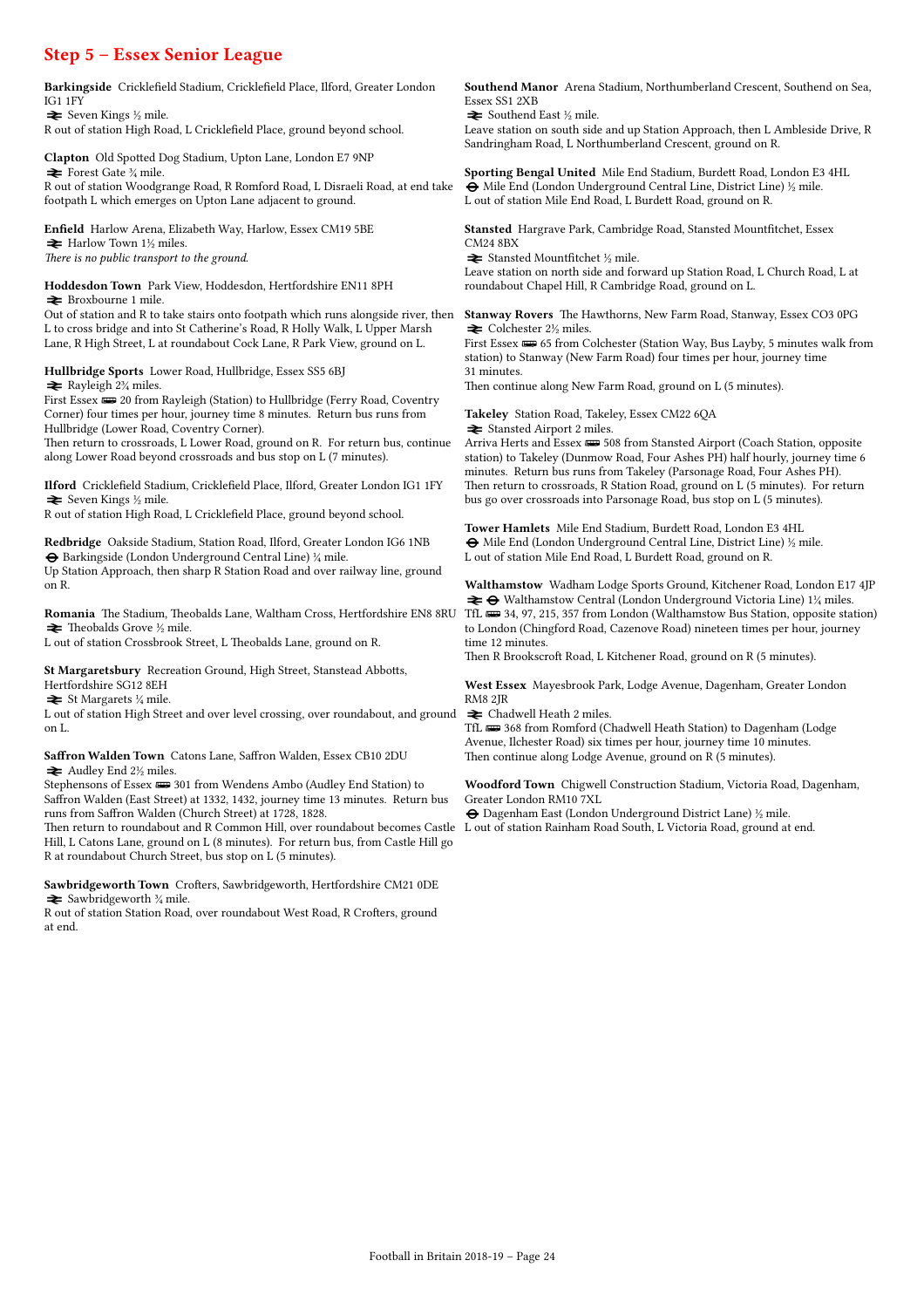## Step 5 – Essex Senior League

**Barkingside** Cricklefield Stadium, Cricklefield Place, Ilford, Greater London IG1 1FY
⥂ Seven Kings ½ mile.
R out of station High Road, L Cricklefield Place, ground beyond school.

**Clapton** Old Spotted Dog Stadium, Upton Lane, London E7 9NP
⥂ Forest Gate ¾ mile.
R out of station Woodgrange Road, R Romford Road, L Disraeli Road, at end take footpath L which emerges on Upton Lane adjacent to ground.

**Enfield** Harlow Arena, Elizabeth Way, Harlow, Essex CM19 5BE
⥂ Harlow Town 1½ miles.
*There is no public transport to the ground.*

**Hoddesdon Town** Park View, Hoddesdon, Hertfordshire EN11 8PH
⥂ Broxbourne 1 mile.
Out of station and R to take stairs onto footpath which runs alongside river, then L to cross bridge and into St Catherine's Road, R Holly Walk, L Upper Marsh Lane, R High Street, L at roundabout Cock Lane, R Park View, ground on L.

**Hullbridge Sports** Lower Road, Hullbridge, Essex SS5 6BJ
⥂ Rayleigh 2¾ miles.
First Essex 🚌 20 from Rayleigh (Station) to Hullbridge (Ferry Road, Coventry Corner) four times per hour, journey time 8 minutes. Return bus runs from Hullbridge (Lower Road, Coventry Corner).
Then return to crossroads, L Lower Road, ground on R. For return bus, continue along Lower Road beyond crossroads and bus stop on L (7 minutes).

**Ilford** Cricklefield Stadium, Cricklefield Place, Ilford, Greater London IG1 1FY
⥂ Seven Kings ½ mile.
R out of station High Road, L Cricklefield Place, ground beyond school.

**Redbridge** Oakside Stadium, Station Road, Ilford, Greater London IG6 1NB
⊖ Barkingside (London Underground Central Line) ¼ mile.
Up Station Approach, then sharp R Station Road and over railway line, ground on R.

**Romania** The Stadium, Theobalds Lane, Waltham Cross, Hertfordshire EN8 8RU
⥂ Theobalds Grove ½ mile.
L out of station Crossbrook Street, L Theobalds Lane, ground on R.

**St Margaretsbury** Recreation Ground, High Street, Stanstead Abbotts, Hertfordshire SG12 8EH
⥂ St Margarets ¼ mile.
L out of station High Street and over level crossing, over roundabout, and ground on L.

**Saffron Walden Town** Catons Lane, Saffron Walden, Essex CB10 2DU
⥂ Audley End 2½ miles.
Stephensons of Essex 🚌 301 from Wendens Ambo (Audley End Station) to Saffron Walden (East Street) at 1332, 1432, journey time 13 minutes. Return bus runs from Saffron Walden (Church Street) at 1728, 1828.
Then return to roundabout and R Common Hill, over roundabout becomes Castle Hill, L Catons Lane, ground on L (8 minutes). For return bus, from Castle Hill go R at roundabout Church Street, bus stop on L (5 minutes).

**Sawbridgeworth Town** Crofters, Sawbridgeworth, Hertfordshire CM21 0DE
⥂ Sawbridgeworth ¾ mile.
R out of station Station Road, over roundabout West Road, R Crofters, ground at end.

**Southend Manor** Arena Stadium, Northumberland Crescent, Southend on Sea, Essex SS1 2XB
⥂ Southend East ½ mile.
Leave station on south side and up Station Approach, then L Ambleside Drive, R Sandringham Road, L Northumberland Crescent, ground on R.

**Sporting Bengal United** Mile End Stadium, Burdett Road, London E3 4HL
⊖ Mile End (London Underground Central Line, District Line) ½ mile.
L out of station Mile End Road, L Burdett Road, ground on R.

**Stansted** Hargrave Park, Cambridge Road, Stansted Mountfitchet, Essex CM24 8BX
⥂ Stansted Mountfitchet ½ mile.
Leave station on north side and forward up Station Road, L Church Road, L at roundabout Chapel Hill, R Cambridge Road, ground on L.

**Stanway Rovers** The Hawthorns, New Farm Road, Stanway, Essex CO3 0PG
⥂ Colchester 2½ miles.
First Essex 🚌 65 from Colchester (Station Way, Bus Layby, 5 minutes walk from station) to Stanway (New Farm Road) four times per hour, journey time 31 minutes.
Then continue along New Farm Road, ground on L (5 minutes).

**Takeley** Station Road, Takeley, Essex CM22 6QA
⥂ Stansted Airport 2 miles.
Arriva Herts and Essex 🚌 508 from Stansted Airport (Coach Station, opposite station) to Takeley (Dunmow Road, Four Ashes PH) half hourly, journey time 6 minutes. Return bus runs from Takeley (Parsonage Road, Four Ashes PH).
Then return to crossroads, R Station Road, ground on L (5 minutes). For return bus go over crossroads into Parsonage Road, bus stop on L (5 minutes).

**Tower Hamlets** Mile End Stadium, Burdett Road, London E3 4HL
⊖ Mile End (London Underground Central Line, District Line) ½ mile.
L out of station Mile End Road, L Burdett Road, ground on R.

**Walthamstow** Wadham Lodge Sports Ground, Kitchener Road, London E17 4JP
⥂ ⊖ Walthamstow Central (London Underground Victoria Line) 1¼ miles.
TfL 🚌 34, 97, 215, 357 from London (Walthamstow Bus Station, opposite station) to London (Chingford Road, Cazenove Road) nineteen times per hour, journey time 12 minutes.
Then R Brookscroft Road, L Kitchener Road, ground on R (5 minutes).

**West Essex** Mayesbrook Park, Lodge Avenue, Dagenham, Greater London RM8 2JR
⥂ Chadwell Heath 2 miles.
TfL 🚌 368 from Romford (Chadwell Heath Station) to Dagenham (Lodge Avenue, Ilchester Road) six times per hour, journey time 10 minutes.
Then continue along Lodge Avenue, ground on R (5 minutes).

**Woodford Town** Chigwell Construction Stadium, Victoria Road, Dagenham, Greater London RM10 7XL
⊖ Dagenham East (London Underground District Lane) ½ mile.
L out of station Rainham Road South, L Victoria Road, ground at end.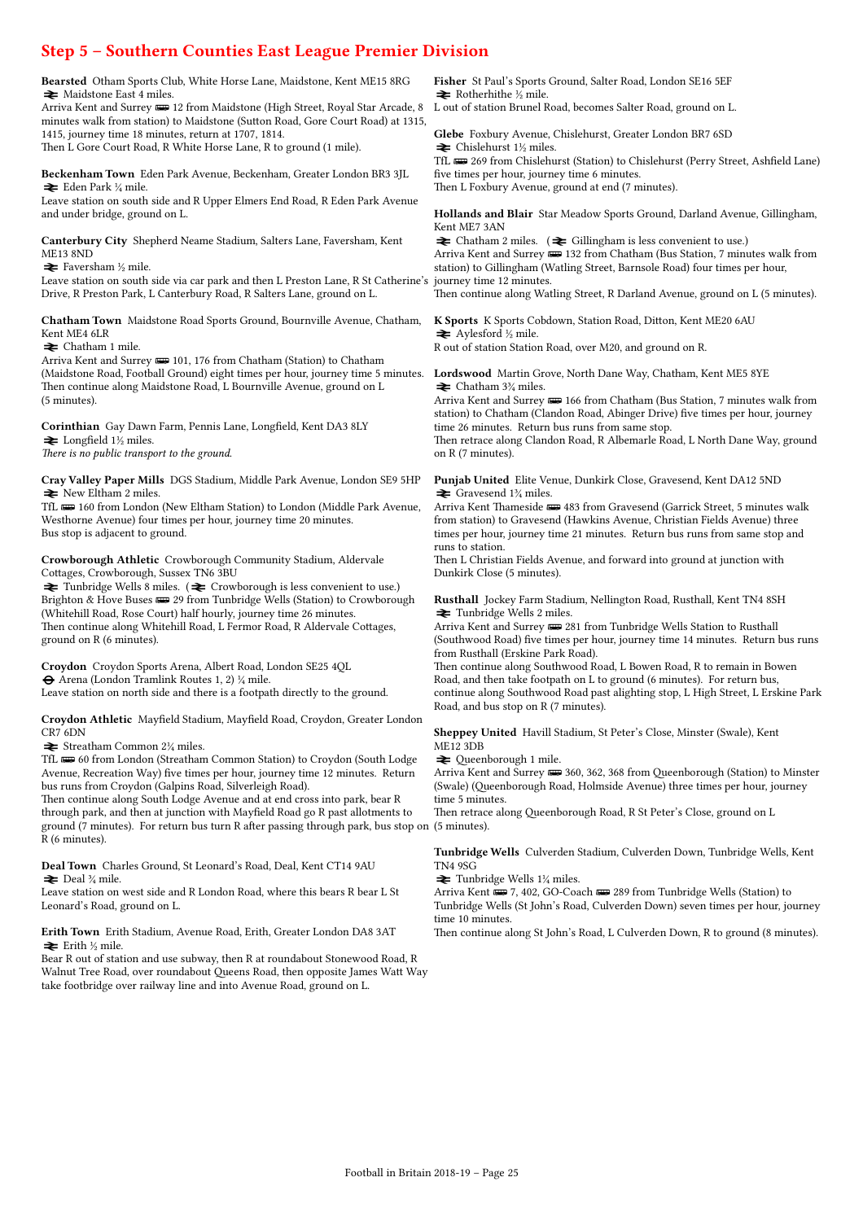## Step 5 – Southern Counties East League Premier Division

**Bearsted** Otham Sports Club, White Horse Lane, Maidstone, Kent ME15 8RG
⇌ Maidstone East 4 miles.
Arriva Kent and Surrey 🚌 12 from Maidstone (High Street, Royal Star Arcade, 8 minutes walk from station) to Maidstone (Sutton Road, Gore Court Road) at 1315, 1415, journey time 18 minutes, return at 1707, 1814.
Then L Gore Court Road, R White Horse Lane, R to ground (1 mile).

**Beckenham Town** Eden Park Avenue, Beckenham, Greater London BR3 3JL
⇌ Eden Park ¼ mile.
Leave station on south side and R Upper Elmers End Road, R Eden Park Avenue and under bridge, ground on L.

**Canterbury City** Shepherd Neame Stadium, Salters Lane, Faversham, Kent ME13 8ND
⇌ Faversham ½ mile.
Leave station on south side via car park and then L Preston Lane, R St Catherine's Drive, R Preston Park, L Canterbury Road, R Salters Lane, ground on L.

**Chatham Town** Maidstone Road Sports Ground, Bournville Avenue, Chatham, Kent ME4 6LR
⇌ Chatham 1 mile.
Arriva Kent and Surrey 🚌 101, 176 from Chatham (Station) to Chatham (Maidstone Road, Football Ground) eight times per hour, journey time 5 minutes.
Then continue along Maidstone Road, L Bournville Avenue, ground on L (5 minutes).

**Corinthian** Gay Dawn Farm, Pennis Lane, Longfield, Kent DA3 8LY
⇌ Longfield 1½ miles.
*There is no public transport to the ground.*

**Cray Valley Paper Mills** DGS Stadium, Middle Park Avenue, London SE9 5HP
⇌ New Eltham 2 miles.
TfL 🚌 160 from London (New Eltham Station) to London (Middle Park Avenue, Westhorne Avenue) four times per hour, journey time 20 minutes.
Bus stop is adjacent to ground.

**Crowborough Athletic** Crowborough Community Stadium, Aldervale Cottages, Crowborough, Sussex TN6 3BU
⇌ Tunbridge Wells 8 miles. (⇌ Crowborough is less convenient to use.)
Brighton & Hove Buses 🚌 29 from Tunbridge Wells (Station) to Crowborough (Whitehill Road, Rose Court) half hourly, journey time 26 minutes.
Then continue along Whitehill Road, L Fermor Road, R Aldervale Cottages, ground on R (6 minutes).

**Croydon** Croydon Sports Arena, Albert Road, London SE25 4QL
⊖ Arena (London Tramlink Routes 1, 2) ¼ mile.
Leave station on north side and there is a footpath directly to the ground.

**Croydon Athletic** Mayfield Stadium, Mayfield Road, Croydon, Greater London CR7 6DN
⇌ Streatham Common 2¾ miles.
TfL 🚌 60 from London (Streatham Common Station) to Croydon (South Lodge Avenue, Recreation Way) five times per hour, journey time 12 minutes. Return bus runs from Croydon (Galpins Road, Silverleigh Road).
Then continue along South Lodge Avenue and at end cross into park, bear R through park, and then at junction with Mayfield Road go R past allotments to ground (7 minutes). For return bus turn R after passing through park, bus stop on R (6 minutes).

**Deal Town** Charles Ground, St Leonard's Road, Deal, Kent CT14 9AU
⇌ Deal ¾ mile.
Leave station on west side and R London Road, where this bears R bear L St Leonard's Road, ground on L.

**Erith Town** Erith Stadium, Avenue Road, Erith, Greater London DA8 3AT
⇌ Erith ½ mile.
Bear R out of station and use subway, then R at roundabout Stonewood Road, R Walnut Tree Road, over roundabout Queens Road, then opposite James Watt Way take footbridge over railway line and into Avenue Road, ground on L.

**Fisher** St Paul's Sports Ground, Salter Road, London SE16 5EF
⇌ Rotherhithe ½ mile.
L out of station Brunel Road, becomes Salter Road, ground on L.

**Glebe** Foxbury Avenue, Chislehurst, Greater London BR7 6SD
⇌ Chislehurst 1½ miles.
TfL 🚌 269 from Chislehurst (Station) to Chislehurst (Perry Street, Ashfield Lane) five times per hour, journey time 6 minutes.
Then L Foxbury Avenue, ground at end (7 minutes).

**Hollands and Blair** Star Meadow Sports Ground, Darland Avenue, Gillingham, Kent ME7 3AN
⇌ Chatham 2 miles. (⇌ Gillingham is less convenient to use.)
Arriva Kent and Surrey 🚌 132 from Chatham (Bus Station, 7 minutes walk from station) to Gillingham (Watling Street, Barnsole Road) four times per hour, journey time 12 minutes.
Then continue along Watling Street, R Darland Avenue, ground on L (5 minutes).

**K Sports** K Sports Cobdown, Station Road, Ditton, Kent ME20 6AU
⇌ Aylesford ½ mile.
R out of station Station Road, over M20, and ground on R.

**Lordswood** Martin Grove, North Dane Way, Chatham, Kent ME5 8YE
⇌ Chatham 3¾ miles.
Arriva Kent and Surrey 🚌 166 from Chatham (Bus Station, 7 minutes walk from station) to Chatham (Clandon Road, Abinger Drive) five times per hour, journey time 26 minutes. Return bus runs from same stop.
Then retrace along Clandon Road, R Albemarle Road, L North Dane Way, ground on R (7 minutes).

**Punjab United** Elite Venue, Dunkirk Close, Gravesend, Kent DA12 5ND
⇌ Gravesend 1¾ miles.
Arriva Kent Thameside 🚌 483 from Gravesend (Garrick Street, 5 minutes walk from station) to Gravesend (Hawkins Avenue, Christian Fields Avenue) three times per hour, journey time 21 minutes. Return bus runs from same stop and runs to station.
Then L Christian Fields Avenue, and forward into ground at junction with Dunkirk Close (5 minutes).

**Rusthall** Jockey Farm Stadium, Nellington Road, Rusthall, Kent TN4 8SH
⇌ Tunbridge Wells 2 miles.
Arriva Kent and Surrey 🚌 281 from Tunbridge Wells Station to Rusthall (Southwood Road) five times per hour, journey time 14 minutes. Return bus runs from Rusthall (Erskine Park Road).
Then continue along Southwood Road, L Bowen Road, R to remain in Bowen Road, and then take footpath on L to ground (6 minutes). For return bus, continue along Southwood Road past alighting stop, L High Street, L Erskine Park Road, and bus stop on R (7 minutes).

**Sheppey United** Havill Stadium, St Peter's Close, Minster (Swale), Kent ME12 3DB
⇌ Queenborough 1 mile.
Arriva Kent and Surrey 🚌 360, 362, 368 from Queenborough (Station) to Minster (Swale) (Queenborough Road, Holmside Avenue) three times per hour, journey time 5 minutes.
Then retrace along Queenborough Road, R St Peter's Close, ground on L (5 minutes).

**Tunbridge Wells** Culverden Stadium, Culverden Down, Tunbridge Wells, Kent TN4 9SG
⇌ Tunbridge Wells 1¼ miles.
Arriva Kent 🚌 7, 402, GO-Coach 🚌 289 from Tunbridge Wells (Station) to Tunbridge Wells (St John's Road, Culverden Down) seven times per hour, journey time 10 minutes.
Then continue along St John's Road, L Culverden Down, R to ground (8 minutes).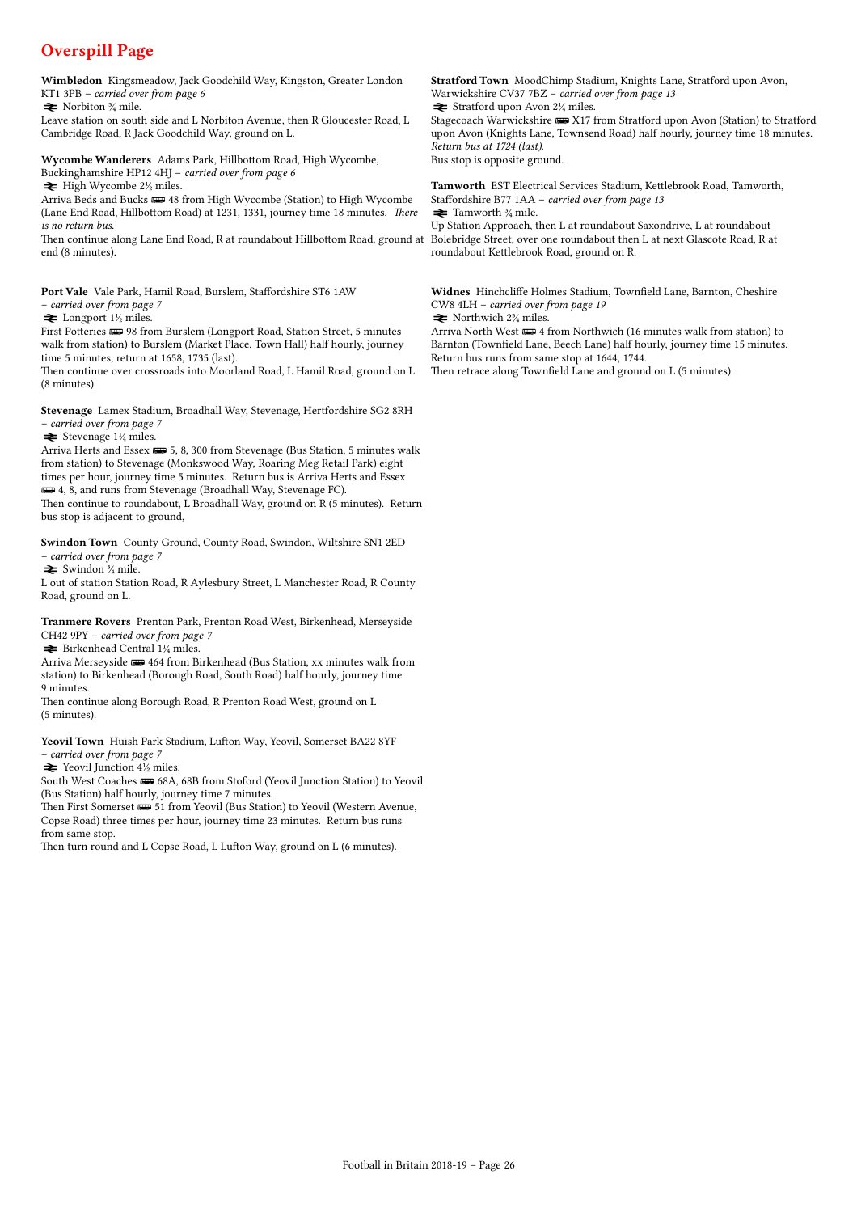# Overspill Page

**Wimbledon** Kingsmeadow, Jack Goodchild Way, Kingston, Greater London KT1 3PB – *carried over from page 6*
⇌ Norbiton ¾ mile.
Leave station on south side and L Norbiton Avenue, then R Gloucester Road, L Cambridge Road, R Jack Goodchild Way, ground on L.

**Wycombe Wanderers** Adams Park, Hillbottom Road, High Wycombe, Buckinghamshire HP12 4HJ – *carried over from page 6*
⇌ High Wycombe 2½ miles.
Arriva Beds and Bucks 🚌 48 from High Wycombe (Station) to High Wycombe (Lane End Road, Hillbottom Road) at 1231, 1331, journey time 18 minutes. *There is no return bus.*
Then continue along Lane End Road, R at roundabout Hillbottom Road, ground at end (8 minutes).

**Port Vale** Vale Park, Hamil Road, Burslem, Staffordshire ST6 1AW – *carried over from page 7*
⇌ Longport 1½ miles.
First Potteries 🚌 98 from Burslem (Longport Road, Station Street, 5 minutes walk from station) to Burslem (Market Place, Town Hall) half hourly, journey time 5 minutes, return at 1658, 1735 (last).
Then continue over crossroads into Moorland Road, L Hamil Road, ground on L (8 minutes).

**Stevenage** Lamex Stadium, Broadhall Way, Stevenage, Hertfordshire SG2 8RH – *carried over from page 7*
⇌ Stevenage 1¼ miles.
Arriva Herts and Essex 🚌 5, 8, 300 from Stevenage (Bus Station, 5 minutes walk from station) to Stevenage (Monkswood Way, Roaring Meg Retail Park) eight times per hour, journey time 5 minutes. Return bus is Arriva Herts and Essex 🚌 4, 8, and runs from Stevenage (Broadhall Way, Stevenage FC).
Then continue to roundabout, L Broadhall Way, ground on R (5 minutes). Return bus stop is adjacent to ground,

**Swindon Town** County Ground, County Road, Swindon, Wiltshire SN1 2ED – *carried over from page 7*
⇌ Swindon ¾ mile.
L out of station Station Road, R Aylesbury Street, L Manchester Road, R County Road, ground on L.

**Tranmere Rovers** Prenton Park, Prenton Road West, Birkenhead, Merseyside CH42 9PY – *carried over from page 7*
⇌ Birkenhead Central 1¼ miles.
Arriva Merseyside 🚌 464 from Birkenhead (Bus Station, xx minutes walk from station) to Birkenhead (Borough Road, South Road) half hourly, journey time 9 minutes.
Then continue along Borough Road, R Prenton Road West, ground on L (5 minutes).

**Yeovil Town** Huish Park Stadium, Lufton Way, Yeovil, Somerset BA22 8YF – *carried over from page 7*
⇌ Yeovil Junction 4½ miles.
South West Coaches 🚌 68A, 68B from Stoford (Yeovil Junction Station) to Yeovil (Bus Station) half hourly, journey time 7 minutes.
Then First Somerset 🚌 51 from Yeovil (Bus Station) to Yeovil (Western Avenue, Copse Road) three times per hour, journey time 23 minutes. Return bus runs from same stop.
Then turn round and L Copse Road, L Lufton Way, ground on L (6 minutes).

**Stratford Town** MoodChimp Stadium, Knights Lane, Stratford upon Avon, Warwickshire CV37 7BZ – *carried over from page 13*
⇌ Stratford upon Avon 2¼ miles.
Stagecoach Warwickshire 🚌 X17 from Stratford upon Avon (Station) to Stratford upon Avon (Knights Lane, Townsend Road) half hourly, journey time 18 minutes. *Return bus at 1724 (last).*
Bus stop is opposite ground.

**Tamworth** EST Electrical Services Stadium, Kettlebrook Road, Tamworth, Staffordshire B77 1AA – *carried over from page 13*
⇌ Tamworth ¾ mile.
Up Station Approach, then L at roundabout Saxondrive, L at roundabout Bolebridge Street, over one roundabout then L at next Glascote Road, R at roundabout Kettlebrook Road, ground on R.

**Widnes** Hinchcliffe Holmes Stadium, Townfield Lane, Barnton, Cheshire CW8 4LH – *carried over from page 19*
⇌ Northwich 2¾ miles.
Arriva North West 🚌 4 from Northwich (16 minutes walk from station) to Barnton (Townfield Lane, Beech Lane) half hourly, journey time 15 minutes. Return bus runs from same stop at 1644, 1744.
Then retrace along Townfield Lane and ground on L (5 minutes).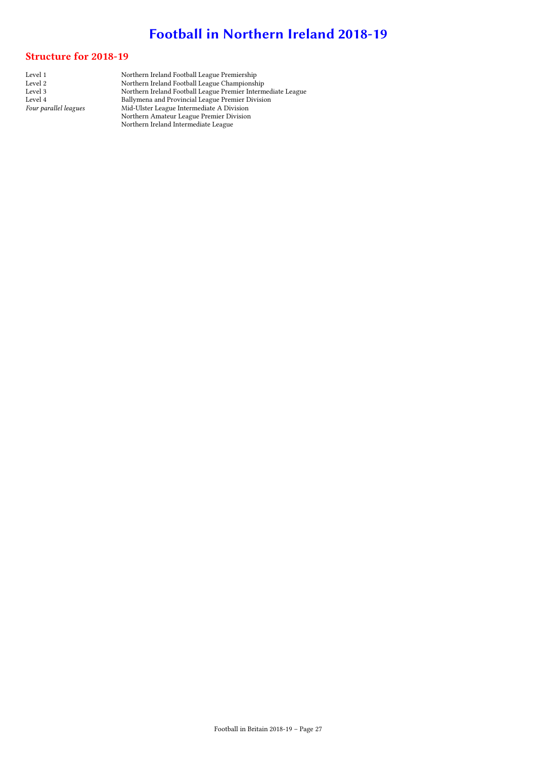# Football in Northern Ireland 2018-19

## Structure for 2018-19

| | |
|---|---|
| Level 1 | Northern Ireland Football League Premiership |
| Level 2 | Northern Ireland Football League Championship |
| Level 3 | Northern Ireland Football League Premier Intermediate League |
| Level 4 | Ballymena and Provincial League Premier Division |
| *Four parallel leagues* | Mid-Ulster League Intermediate A Division |
| | Northern Amateur League Premier Division |
| | Northern Ireland Intermediate League |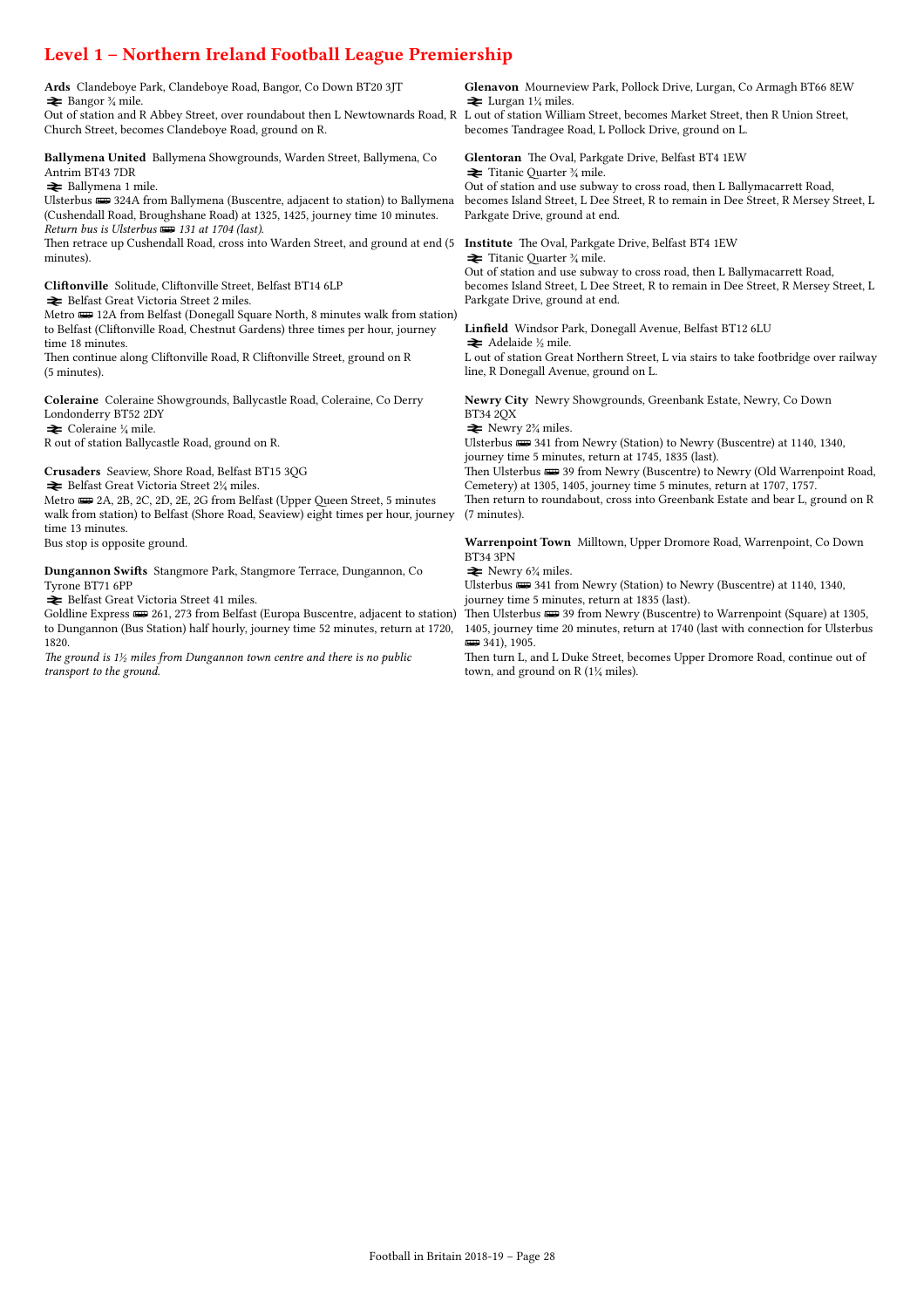# Level 1 – Northern Ireland Football League Premiership

**Ards** Clandeboye Park, Clandeboye Road, Bangor, Co Down BT20 3JT
⇄ Bangor ¾ mile.
Out of station and R Abbey Street, over roundabout then L Newtownards Road, R Church Street, becomes Clandeboye Road, ground on R.

**Ballymena United** Ballymena Showgrounds, Warden Street, Ballymena, Co Antrim BT43 7DR
⇄ Ballymena 1 mile.
Ulsterbus 🚌 324A from Ballymena (Buscentre, adjacent to station) to Ballymena (Cushendall Road, Broughshane Road) at 1325, 1425, journey time 10 minutes.
*Return bus is Ulsterbus 🚌 131 at 1704 (last).*
Then retrace up Cushendall Road, cross into Warden Street, and ground at end (5 minutes).

**Cliftonville** Solitude, Cliftonville Street, Belfast BT14 6LP
⇄ Belfast Great Victoria Street 2 miles.
Metro 🚌 12A from Belfast (Donegall Square North, 8 minutes walk from station) to Belfast (Cliftonville Road, Chestnut Gardens) three times per hour, journey time 18 minutes.
Then continue along Cliftonville Road, R Cliftonville Street, ground on R (5 minutes).

**Coleraine** Coleraine Showgrounds, Ballycastle Road, Coleraine, Co Derry Londonderry BT52 2DY
⇄ Coleraine ¼ mile.
R out of station Ballycastle Road, ground on R.

**Crusaders** Seaview, Shore Road, Belfast BT15 3QG
⇄ Belfast Great Victoria Street 2¼ miles.
Metro 🚌 2A, 2B, 2C, 2D, 2E, 2G from Belfast (Upper Queen Street, 5 minutes walk from station) to Belfast (Shore Road, Seaview) eight times per hour, journey time 13 minutes.
Bus stop is opposite ground.

**Dungannon Swifts** Stangmore Park, Stangmore Terrace, Dungannon, Co Tyrone BT71 6PP
⇄ Belfast Great Victoria Street 41 miles.
Goldline Express 🚌 261, 273 from Belfast (Europa Buscentre, adjacent to station) to Dungannon (Bus Station) half hourly, journey time 52 minutes, return at 1720, 1820.
*The ground is 1½ miles from Dungannon town centre and there is no public transport to the ground.*

**Glenavon** Mourneview Park, Pollock Drive, Lurgan, Co Armagh BT66 8EW
⇄ Lurgan 1¼ miles.
L out of station William Street, becomes Market Street, then R Union Street, becomes Tandragee Road, L Pollock Drive, ground on L.

**Glentoran** The Oval, Parkgate Drive, Belfast BT4 1EW
⇄ Titanic Quarter ¾ mile.
Out of station and use subway to cross road, then L Ballymacarrett Road, becomes Island Street, L Dee Street, R to remain in Dee Street, R Mersey Street, L Parkgate Drive, ground at end.

**Institute** The Oval, Parkgate Drive, Belfast BT4 1EW
⇄ Titanic Quarter ¾ mile.
Out of station and use subway to cross road, then L Ballymacarrett Road, becomes Island Street, L Dee Street, R to remain in Dee Street, R Mersey Street, L Parkgate Drive, ground at end.

**Linfield** Windsor Park, Donegall Avenue, Belfast BT12 6LU
⇄ Adelaide ½ mile.
L out of station Great Northern Street, L via stairs to take footbridge over railway line, R Donegall Avenue, ground on L.

**Newry City** Newry Showgrounds, Greenbank Estate, Newry, Co Down BT34 2QX
⇄ Newry 2¾ miles.
Ulsterbus 🚌 341 from Newry (Station) to Newry (Buscentre) at 1140, 1340, journey time 5 minutes, return at 1745, 1835 (last).
Then Ulsterbus 🚌 39 from Newry (Buscentre) to Newry (Old Warrenpoint Road, Cemetery) at 1305, 1405, journey time 5 minutes, return at 1707, 1757.
Then return to roundabout, cross into Greenbank Estate and bear L, ground on R (7 minutes).

**Warrenpoint Town** Milltown, Upper Dromore Road, Warrenpoint, Co Down BT34 3PN
⇄ Newry 6¾ miles.
Ulsterbus 🚌 341 from Newry (Station) to Newry (Buscentre) at 1140, 1340, journey time 5 minutes, return at 1835 (last).
Then Ulsterbus 🚌 39 from Newry (Buscentre) to Warrenpoint (Square) at 1305, 1405, journey time 20 minutes, return at 1740 (last with connection for Ulsterbus 🚌 341), 1905.
Then turn L, and L Duke Street, becomes Upper Dromore Road, continue out of town, and ground on R (1¼ miles).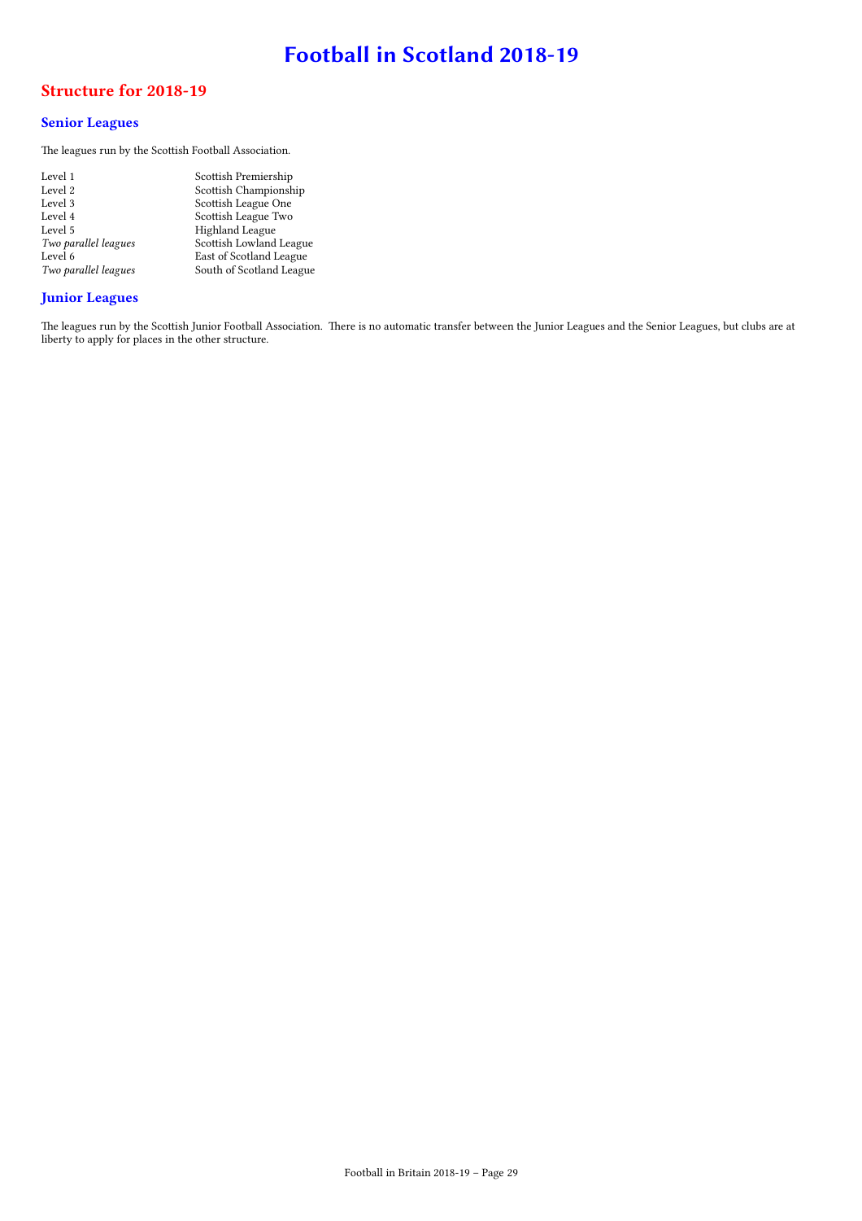# Football in Scotland 2018-19

## Structure for 2018-19

### Senior Leagues

The leagues run by the Scottish Football Association.

| | |
|---|---|
| Level 1 | Scottish Premiership |
| Level 2 | Scottish Championship |
| Level 3 | Scottish League One |
| Level 4 | Scottish League Two |
| Level 5 | Highland League |
| *Two parallel leagues* | Scottish Lowland League |
| Level 6 | East of Scotland League |
| *Two parallel leagues* | South of Scotland League |

### Junior Leagues

The leagues run by the Scottish Junior Football Association. There is no automatic transfer between the Junior Leagues and the Senior Leagues, but clubs are at liberty to apply for places in the other structure.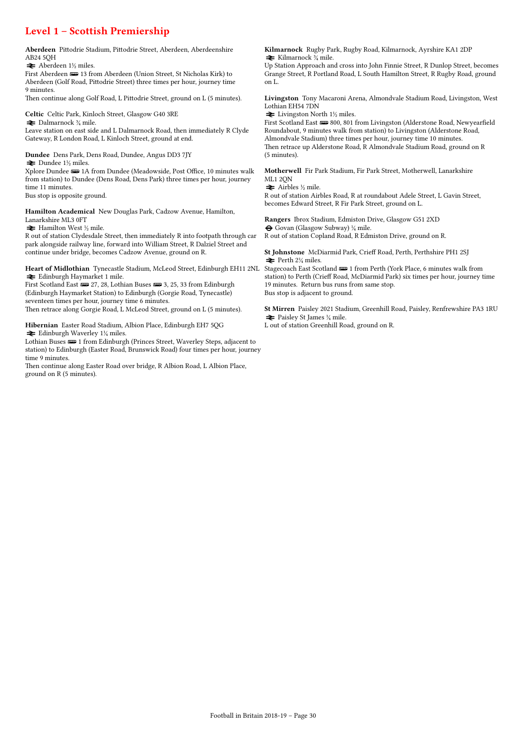## Level 1 – Scottish Premiership

**Aberdeen** Pittodrie Stadium, Pittodrie Street, Aberdeen, Aberdeenshire AB24 5QH
⇌ Aberdeen 1½ miles.
First Aberdeen 🚌 13 from Aberdeen (Union Street, St Nicholas Kirk) to Aberdeen (Golf Road, Pittodrie Street) three times per hour, journey time 9 minutes.
Then continue along Golf Road, L Pittodrie Street, ground on L (5 minutes).

**Celtic** Celtic Park, Kinloch Street, Glasgow G40 3RE
⇌ Dalmarnock ¾ mile.
Leave station on east side and L Dalmarnock Road, then immediately R Clyde Gateway, R London Road, L Kinloch Street, ground at end.

**Dundee** Dens Park, Dens Road, Dundee, Angus DD3 7JY
⇌ Dundee 1½ miles.
Xplore Dundee 🚌 1A from Dundee (Meadowside, Post Office, 10 minutes walk from station) to Dundee (Dens Road, Dens Park) three times per hour, journey time 11 minutes.
Bus stop is opposite ground.

**Hamilton Academical** New Douglas Park, Cadzow Avenue, Hamilton, Lanarkshire ML3 0FT
⇌ Hamilton West ½ mile.
R out of station Clydesdale Street, then immediately R into footpath through car park alongside railway line, forward into William Street, R Dalziel Street and continue under bridge, becomes Cadzow Avenue, ground on R.

**Heart of Midlothian** Tynecastle Stadium, McLeod Street, Edinburgh EH11 2NL
⇌ Edinburgh Haymarket 1 mile.
First Scotland East 🚌 27, 28, Lothian Buses 🚌 3, 25, 33 from Edinburgh (Edinburgh Haymarket Station) to Edinburgh (Gorgie Road, Tynecastle) seventeen times per hour, journey time 6 minutes.
Then retrace along Gorgie Road, L McLeod Street, ground on L (5 minutes).

**Hibernian** Easter Road Stadium, Albion Place, Edinburgh EH7 5QG
⇌ Edinburgh Waverley 1¼ miles.
Lothian Buses 🚌 1 from Edinburgh (Princes Street, Waverley Steps, adjacent to station) to Edinburgh (Easter Road, Brunswick Road) four times per hour, journey time 9 minutes.
Then continue along Easter Road over bridge, R Albion Road, L Albion Place, ground on R (5 minutes).

**Kilmarnock** Rugby Park, Rugby Road, Kilmarnock, Ayrshire KA1 2DP
⇌ Kilmarnock ¾ mile.
Up Station Approach and cross into John Finnie Street, R Dunlop Street, becomes Grange Street, R Portland Road, L South Hamilton Street, R Rugby Road, ground on L.

**Livingston** Tony Macaroni Arena, Almondvale Stadium Road, Livingston, West Lothian EH54 7DN
⇌ Livingston North 1½ miles.
First Scotland East 🚌 800, 801 from Livingston (Alderstone Road, Newyearfield Roundabout, 9 minutes walk from station) to Livingston (Alderstone Road, Almondvale Stadium) three times per hour, journey time 10 minutes.
Then retrace up Alderstone Road, R Almondvale Stadium Road, ground on R (5 minutes).

**Motherwell** Fir Park Stadium, Fir Park Street, Motherwell, Lanarkshire ML1 2QN
⇌ Airbles ½ mile.
R out of station Airbles Road, R at roundabout Adele Street, L Gavin Street, becomes Edward Street, R Fir Park Street, ground on L.

**Rangers** Ibrox Stadium, Edmiston Drive, Glasgow G51 2XD
⊖ Govan (Glasgow Subway) ¼ mile.
R out of station Copland Road, R Edmiston Drive, ground on R.

**St Johnstone** McDiarmid Park, Crieff Road, Perth, Perthshire PH1 2SJ
⇌ Perth 2¼ miles.
Stagecoach East Scotland 🚌 1 from Perth (York Place, 6 minutes walk from station) to Perth (Crieff Road, McDiarmid Park) six times per hour, journey time 19 minutes. Return bus runs from same stop.
Bus stop is adjacent to ground.

**St Mirren** Paisley 2021 Stadium, Greenhill Road, Paisley, Renfrewshire PA3 1RU
⇌ Paisley St James ¼ mile.
L out of station Greenhill Road, ground on R.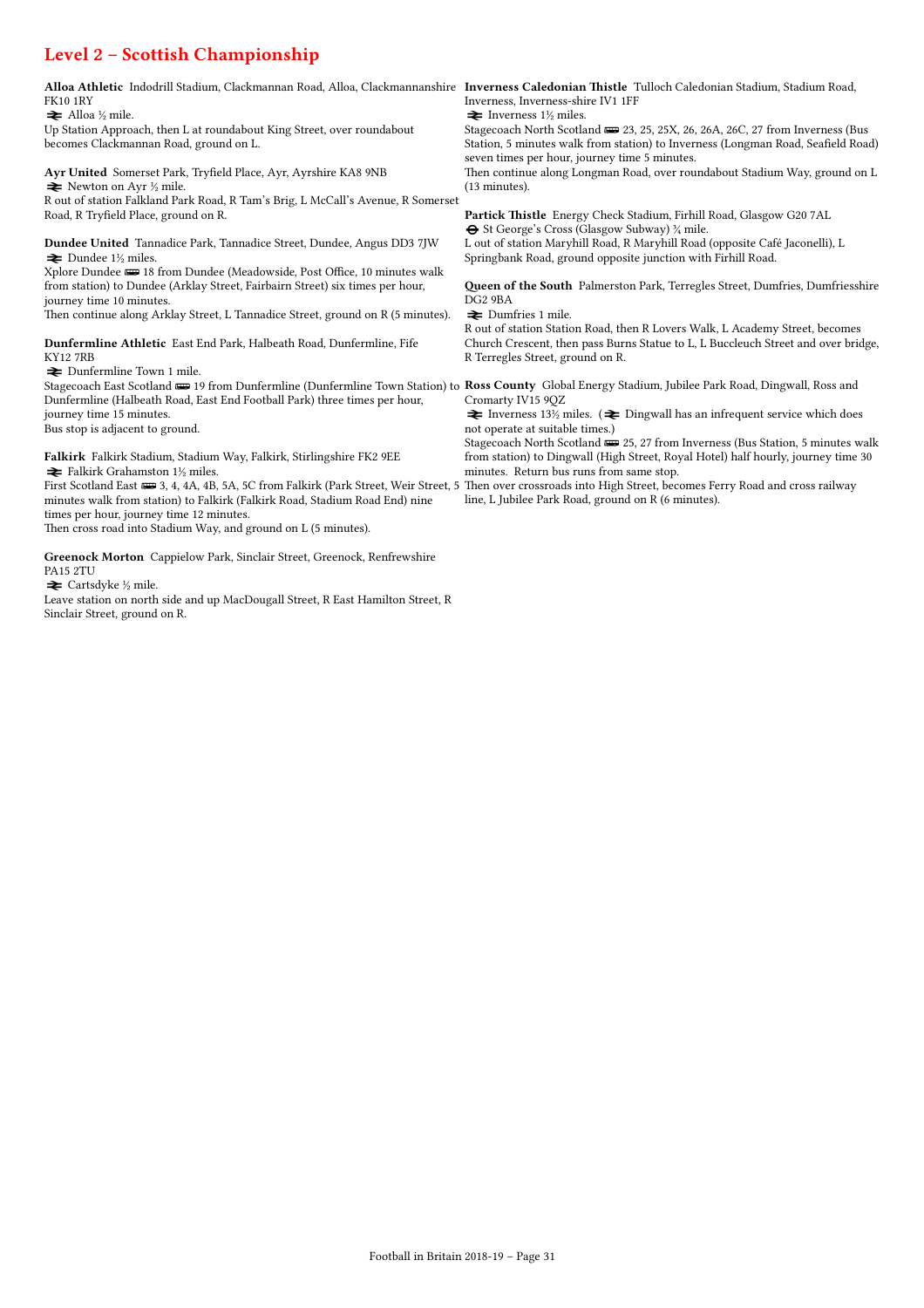## Level 2 – Scottish Championship

**Alloa Athletic** Indodrill Stadium, Clackmannan Road, Alloa, Clackmannanshire FK10 1RY
⇄ Alloa ½ mile.
Up Station Approach, then L at roundabout King Street, over roundabout becomes Clackmannan Road, ground on L.

**Ayr United** Somerset Park, Tryfield Place, Ayr, Ayrshire KA8 9NB
⇄ Newton on Ayr ½ mile.
R out of station Falkland Park Road, R Tam's Brig, L McCall's Avenue, R Somerset Road, R Tryfield Place, ground on R.

**Dundee United** Tannadice Park, Tannadice Street, Dundee, Angus DD3 7JW
⇄ Dundee 1½ miles.
Xplore Dundee 🚌 18 from Dundee (Meadowside, Post Office, 10 minutes walk from station) to Dundee (Arklay Street, Fairbairn Street) six times per hour, journey time 10 minutes.
Then continue along Arklay Street, L Tannadice Street, ground on R (5 minutes).

**Dunfermline Athletic** East End Park, Halbeath Road, Dunfermline, Fife KY12 7RB
⇄ Dunfermline Town 1 mile.
Stagecoach East Scotland 🚌 19 from Dunfermline (Dunfermline Town Station) to Dunfermline (Halbeath Road, East End Football Park) three times per hour, journey time 15 minutes.
Bus stop is adjacent to ground.

**Falkirk** Falkirk Stadium, Stadium Way, Falkirk, Stirlingshire FK2 9EE
⇄ Falkirk Grahamston 1½ miles.
First Scotland East 🚌 3, 4, 4A, 4B, 5A, 5C from Falkirk (Park Street, Weir Street, 5 minutes walk from station) to Falkirk (Falkirk Road, Stadium Road End) nine times per hour, journey time 12 minutes.
Then cross road into Stadium Way, and ground on L (5 minutes).

**Greenock Morton** Cappielow Park, Sinclair Street, Greenock, Renfrewshire PA15 2TU
⇄ Cartsdyke ½ mile.
Leave station on north side and up MacDougall Street, R East Hamilton Street, R Sinclair Street, ground on R.

**Inverness Caledonian Thistle** Tulloch Caledonian Stadium, Stadium Road, Inverness, Inverness-shire IV1 1FF
⇄ Inverness 1½ miles.
Stagecoach North Scotland 🚌 23, 25, 25X, 26, 26A, 26C, 27 from Inverness (Bus Station, 5 minutes walk from station) to Inverness (Longman Road, Seafield Road) seven times per hour, journey time 5 minutes.
Then continue along Longman Road, over roundabout Stadium Way, ground on L (13 minutes).

**Partick Thistle** Energy Check Stadium, Firhill Road, Glasgow G20 7AL
⊖ St George's Cross (Glasgow Subway) ¾ mile.
L out of station Maryhill Road, R Maryhill Road (opposite Café Jaconelli), L Springbank Road, ground opposite junction with Firhill Road.

**Queen of the South** Palmerston Park, Terregles Street, Dumfries, Dumfriesshire DG2 9BA
⇄ Dumfries 1 mile.
R out of station Station Road, then R Lovers Walk, L Academy Street, becomes Church Crescent, then pass Burns Statue to L, L Buccleuch Street and over bridge, R Terregles Street, ground on R.

**Ross County** Global Energy Stadium, Jubilee Park Road, Dingwall, Ross and Cromarty IV15 9QZ
⇄ Inverness 13½ miles. (⇄ Dingwall has an infrequent service which does not operate at suitable times.)
Stagecoach North Scotland 🚌 25, 27 from Inverness (Bus Station, 5 minutes walk from station) to Dingwall (High Street, Royal Hotel) half hourly, journey time 30 minutes. Return bus runs from same stop.
Then over crossroads into High Street, becomes Ferry Road and cross railway line, L Jubilee Park Road, ground on R (6 minutes).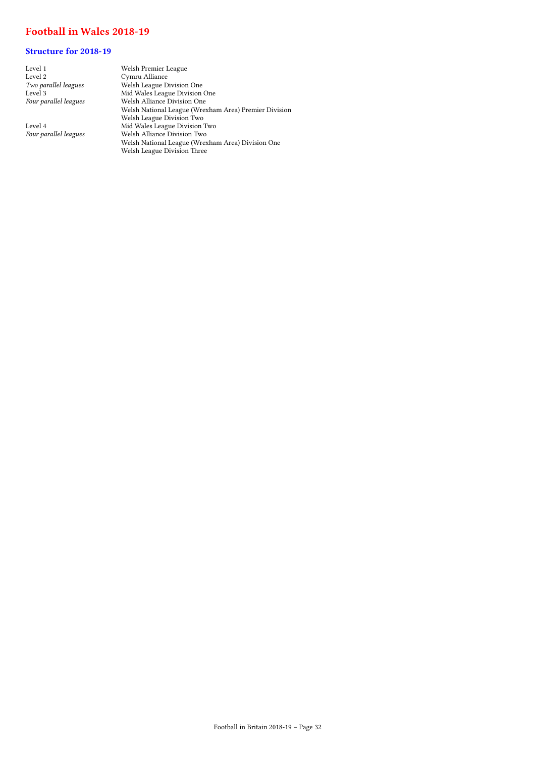# Football in Wales 2018-19

## Structure for 2018-19

| | |
|---|---|
| Level 1 | Welsh Premier League |
| Level 2 | Cymru Alliance |
| *Two parallel leagues* | Welsh League Division One |
| Level 3 | Mid Wales League Division One |
| *Four parallel leagues* | Welsh Alliance Division One |
| | Welsh National League (Wrexham Area) Premier Division |
| | Welsh League Division Two |
| Level 4 | Mid Wales League Division Two |
| *Four parallel leagues* | Welsh Alliance Division Two |
| | Welsh National League (Wrexham Area) Division One |
| | Welsh League Division Three |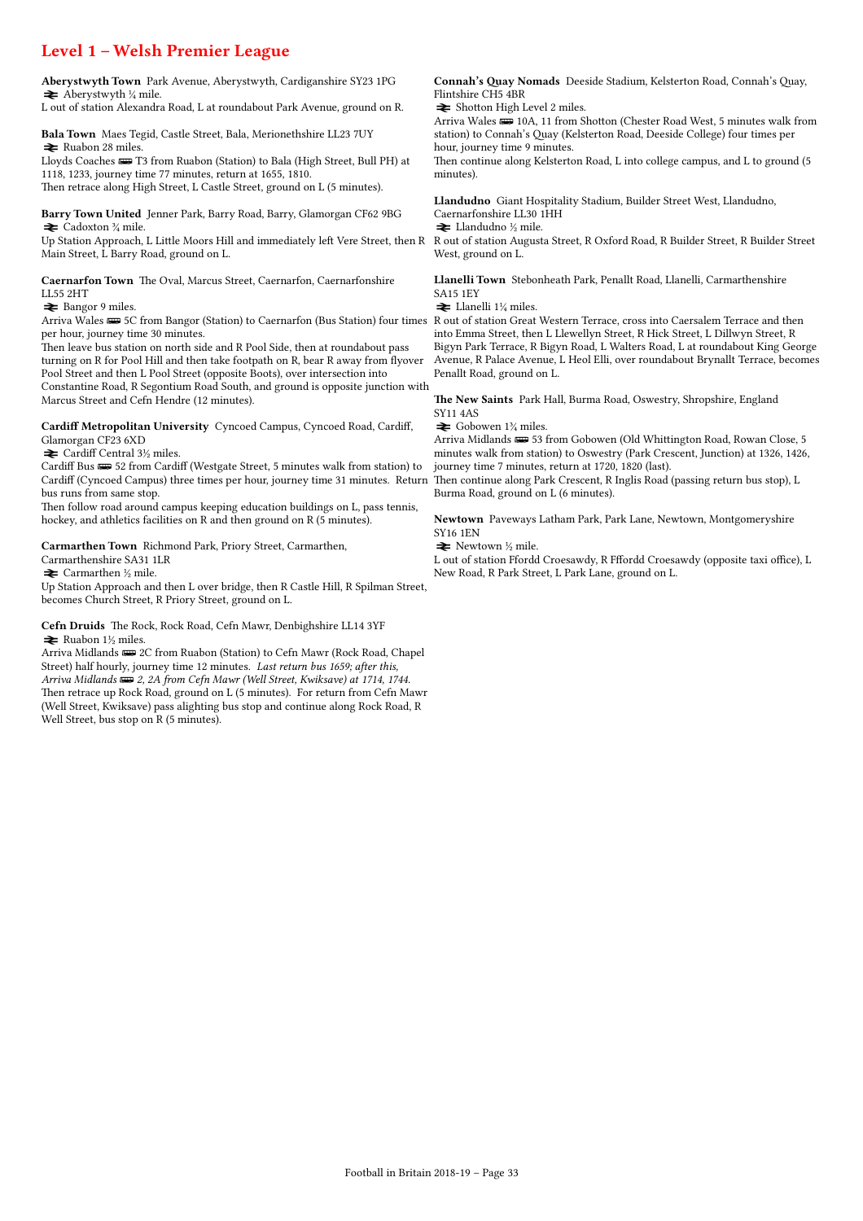## Level 1 – Welsh Premier League

**Aberystwyth Town** Park Avenue, Aberystwyth, Cardiganshire SY23 1PG
⇄ Aberystwyth ¼ mile.
L out of station Alexandra Road, L at roundabout Park Avenue, ground on R.

**Bala Town** Maes Tegid, Castle Street, Bala, Merionethshire LL23 7UY
⇄ Ruabon 28 miles.
Lloyds Coaches 🚌 T3 from Ruabon (Station) to Bala (High Street, Bull PH) at 1118, 1233, journey time 77 minutes, return at 1655, 1810.
Then retrace along High Street, L Castle Street, ground on L (5 minutes).

**Barry Town United** Jenner Park, Barry Road, Barry, Glamorgan CF62 9BG
⇄ Cadoxton ¾ mile.
Up Station Approach, L Little Moors Hill and immediately left Vere Street, then R Main Street, L Barry Road, ground on L.

**Caernarfon Town** The Oval, Marcus Street, Caernarfon, Caernarfonshire LL55 2HT
⇄ Bangor 9 miles.
Arriva Wales 🚌 5C from Bangor (Station) to Caernarfon (Bus Station) four times per hour, journey time 30 minutes.
Then leave bus station on north side and R Pool Side, then at roundabout pass turning on R for Pool Hill and then take footpath on R, bear R away from flyover Pool Street and then L Pool Street (opposite Boots), over intersection into Constantine Road, R Segontium Road South, and ground is opposite junction with Marcus Street and Cefn Hendre (12 minutes).

**Cardiff Metropolitan University** Cyncoed Campus, Cyncoed Road, Cardiff, Glamorgan CF23 6XD
⇄ Cardiff Central 3½ miles.
Cardiff Bus 🚌 52 from Cardiff (Westgate Street, 5 minutes walk from station) to Cardiff (Cyncoed Campus) three times per hour, journey time 31 minutes. Return bus runs from same stop.
Then follow road around campus keeping education buildings on L, pass tennis, hockey, and athletics facilities on R and then ground on R (5 minutes).

**Carmarthen Town** Richmond Park, Priory Street, Carmarthen, Carmarthenshire SA31 1LR
⇄ Carmarthen ½ mile.
Up Station Approach and then L over bridge, then R Castle Hill, R Spilman Street, becomes Church Street, R Priory Street, ground on L.

**Cefn Druids** The Rock, Rock Road, Cefn Mawr, Denbighshire LL14 3YF
⇄ Ruabon 1½ miles.
Arriva Midlands 🚌 2C from Ruabon (Station) to Cefn Mawr (Rock Road, Chapel Street) half hourly, journey time 12 minutes. *Last return bus 1659; after this, Arriva Midlands 🚌 2, 2A from Cefn Mawr (Well Street, Kwiksave) at 1714, 1744.*
Then retrace up Rock Road, ground on L (5 minutes). For return from Cefn Mawr (Well Street, Kwiksave) pass alighting bus stop and continue along Rock Road, R Well Street, bus stop on R (5 minutes).

**Connah's Quay Nomads** Deeside Stadium, Kelsterton Road, Connah's Quay, Flintshire CH5 4BR
⇄ Shotton High Level 2 miles.
Arriva Wales 🚌 10A, 11 from Shotton (Chester Road West, 5 minutes walk from station) to Connah's Quay (Kelsterton Road, Deeside College) four times per hour, journey time 9 minutes.
Then continue along Kelsterton Road, L into college campus, and L to ground (5 minutes).

**Llandudno** Giant Hospitality Stadium, Builder Street West, Llandudno, Caernarfonshire LL30 1HH
⇄ Llandudno ½ mile.
R out of station Augusta Street, R Oxford Road, R Builder Street, R Builder Street West, ground on L.

**Llanelli Town** Stebonheath Park, Penallt Road, Llanelli, Carmarthenshire SA15 1EY
⇄ Llanelli 1¼ miles.
R out of station Great Western Terrace, cross into Caersalem Terrace and then into Emma Street, then L Llewellyn Street, R Hick Street, L Dillwyn Street, R Bigyn Park Terrace, R Bigyn Road, L Walters Road, L at roundabout King George Avenue, R Palace Avenue, L Heol Elli, over roundabout Brynallt Terrace, becomes Penallt Road, ground on L.

**The New Saints** Park Hall, Burma Road, Oswestry, Shropshire, England SY11 4AS
⇄ Gobowen 1¾ miles.
Arriva Midlands 🚌 53 from Gobowen (Old Whittington Road, Rowan Close, 5 minutes walk from station) to Oswestry (Park Crescent, Junction) at 1326, 1426, journey time 7 minutes, return at 1720, 1820 (last).
Then continue along Park Crescent, R Inglis Road (passing return bus stop), L Burma Road, ground on L (6 minutes).

**Newtown** Paveways Latham Park, Park Lane, Newtown, Montgomeryshire SY16 1EN
⇄ Newtown ½ mile.
L out of station Ffordd Croesawdy, R Ffordd Croesawdy (opposite taxi office), L New Road, R Park Street, L Park Lane, ground on L.